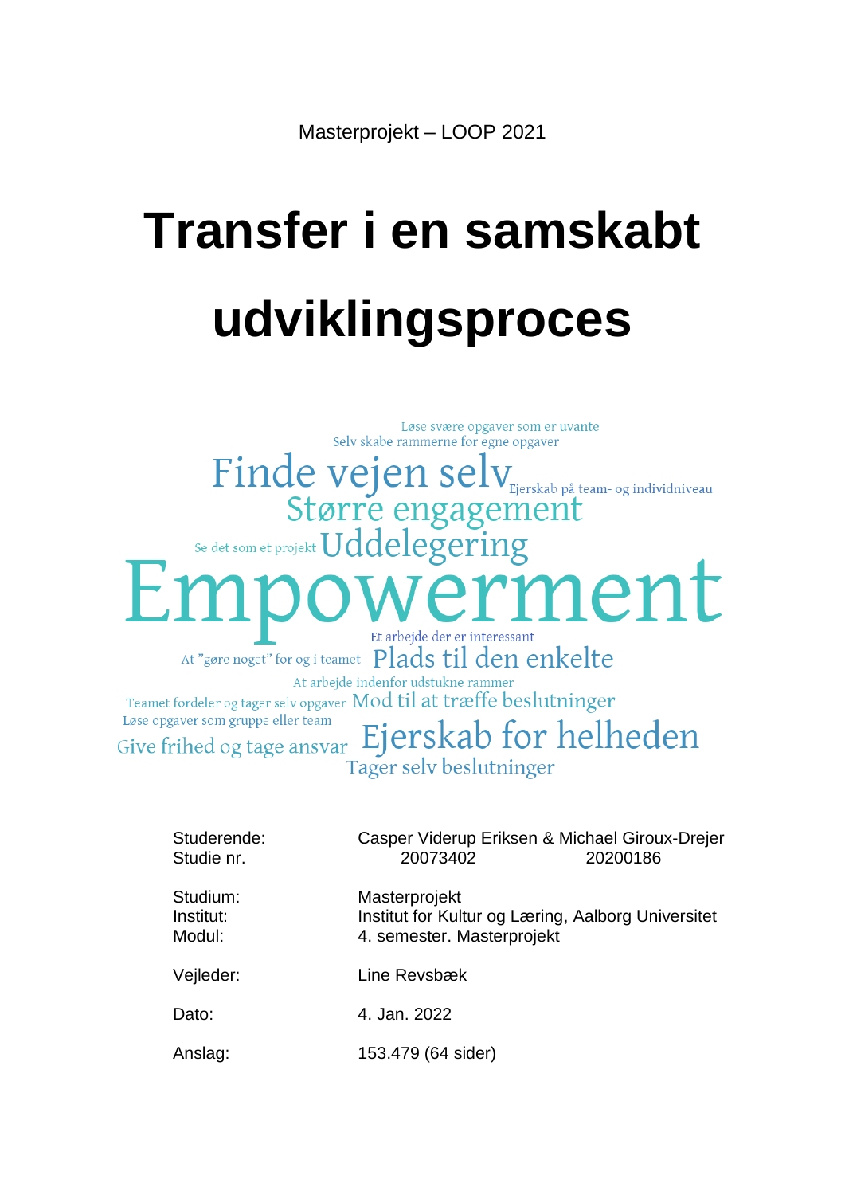Masterprojekt – LOOP 2021

# Transfer i en samskabt udviklingsproces

Løse svære opgaver som er uvante
Selv skabe rammerne for egne opgaver
Finde vejen selv
Ejerskab på team- og individniveau
Større engagement
Se det som et projekt
Uddelegering
Empowerment
Et arbejde der er interessant
At "gøre noget" for og i teamet
Plads til den enkelte
At arbejde indenfor udstukne rammer
Teamet fordeler og tager selv opgaver
Mod til at træffe beslutninger
Løse opgaver som gruppe eller team
Give frihed og tage ansvar
Ejerskab for helheden
Tager selv beslutninger

| | |
|---|---|
| Studerende: | Casper Viderup Eriksen & Michael Giroux-Drejer |
| Studie nr. | 20073402 20200186 |
| Studium: | Masterprojekt |
| Institut: | Institut for Kultur og Læring, Aalborg Universitet |
| Modul: | 4. semester. Masterprojekt |
| Vejleder: | Line Revsbæk |
| Dato: | 4. Jan. 2022 |
| Anslag: | 153.479 (64 sider) |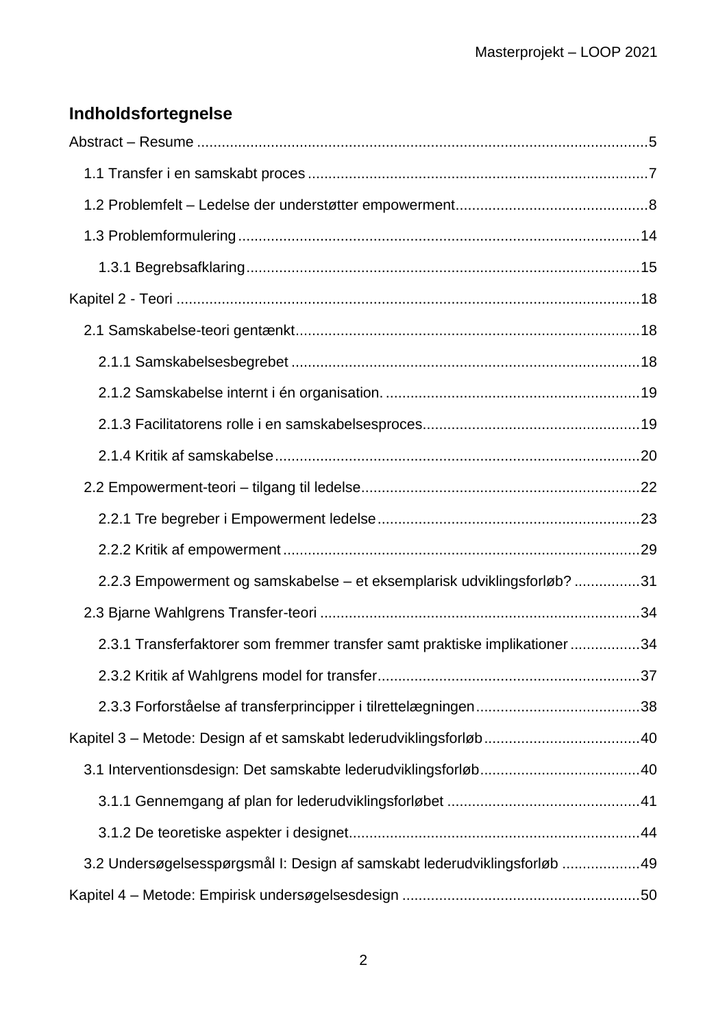## Indholdsfortegnelse

Abstract – Resume ............................................................................................................5

- 1.1 Transfer i en samskabt proces ..................................................................................7
- 1.2 Problemfelt – Ledelse der understøtter empowerment..............................................8
- 1.3 Problemformulering.................................................................................................14
  - 1.3.1 Begrebsafklaring...............................................................................................15

Kapitel 2 - Teori ................................................................................................................18

- 2.1 Samskabelse-teori gentænkt....................................................................................18
  - 2.1.1 Samskabelsesbegrebet ....................................................................................18
  - 2.1.2 Samskabelse internt i én organisation. ..............................................................19
  - 2.1.3 Facilitatorens rolle i en samskabelsesproces.....................................................19
  - 2.1.4 Kritik af samskabelse.........................................................................................20
- 2.2 Empowerment-teori – tilgang til ledelse...................................................................22
  - 2.2.1 Tre begreber i Empowerment ledelse................................................................23
  - 2.2.2 Kritik af empowerment.......................................................................................29
  - 2.2.3 Empowerment og samskabelse – et eksemplarisk udviklingsforløb? ................31
- 2.3 Bjarne Wahlgrens Transfer-teori .............................................................................34
  - 2.3.1 Transferfaktorer som fremmer transfer samt praktiske implikationer .................34
  - 2.3.2 Kritik af Wahlgrens model for transfer................................................................37
  - 2.3.3 Forforståelse af transferprincipper i tilrettelægningen.......................................38

Kapitel 3 – Metode: Design af et samskabt lederudviklingsforløb......................................40

- 3.1 Interventionsdesign: Det samskabte lederudviklingsforløb.......................................40
  - 3.1.1 Gennemgang af plan for lederudviklingsforløbet ...............................................41
  - 3.1.2 De teoretiske aspekter i designet......................................................................44
- 3.2 Undersøgelsesspørgsmål I: Design af samskabt lederudviklingsforløb ...................49

Kapitel 4 – Metode: Empirisk undersøgelsesdesign ..........................................................50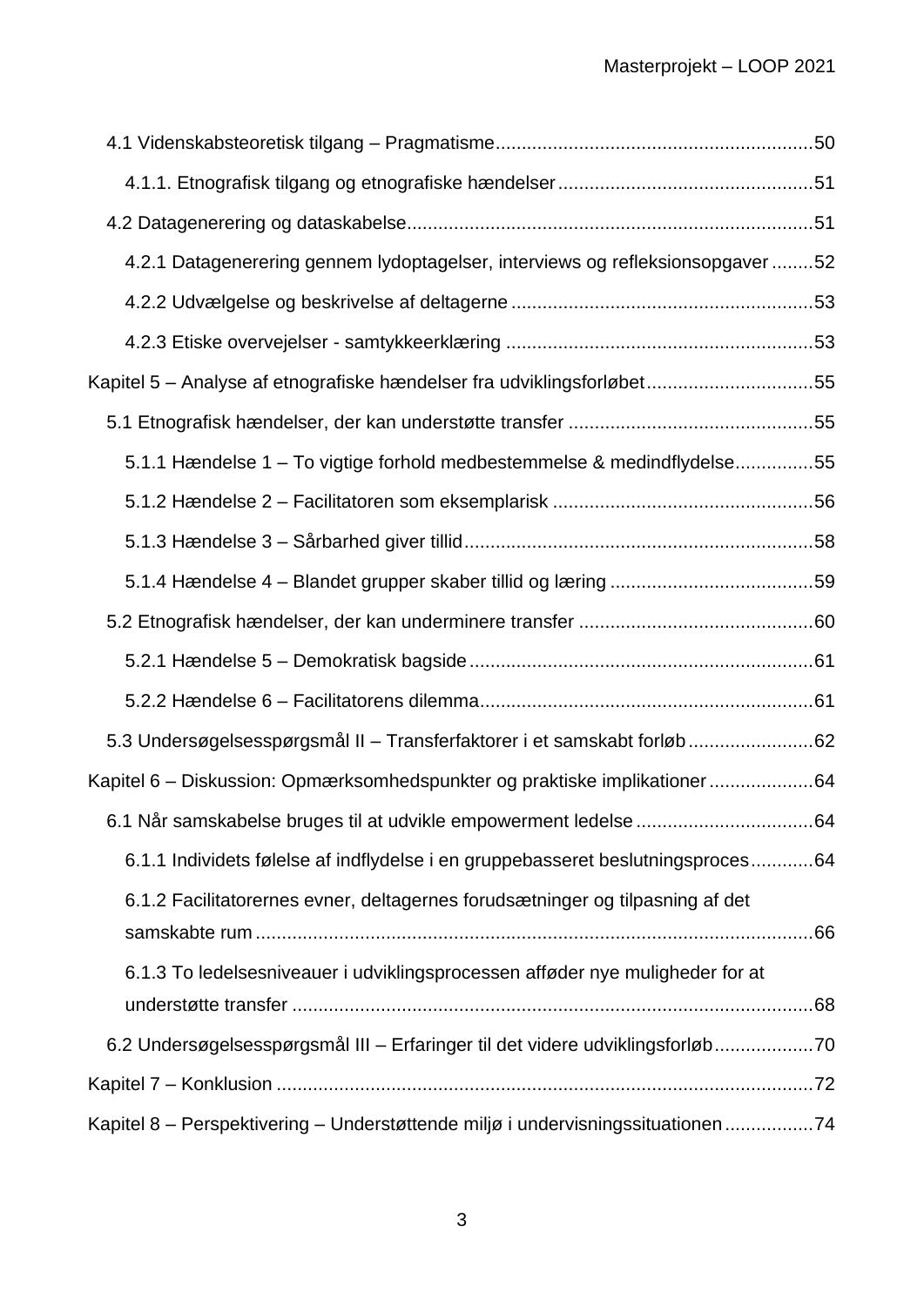- 4.1 Videnskabsteoretisk tilgang – Pragmatisme ........................................................... 50
  - 4.1.1. Etnografisk tilgang og etnografiske hændelser ................................................ 51
- 4.2 Datagenerering og dataskabelse ............................................................................ 51
  - 4.2.1 Datagenerering gennem lydoptagelser, interviews og refleksionsopgaver ........ 52
  - 4.2.2 Udvælgelse og beskrivelse af deltagerne ........................................................ 53
  - 4.2.3 Etiske overvejelser - samtykkeerklæring .......................................................... 53

Kapitel 5 – Analyse af etnografiske hændelser fra udviklingsforløbet ................................ 55

- 5.1 Etnografisk hændelser, der kan understøtte transfer .............................................. 55
  - 5.1.1 Hændelse 1 – To vigtige forhold medbestemmelse & medindflydelse ............... 55
  - 5.1.2 Hændelse 2 – Facilitatoren som eksemplarisk ................................................. 56
  - 5.1.3 Hændelse 3 – Sårbarhed giver tillid .................................................................. 58
  - 5.1.4 Hændelse 4 – Blandet grupper skaber tillid og læring ...................................... 59
- 5.2 Etnografisk hændelser, der kan underminere transfer ............................................ 60
  - 5.2.1 Hændelse 5 – Demokratisk bagside ................................................................. 61
  - 5.2.2 Hændelse 6 – Facilitatorens dilemma ............................................................... 61
- 5.3 Undersøgelsesspørgsmål II – Transferfaktorer i et samskabt forløb ........................ 62

Kapitel 6 – Diskussion: Opmærksomhedspunkter og praktiske implikationer .................... 64

- 6.1 Når samskabelse bruges til at udvikle empowerment ledelse .................................. 64
  - 6.1.1 Individets følelse af indflydelse i en gruppebasseret beslutningsproces ............ 64
  - 6.1.2 Facilitatorernes evner, deltagernes forudsætninger og tilpasning af det samskabte rum ........................................................................................................... 66
  - 6.1.3 To ledelsesniveauer i udviklingsprocessen afføder nye muligheder for at understøtte transfer .................................................................................................... 68
- 6.2 Undersøgelsesspørgsmål III – Erfaringer til det videre udviklingsforløb ................... 70

Kapitel 7 – Konklusion ....................................................................................................... 72

Kapitel 8 – Perspektivering – Understøttende miljø i undervisningssituationen ................. 74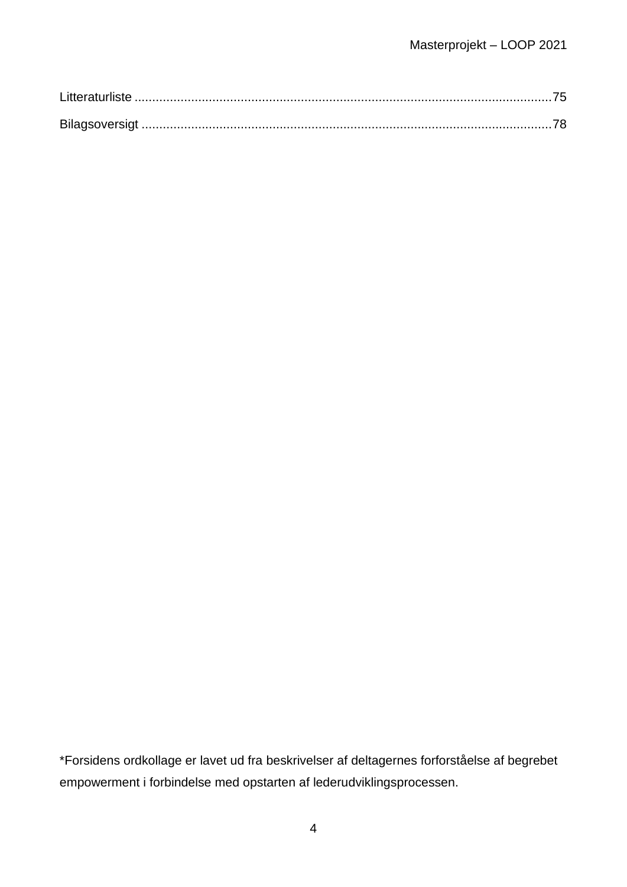Litteraturliste .....................................................................................................................75

Bilagsoversigt ...................................................................................................................78

*Forsidens ordkollage er lavet ud fra beskrivelser af deltagernes forforståelse af begrebet empowerment i forbindelse med opstarten af lederudviklingsprocessen.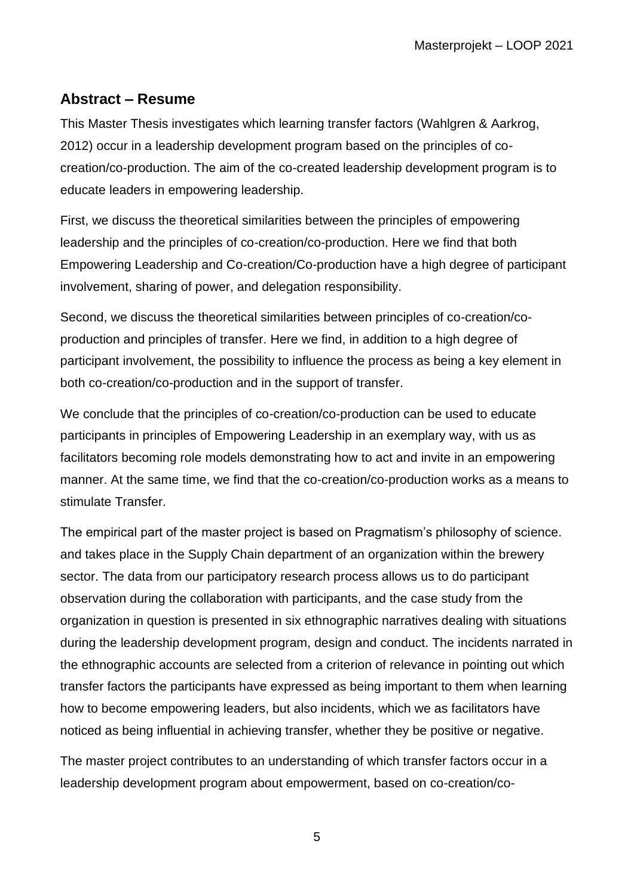## Abstract – Resume

This Master Thesis investigates which learning transfer factors (Wahlgren & Aarkrog, 2012) occur in a leadership development program based on the principles of co-creation/co-production. The aim of the co-created leadership development program is to educate leaders in empowering leadership.

First, we discuss the theoretical similarities between the principles of empowering leadership and the principles of co-creation/co-production. Here we find that both Empowering Leadership and Co-creation/Co-production have a high degree of participant involvement, sharing of power, and delegation responsibility.

Second, we discuss the theoretical similarities between principles of co-creation/co-production and principles of transfer. Here we find, in addition to a high degree of participant involvement, the possibility to influence the process as being a key element in both co-creation/co-production and in the support of transfer.

We conclude that the principles of co-creation/co-production can be used to educate participants in principles of Empowering Leadership in an exemplary way, with us as facilitators becoming role models demonstrating how to act and invite in an empowering manner. At the same time, we find that the co-creation/co-production works as a means to stimulate Transfer.

The empirical part of the master project is based on Pragmatism's philosophy of science. and takes place in the Supply Chain department of an organization within the brewery sector. The data from our participatory research process allows us to do participant observation during the collaboration with participants, and the case study from the organization in question is presented in six ethnographic narratives dealing with situations during the leadership development program, design and conduct. The incidents narrated in the ethnographic accounts are selected from a criterion of relevance in pointing out which transfer factors the participants have expressed as being important to them when learning how to become empowering leaders, but also incidents, which we as facilitators have noticed as being influential in achieving transfer, whether they be positive or negative.

The master project contributes to an understanding of which transfer factors occur in a leadership development program about empowerment, based on co-creation/co-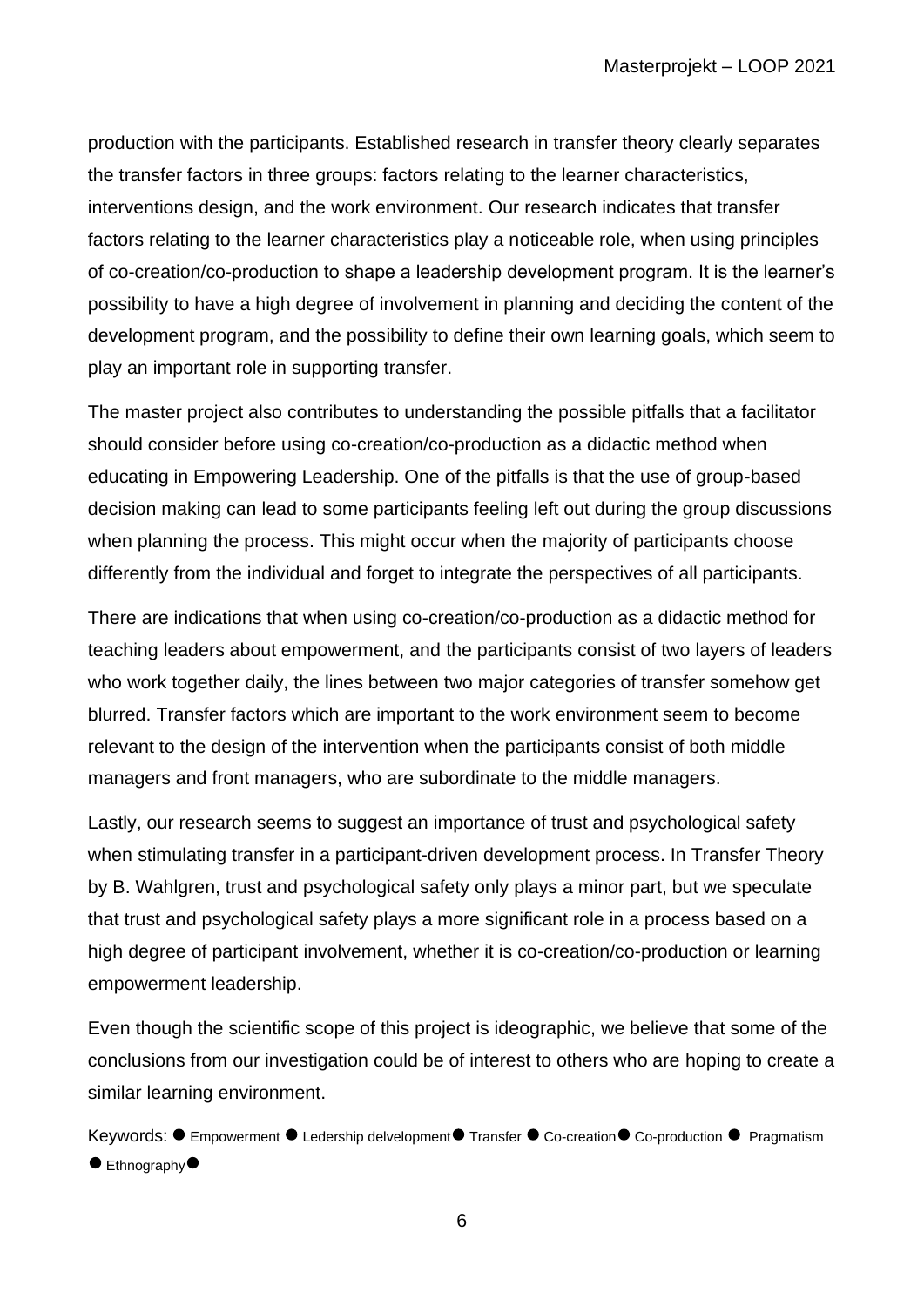production with the participants. Established research in transfer theory clearly separates the transfer factors in three groups: factors relating to the learner characteristics, interventions design, and the work environment. Our research indicates that transfer factors relating to the learner characteristics play a noticeable role, when using principles of co-creation/co-production to shape a leadership development program. It is the learner's possibility to have a high degree of involvement in planning and deciding the content of the development program, and the possibility to define their own learning goals, which seem to play an important role in supporting transfer.

The master project also contributes to understanding the possible pitfalls that a facilitator should consider before using co-creation/co-production as a didactic method when educating in Empowering Leadership. One of the pitfalls is that the use of group-based decision making can lead to some participants feeling left out during the group discussions when planning the process. This might occur when the majority of participants choose differently from the individual and forget to integrate the perspectives of all participants.

There are indications that when using co-creation/co-production as a didactic method for teaching leaders about empowerment, and the participants consist of two layers of leaders who work together daily, the lines between two major categories of transfer somehow get blurred. Transfer factors which are important to the work environment seem to become relevant to the design of the intervention when the participants consist of both middle managers and front managers, who are subordinate to the middle managers.

Lastly, our research seems to suggest an importance of trust and psychological safety when stimulating transfer in a participant-driven development process. In Transfer Theory by B. Wahlgren, trust and psychological safety only plays a minor part, but we speculate that trust and psychological safety plays a more significant role in a process based on a high degree of participant involvement, whether it is co-creation/co-production or learning empowerment leadership.

Even though the scientific scope of this project is ideographic, we believe that some of the conclusions from our investigation could be of interest to others who are hoping to create a similar learning environment.

Keywords: ● Empowerment ● Ledership delvelopment ● Transfer ● Co-creation ● Co-production ● Pragmatism ● Ethnography ●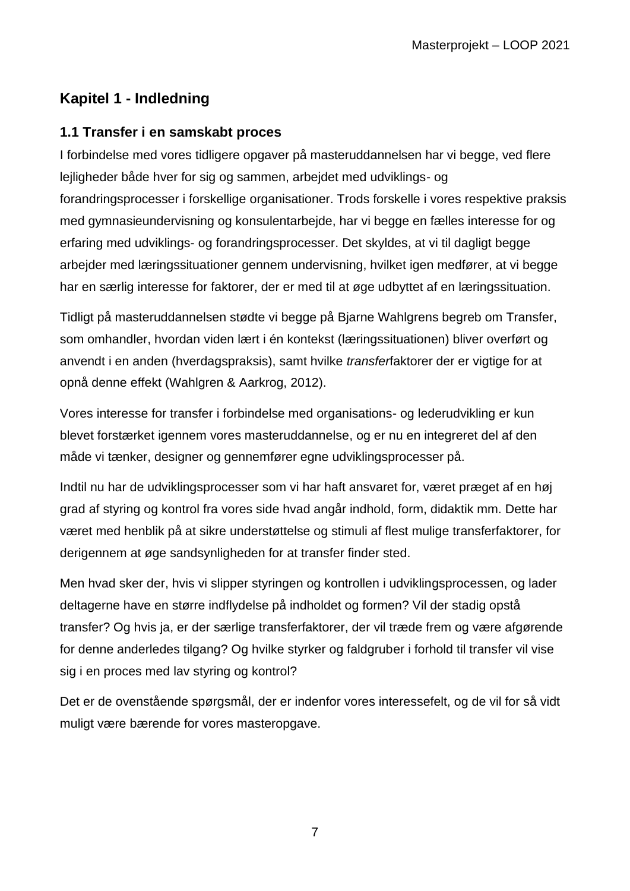# Kapitel 1 - Indledning

## 1.1 Transfer i en samskabt proces

I forbindelse med vores tidligere opgaver på masteruddannelsen har vi begge, ved flere lejligheder både hver for sig og sammen, arbejdet med udviklings- og forandringsprocesser i forskellige organisationer. Trods forskelle i vores respektive praksis med gymnasieundervisning og konsulentarbejde, har vi begge en fælles interesse for og erfaring med udviklings- og forandringsprocesser. Det skyldes, at vi til dagligt begge arbejder med læringssituationer gennem undervisning, hvilket igen medfører, at vi begge har en særlig interesse for faktorer, der er med til at øge udbyttet af en læringssituation.

Tidligt på masteruddannelsen stødte vi begge på Bjarne Wahlgrens begreb om Transfer, som omhandler, hvordan viden lært i én kontekst (læringssituationen) bliver overført og anvendt i en anden (hverdagspraksis), samt hvilke *transfer*faktorer der er vigtige for at opnå denne effekt (Wahlgren & Aarkrog, 2012).

Vores interesse for transfer i forbindelse med organisations- og lederudvikling er kun blevet forstærket igennem vores masteruddannelse, og er nu en integreret del af den måde vi tænker, designer og gennemfører egne udviklingsprocesser på.

Indtil nu har de udviklingsprocesser som vi har haft ansvaret for, været præget af en høj grad af styring og kontrol fra vores side hvad angår indhold, form, didaktik mm. Dette har været med henblik på at sikre understøttelse og stimuli af flest mulige transferfaktorer, for derigennem at øge sandsynligheden for at transfer finder sted.

Men hvad sker der, hvis vi slipper styringen og kontrollen i udviklingsprocessen, og lader deltagerne have en større indflydelse på indholdet og formen? Vil der stadig opstå transfer? Og hvis ja, er der særlige transferfaktorer, der vil træde frem og være afgørende for denne anderledes tilgang? Og hvilke styrker og faldgruber i forhold til transfer vil vise sig i en proces med lav styring og kontrol?

Det er de ovenstående spørgsmål, der er indenfor vores interessefelt, og de vil for så vidt muligt være bærende for vores masteropgave.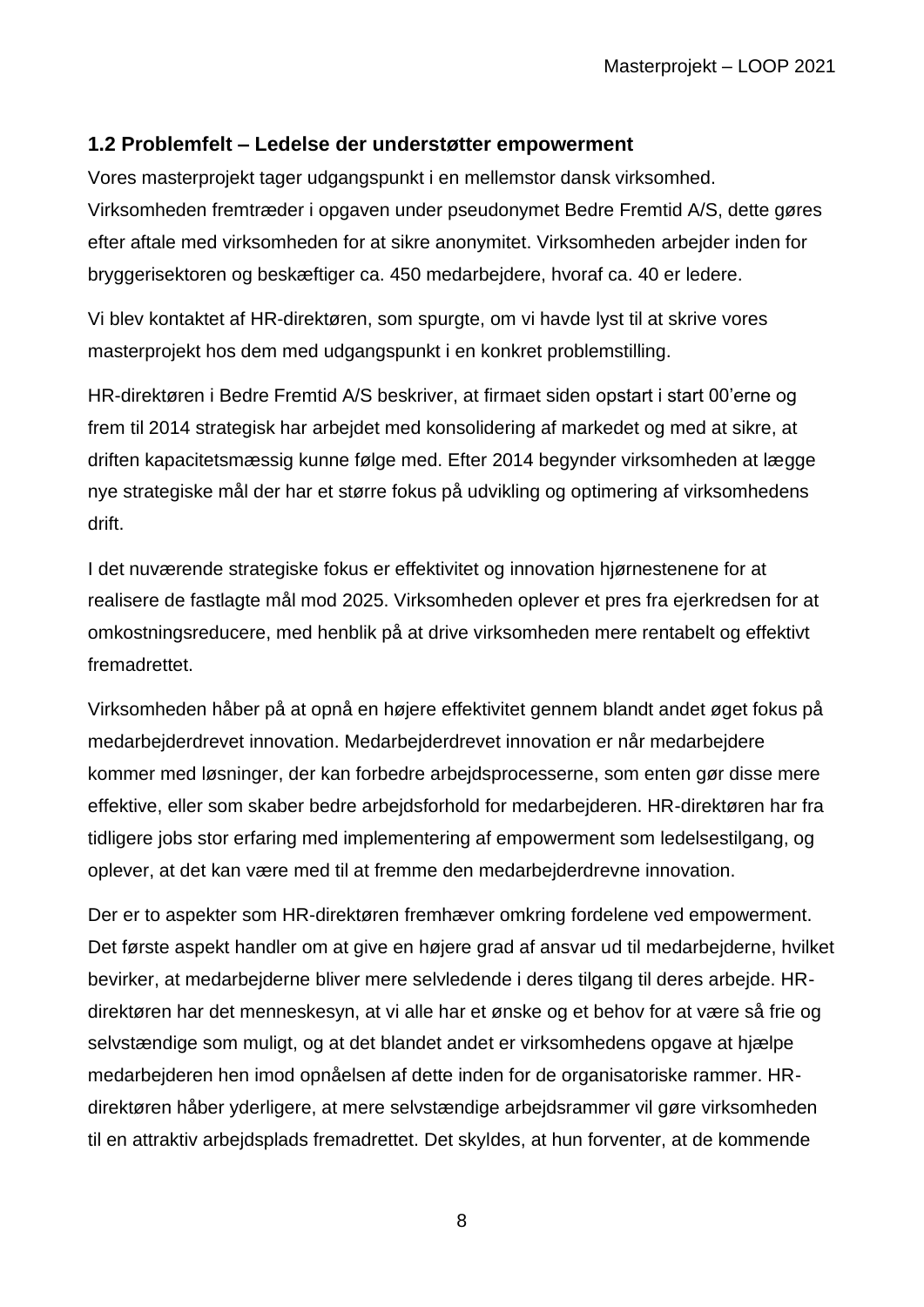### 1.2 Problemfelt – Ledelse der understøtter empowerment

Vores masterprojekt tager udgangspunkt i en mellemstor dansk virksomhed. Virksomheden fremtræder i opgaven under pseudonymet Bedre Fremtid A/S, dette gøres efter aftale med virksomheden for at sikre anonymitet. Virksomheden arbejder inden for bryggerisektoren og beskæftiger ca. 450 medarbejdere, hvoraf ca. 40 er ledere.

Vi blev kontaktet af HR-direktøren, som spurgte, om vi havde lyst til at skrive vores masterprojekt hos dem med udgangspunkt i en konkret problemstilling.

HR-direktøren i Bedre Fremtid A/S beskriver, at firmaet siden opstart i start 00'erne og frem til 2014 strategisk har arbejdet med konsolidering af markedet og med at sikre, at driften kapacitetsmæssig kunne følge med. Efter 2014 begynder virksomheden at lægge nye strategiske mål der har et større fokus på udvikling og optimering af virksomhedens drift.

I det nuværende strategiske fokus er effektivitet og innovation hjørnestenene for at realisere de fastlagte mål mod 2025. Virksomheden oplever et pres fra ejerkredsen for at omkostningsreducere, med henblik på at drive virksomheden mere rentabelt og effektivt fremadrettet.

Virksomheden håber på at opnå en højere effektivitet gennem blandt andet øget fokus på medarbejderdrevet innovation. Medarbejderdrevet innovation er når medarbejdere kommer med løsninger, der kan forbedre arbejdsprocesserne, som enten gør disse mere effektive, eller som skaber bedre arbejdsforhold for medarbejderen. HR-direktøren har fra tidligere jobs stor erfaring med implementering af empowerment som ledelsestilgang, og oplever, at det kan være med til at fremme den medarbejderdrevne innovation.

Der er to aspekter som HR-direktøren fremhæver omkring fordelene ved empowerment. Det første aspekt handler om at give en højere grad af ansvar ud til medarbejderne, hvilket bevirker, at medarbejderne bliver mere selvledende i deres tilgang til deres arbejde. HR-direktøren har det menneskesyn, at vi alle har et ønske og et behov for at være så frie og selvstændige som muligt, og at det blandet andet er virksomhedens opgave at hjælpe medarbejderen hen imod opnåelsen af dette inden for de organisatoriske rammer. HR-direktøren håber yderligere, at mere selvstændige arbejdsrammer vil gøre virksomheden til en attraktiv arbejdsplads fremadrettet. Det skyldes, at hun forventer, at de kommende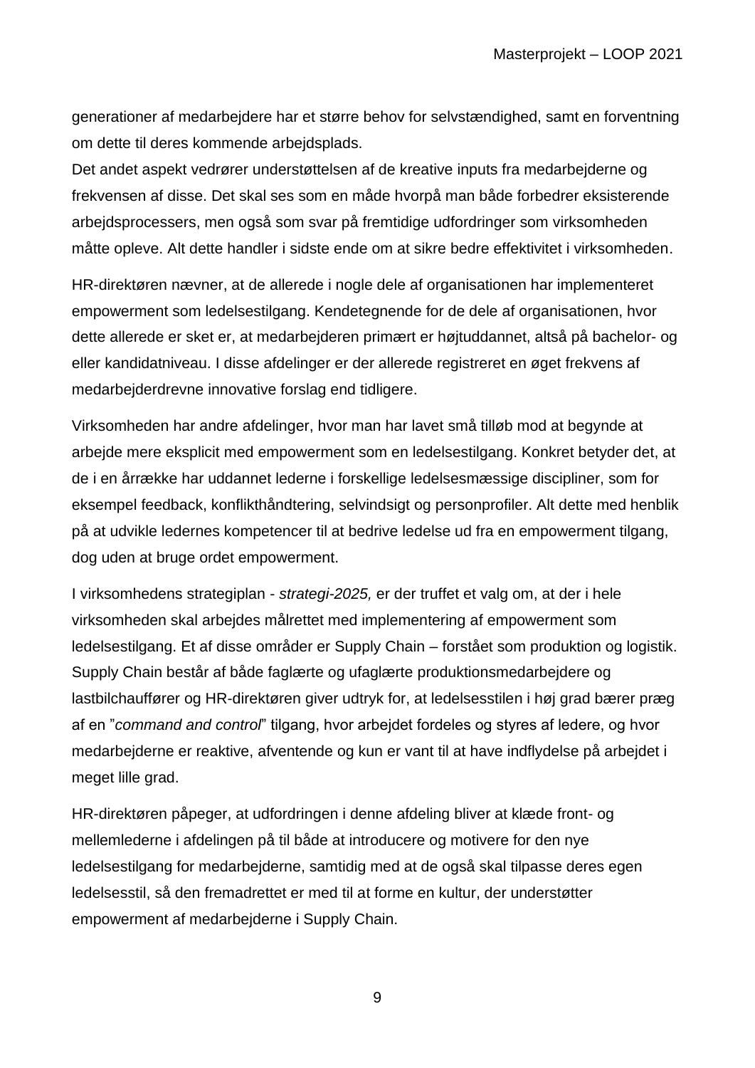generationer af medarbejdere har et større behov for selvstændighed, samt en forventning om dette til deres kommende arbejdsplads.
Det andet aspekt vedrører understøttelsen af de kreative inputs fra medarbejderne og frekvensen af disse. Det skal ses som en måde hvorpå man både forbedrer eksisterende arbejdsprocessers, men også som svar på fremtidige udfordringer som virksomheden måtte opleve. Alt dette handler i sidste ende om at sikre bedre effektivitet i virksomheden.

HR-direktøren nævner, at de allerede i nogle dele af organisationen har implementeret empowerment som ledelsestilgang. Kendetegnende for de dele af organisationen, hvor dette allerede er sket er, at medarbejderen primært er højtuddannet, altså på bachelor- og eller kandidatniveau. I disse afdelinger er der allerede registreret en øget frekvens af medarbejderdrevne innovative forslag end tidligere.

Virksomheden har andre afdelinger, hvor man har lavet små tilløb mod at begynde at arbejde mere eksplicit med empowerment som en ledelsestilgang. Konkret betyder det, at de i en årrække har uddannet lederne i forskellige ledelsesmæssige discipliner, som for eksempel feedback, konflikthåndtering, selvindsigt og personprofiler. Alt dette med henblik på at udvikle ledernes kompetencer til at bedrive ledelse ud fra en empowerment tilgang, dog uden at bruge ordet empowerment.

I virksomhedens strategiplan - *strategi-2025,* er der truffet et valg om, at der i hele virksomheden skal arbejdes målrettet med implementering af empowerment som ledelsestilgang. Et af disse områder er Supply Chain – forstået som produktion og logistik. Supply Chain består af både faglærte og ufaglærte produktionsmedarbejdere og lastbilchauffører og HR-direktøren giver udtryk for, at ledelsesstilen i høj grad bærer præg af en "*command and control*" tilgang, hvor arbejdet fordeles og styres af ledere, og hvor medarbejderne er reaktive, afventende og kun er vant til at have indflydelse på arbejdet i meget lille grad.

HR-direktøren påpeger, at udfordringen i denne afdeling bliver at klæde front- og mellemlederne i afdelingen på til både at introducere og motivere for den nye ledelsestilgang for medarbejderne, samtidig med at de også skal tilpasse deres egen ledelsesstil, så den fremadrettet er med til at forme en kultur, der understøtter empowerment af medarbejderne i Supply Chain.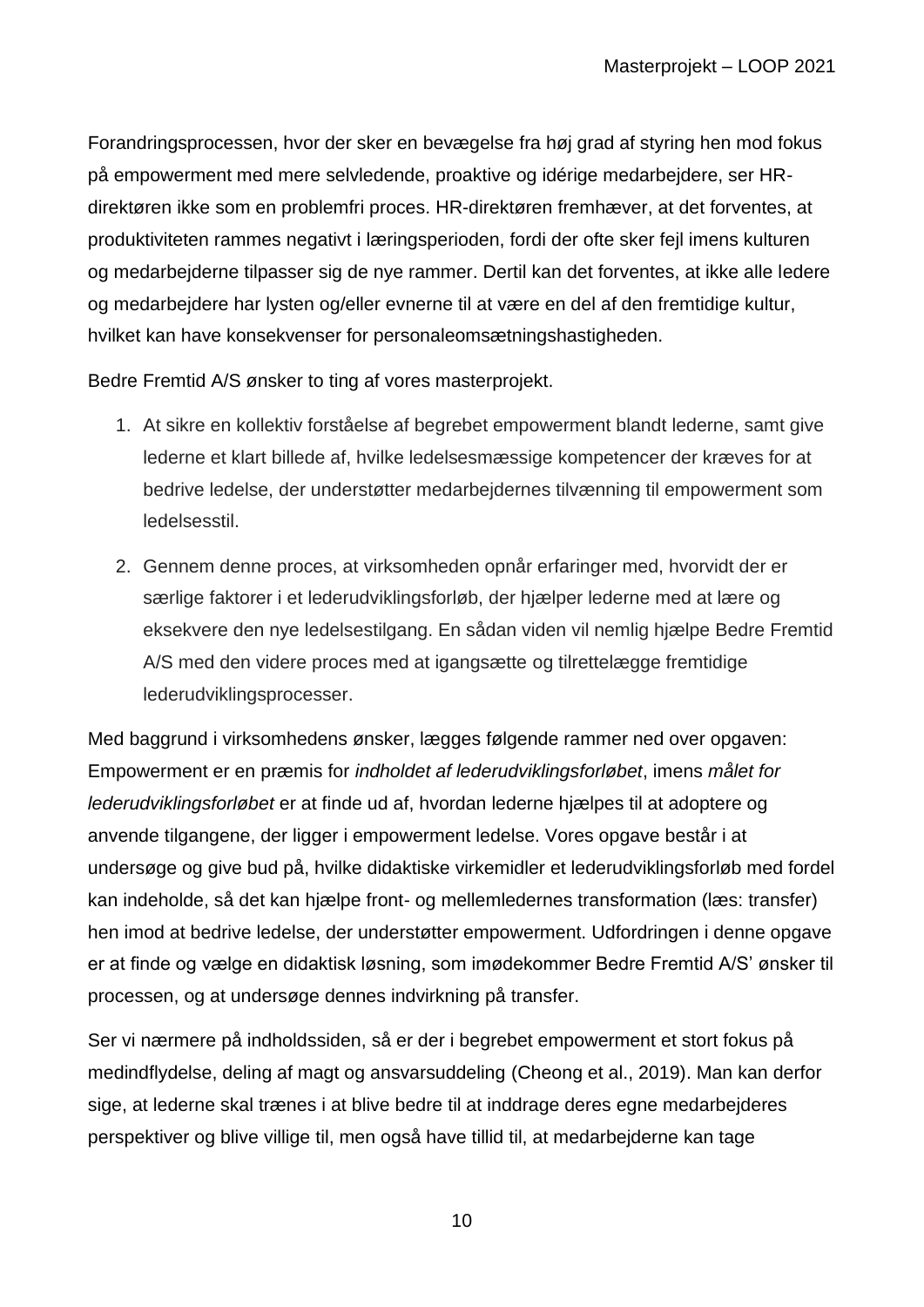Forandringsprocessen, hvor der sker en bevægelse fra høj grad af styring hen mod fokus på empowerment med mere selvledende, proaktive og idérige medarbejdere, ser HR-direktøren ikke som en problemfri proces. HR-direktøren fremhæver, at det forventes, at produktiviteten rammes negativt i læringsperioden, fordi der ofte sker fejl imens kulturen og medarbejderne tilpasser sig de nye rammer. Dertil kan det forventes, at ikke alle ledere og medarbejdere har lysten og/eller evnerne til at være en del af den fremtidige kultur, hvilket kan have konsekvenser for personaleomsætningshastigheden.

Bedre Fremtid A/S ønsker to ting af vores masterprojekt.

1. At sikre en kollektiv forståelse af begrebet empowerment blandt lederne, samt give lederne et klart billede af, hvilke ledelsesmæssige kompetencer der kræves for at bedrive ledelse, der understøtter medarbejdernes tilvænning til empowerment som ledelsesstil.
2. Gennem denne proces, at virksomheden opnår erfaringer med, hvorvidt der er særlige faktorer i et lederudviklingsforløb, der hjælper lederne med at lære og eksekvere den nye ledelsestilgang. En sådan viden vil nemlig hjælpe Bedre Fremtid A/S med den videre proces med at igangsætte og tilrettelægge fremtidige lederudviklingsprocesser.

Med baggrund i virksomhedens ønsker, lægges følgende rammer ned over opgaven: Empowerment er en præmis for *indholdet af lederudviklingsforløbet*, imens *målet for lederudviklingsforløbet* er at finde ud af, hvordan lederne hjælpes til at adoptere og anvende tilgangene, der ligger i empowerment ledelse. Vores opgave består i at undersøge og give bud på, hvilke didaktiske virkemidler et lederudviklingsforløb med fordel kan indeholde, så det kan hjælpe front- og mellemledernes transformation (læs: transfer) hen imod at bedrive ledelse, der understøtter empowerment. Udfordringen i denne opgave er at finde og vælge en didaktisk løsning, som imødekommer Bedre Fremtid A/S' ønsker til processen, og at undersøge dennes indvirkning på transfer.

Ser vi nærmere på indholdssiden, så er der i begrebet empowerment et stort fokus på medindflydelse, deling af magt og ansvarsuddeling (Cheong et al., 2019). Man kan derfor sige, at lederne skal trænes i at blive bedre til at inddrage deres egne medarbejderes perspektiver og blive villige til, men også have tillid til, at medarbejderne kan tage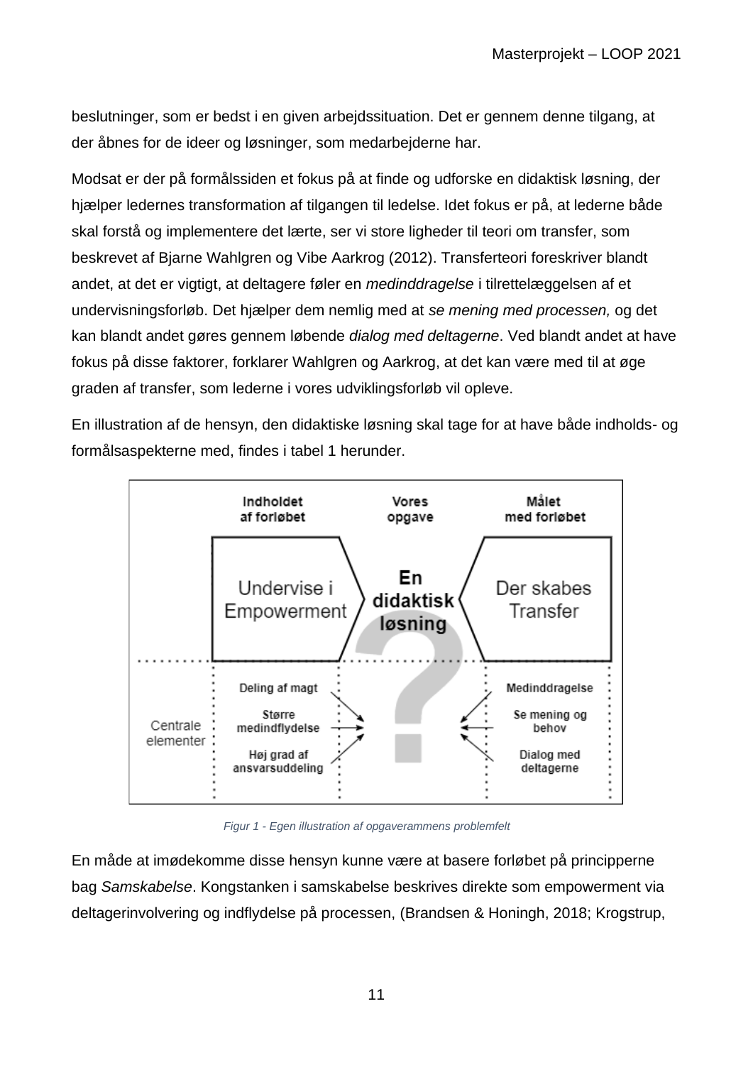beslutninger, som er bedst i en given arbejdssituation. Det er gennem denne tilgang, at der åbnes for de ideer og løsninger, som medarbejderne har.

Modsat er der på formålssiden et fokus på at finde og udforske en didaktisk løsning, der hjælper ledernes transformation af tilgangen til ledelse. Idet fokus er på, at lederne både skal forstå og implementere det lærte, ser vi store ligheder til teori om transfer, som beskrevet af Bjarne Wahlgren og Vibe Aarkrog (2012). Transferteori foreskriver blandt andet, at det er vigtigt, at deltagere føler en *medinddragelse* i tilrettelæggelsen af et undervisningsforløb. Det hjælper dem nemlig med at *se mening med processen,* og det kan blandt andet gøres gennem løbende *dialog med deltagerne*. Ved blandt andet at have fokus på disse faktorer, forklarer Wahlgren og Aarkrog, at det kan være med til at øge graden af transfer, som lederne i vores udviklingsforløb vil opleve.

En illustration af de hensyn, den didaktiske løsning skal tage for at have både indholds- og formålsaspekterne med, findes i tabel 1 herunder.

| | Indholdet af forløbet | Vores opgave | Målet med forløbet |
|---|---|---|---|
| | Undervise i Empowerment | **En didaktisk løsning** | Der skabes Transfer |
| Centrale elementer | Deling af magt<br>Større medindflydelse<br>Høj grad af ansvarsuddeling | ? | Medinddragelse<br>Se mening og behov<br>Dialog med deltagerne |

*Figur 1 - Egen illustration af opgaverammens problemfelt*

En måde at imødekomme disse hensyn kunne være at basere forløbet på principperne bag *Samskabelse*. Kongstanken i samskabelse beskrives direkte som empowerment via deltagerinvolvering og indflydelse på processen, (Brandsen & Honingh, 2018; Krogstrup,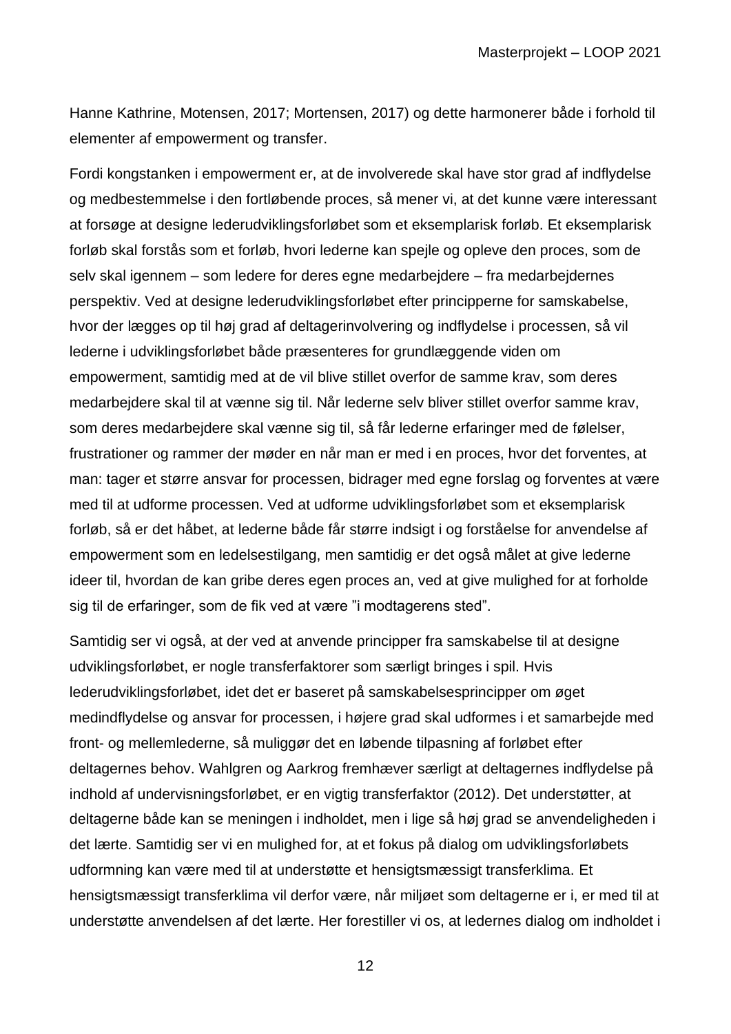Hanne Kathrine, Motensen, 2017; Mortensen, 2017) og dette harmonerer både i forhold til elementer af empowerment og transfer.

Fordi kongstanken i empowerment er, at de involverede skal have stor grad af indflydelse og medbestemmelse i den fortløbende proces, så mener vi, at det kunne være interessant at forsøge at designe lederudviklingsforløbet som et eksemplarisk forløb. Et eksemplarisk forløb skal forstås som et forløb, hvori lederne kan spejle og opleve den proces, som de selv skal igennem – som ledere for deres egne medarbejdere – fra medarbejdernes perspektiv. Ved at designe lederudviklingsforløbet efter principperne for samskabelse, hvor der lægges op til høj grad af deltagerinvolvering og indflydelse i processen, så vil lederne i udviklingsforløbet både præsenteres for grundlæggende viden om empowerment, samtidig med at de vil blive stillet overfor de samme krav, som deres medarbejdere skal til at vænne sig til. Når lederne selv bliver stillet overfor samme krav, som deres medarbejdere skal vænne sig til, så får lederne erfaringer med de følelser, frustrationer og rammer der møder en når man er med i en proces, hvor det forventes, at man: tager et større ansvar for processen, bidrager med egne forslag og forventes at være med til at udforme processen. Ved at udforme udviklingsforløbet som et eksemplarisk forløb, så er det håbet, at lederne både får større indsigt i og forståelse for anvendelse af empowerment som en ledelsestilgang, men samtidig er det også målet at give lederne ideer til, hvordan de kan gribe deres egen proces an, ved at give mulighed for at forholde sig til de erfaringer, som de fik ved at være "i modtagerens sted".

Samtidig ser vi også, at der ved at anvende principper fra samskabelse til at designe udviklingsforløbet, er nogle transferfaktorer som særligt bringes i spil. Hvis lederudviklingsforløbet, idet det er baseret på samskabelsesprincipper om øget medindflydelse og ansvar for processen, i højere grad skal udformes i et samarbejde med front- og mellemlederne, så muliggør det en løbende tilpasning af forløbet efter deltagernes behov. Wahlgren og Aarkrog fremhæver særligt at deltagernes indflydelse på indhold af undervisningsforløbet, er en vigtig transferfaktor (2012). Det understøtter, at deltagerne både kan se meningen i indholdet, men i lige så høj grad se anvendeligheden i det lærte. Samtidig ser vi en mulighed for, at et fokus på dialog om udviklingsforløbets udformning kan være med til at understøtte et hensigtsmæssigt transferklima. Et hensigtsmæssigt transferklima vil derfor være, når miljøet som deltagerne er i, er med til at understøtte anvendelsen af det lærte. Her forestiller vi os, at ledernes dialog om indholdet i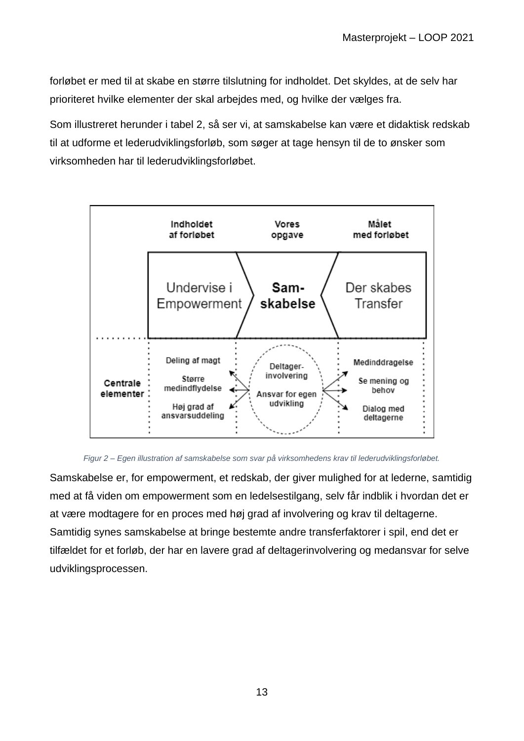forløbet er med til at skabe en større tilslutning for indholdet. Det skyldes, at de selv har prioriteret hvilke elementer der skal arbejdes med, og hvilke der vælges fra.

Som illustreret herunder i tabel 2, så ser vi, at samskabelse kan være et didaktisk redskab til at udforme et lederudviklingsforløb, som søger at tage hensyn til de to ønsker som virksomheden har til lederudviklingsforløbet.

| | Indholdet af forløbet | Vores opgave | Målet med forløbet |
|---|---|---|---|
| | Undervise i Empowerment | **Sam-skabelse** | Der skabes Transfer |
| **Centrale elementer** | Deling af magt<br>Større medindflydelse<br>Høj grad af ansvarsuddeling | Deltager-involvering<br>Ansvar for egen udvikling | Medinddragelse<br>Se mening og behov<br>Dialog med deltagerne |

*Figur 2 – Egen illustration af samskabelse som svar på virksomhedens krav til lederudviklingsforløbet.*

Samskabelse er, for empowerment, et redskab, der giver mulighed for at lederne, samtidig med at få viden om empowerment som en ledelsestilgang, selv får indblik i hvordan det er at være modtagere for en proces med høj grad af involvering og krav til deltagerne. Samtidig synes samskabelse at bringe bestemte andre transferfaktorer i spil, end det er tilfældet for et forløb, der har en lavere grad af deltagerinvolvering og medansvar for selve udviklingsprocessen.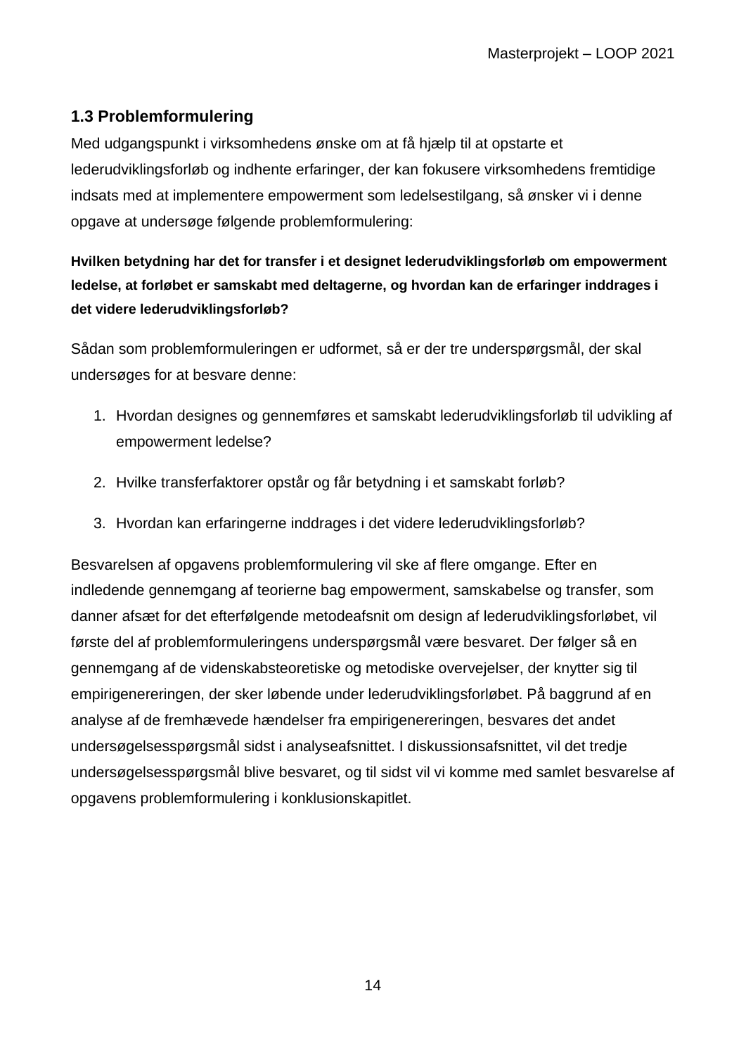### 1.3 Problemformulering

Med udgangspunkt i virksomhedens ønske om at få hjælp til at opstarte et lederudviklingsforløb og indhente erfaringer, der kan fokusere virksomhedens fremtidige indsats med at implementere empowerment som ledelsestilgang, så ønsker vi i denne opgave at undersøge følgende problemformulering:

**Hvilken betydning har det for transfer i et designet lederudviklingsforløb om empowerment ledelse, at forløbet er samskabt med deltagerne, og hvordan kan de erfaringer inddrages i det videre lederudviklingsforløb?**

Sådan som problemformuleringen er udformet, så er der tre underspørgsmål, der skal undersøges for at besvare denne:

1. Hvordan designes og gennemføres et samskabt lederudviklingsforløb til udvikling af empowerment ledelse?
2. Hvilke transferfaktorer opstår og får betydning i et samskabt forløb?
3. Hvordan kan erfaringerne inddrages i det videre lederudviklingsforløb?

Besvarelsen af opgavens problemformulering vil ske af flere omgange. Efter en indledende gennemgang af teorierne bag empowerment, samskabelse og transfer, som danner afsæt for det efterfølgende metodeafsnit om design af lederudviklingsforløbet, vil første del af problemformuleringens underspørgsmål være besvaret. Der følger så en gennemgang af de videnskabsteoretiske og metodiske overvejelser, der knytter sig til empirigenereringen, der sker løbende under lederudviklingsforløbet. På baggrund af en analyse af de fremhævede hændelser fra empirigenereringen, besvares det andet undersøgelsesspørgsmål sidst i analyseafsnittet. I diskussionsafsnittet, vil det tredje undersøgelsesspørgsmål blive besvaret, og til sidst vil vi komme med samlet besvarelse af opgavens problemformulering i konklusionskapitlet.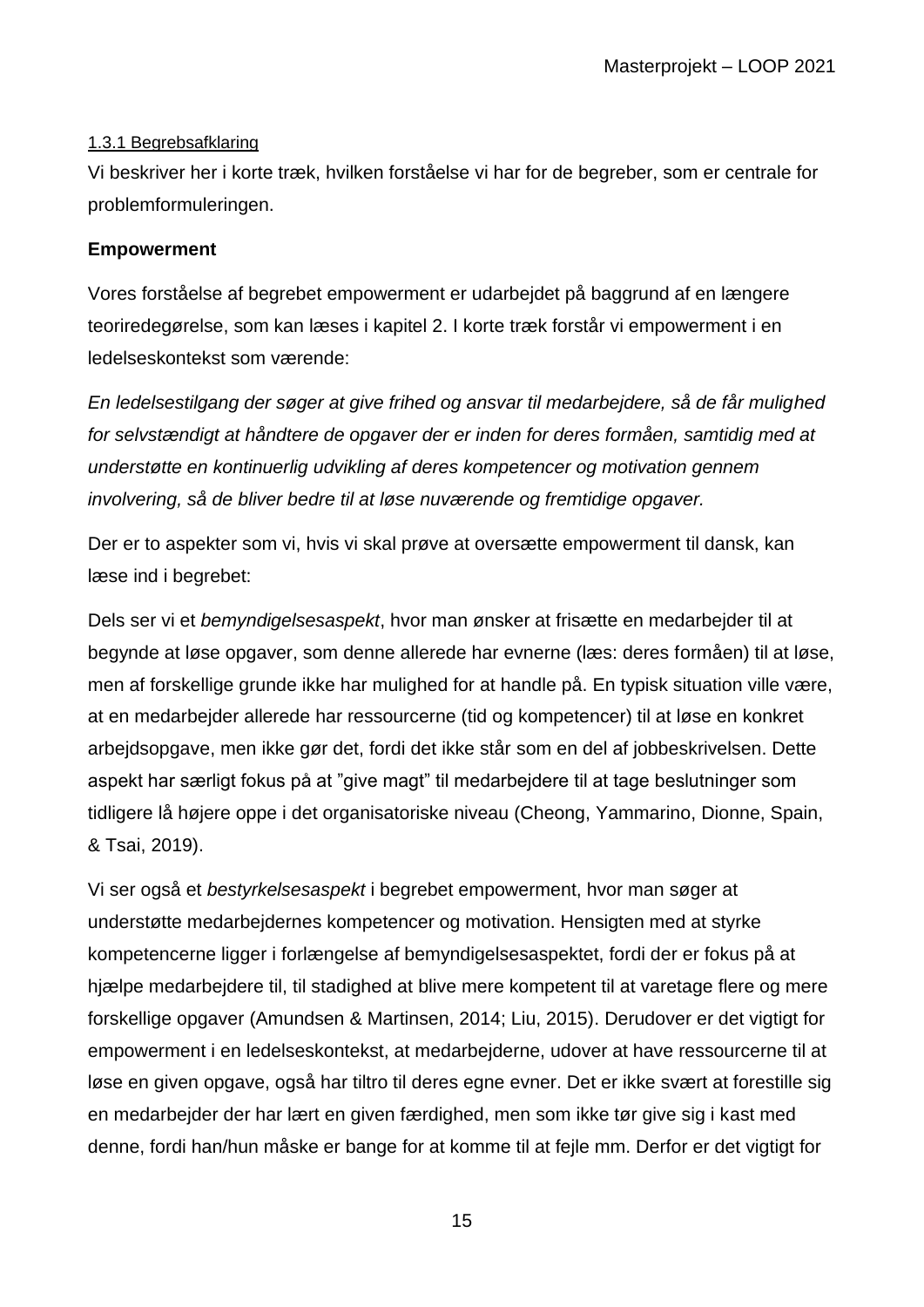### 1.3.1 Begrebsafklaring

Vi beskriver her i korte træk, hvilken forståelse vi har for de begreber, som er centrale for problemformuleringen.

**Empowerment**

Vores forståelse af begrebet empowerment er udarbejdet på baggrund af en længere teoriredegørelse, som kan læses i kapitel 2. I korte træk forstår vi empowerment i en ledelseskontekst som værende:

*En ledelsestilgang der søger at give frihed og ansvar til medarbejdere, så de får mulighed for selvstændigt at håndtere de opgaver der er inden for deres formåen, samtidig med at understøtte en kontinuerlig udvikling af deres kompetencer og motivation gennem involvering, så de bliver bedre til at løse nuværende og fremtidige opgaver.*

Der er to aspekter som vi, hvis vi skal prøve at oversætte empowerment til dansk, kan læse ind i begrebet:

Dels ser vi et *bemyndigelsesaspekt*, hvor man ønsker at frisætte en medarbejder til at begynde at løse opgaver, som denne allerede har evnerne (læs: deres formåen) til at løse, men af forskellige grunde ikke har mulighed for at handle på. En typisk situation ville være, at en medarbejder allerede har ressourcerne (tid og kompetencer) til at løse en konkret arbejdsopgave, men ikke gør det, fordi det ikke står som en del af jobbeskrivelsen. Dette aspekt har særligt fokus på at "give magt" til medarbejdere til at tage beslutninger som tidligere lå højere oppe i det organisatoriske niveau (Cheong, Yammarino, Dionne, Spain, & Tsai, 2019).

Vi ser også et *bestyrkelsesaspekt* i begrebet empowerment, hvor man søger at understøtte medarbejdernes kompetencer og motivation. Hensigten med at styrke kompetencerne ligger i forlængelse af bemyndigelsesaspektet, fordi der er fokus på at hjælpe medarbejdere til, til stadighed at blive mere kompetent til at varetage flere og mere forskellige opgaver (Amundsen & Martinsen, 2014; Liu, 2015). Derudover er det vigtigt for empowerment i en ledelseskontekst, at medarbejderne, udover at have ressourcerne til at løse en given opgave, også har tiltro til deres egne evner. Det er ikke svært at forestille sig en medarbejder der har lært en given færdighed, men som ikke tør give sig i kast med denne, fordi han/hun måske er bange for at komme til at fejle mm. Derfor er det vigtigt for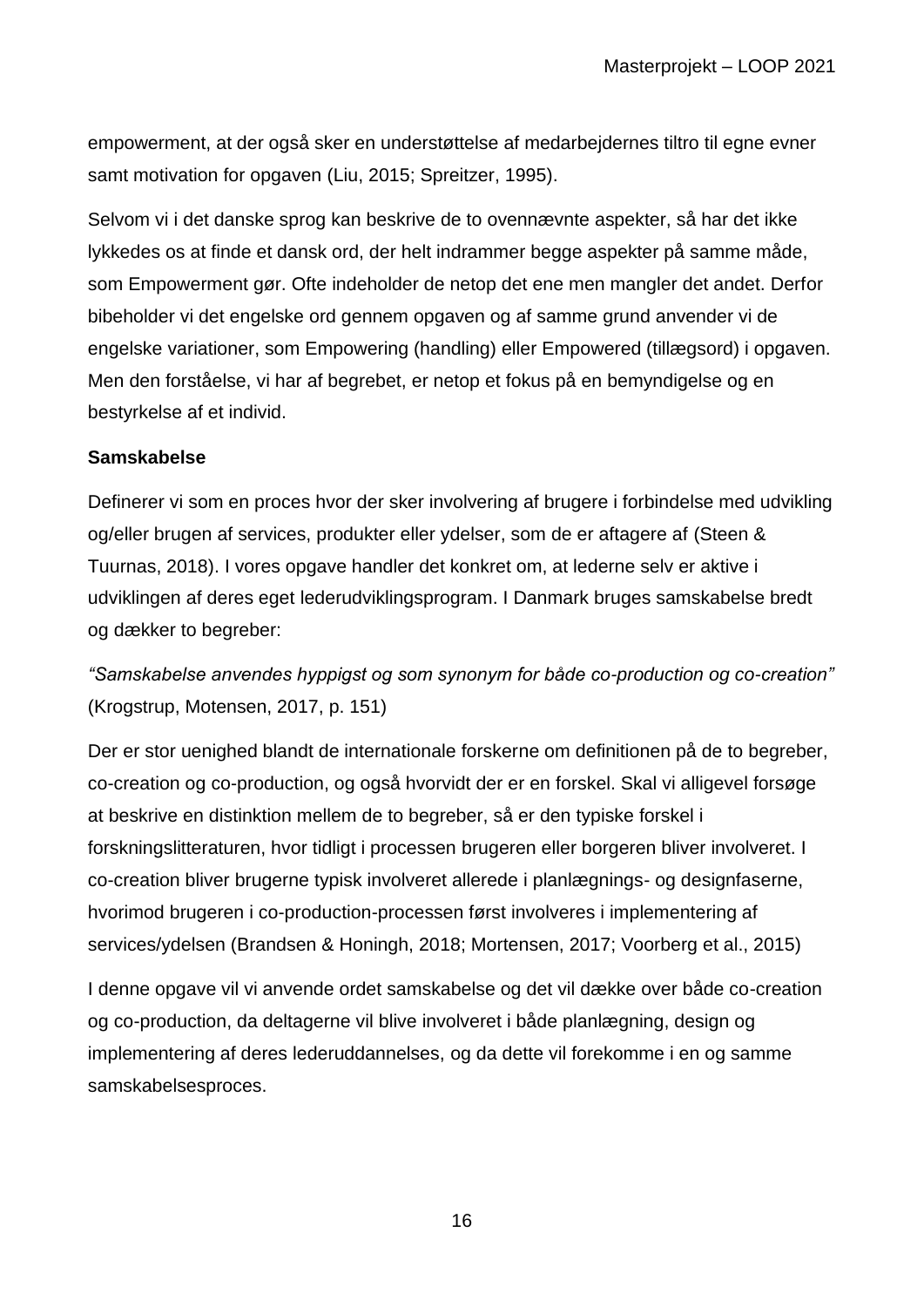empowerment, at der også sker en understøttelse af medarbejdernes tiltro til egne evner samt motivation for opgaven (Liu, 2015; Spreitzer, 1995).

Selvom vi i det danske sprog kan beskrive de to ovennævnte aspekter, så har det ikke lykkedes os at finde et dansk ord, der helt indrammer begge aspekter på samme måde, som Empowerment gør. Ofte indeholder de netop det ene men mangler det andet. Derfor bibeholder vi det engelske ord gennem opgaven og af samme grund anvender vi de engelske variationer, som Empowering (handling) eller Empowered (tillægsord) i opgaven. Men den forståelse, vi har af begrebet, er netop et fokus på en bemyndigelse og en bestyrkelse af et individ.

**Samskabelse**

Definerer vi som en proces hvor der sker involvering af brugere i forbindelse med udvikling og/eller brugen af services, produkter eller ydelser, som de er aftagere af (Steen & Tuurnas, 2018). I vores opgave handler det konkret om, at lederne selv er aktive i udviklingen af deres eget lederudviklingsprogram. I Danmark bruges samskabelse bredt og dækker to begreber:

*"Samskabelse anvendes hyppigst og som synonym for både co-production og co-creation"* (Krogstrup, Motensen, 2017, p. 151)

Der er stor uenighed blandt de internationale forskerne om definitionen på de to begreber, co-creation og co-production, og også hvorvidt der er en forskel. Skal vi alligevel forsøge at beskrive en distinktion mellem de to begreber, så er den typiske forskel i forskningslitteraturen, hvor tidligt i processen brugeren eller borgeren bliver involveret. I co-creation bliver brugerne typisk involveret allerede i planlægnings- og designfaserne, hvorimod brugeren i co-production-processen først involveres i implementering af services/ydelsen (Brandsen & Honingh, 2018; Mortensen, 2017; Voorberg et al., 2015)

I denne opgave vil vi anvende ordet samskabelse og det vil dække over både co-creation og co-production, da deltagerne vil blive involveret i både planlægning, design og implementering af deres lederuddannelses, og da dette vil forekomme i en og samme samskabelsesproces.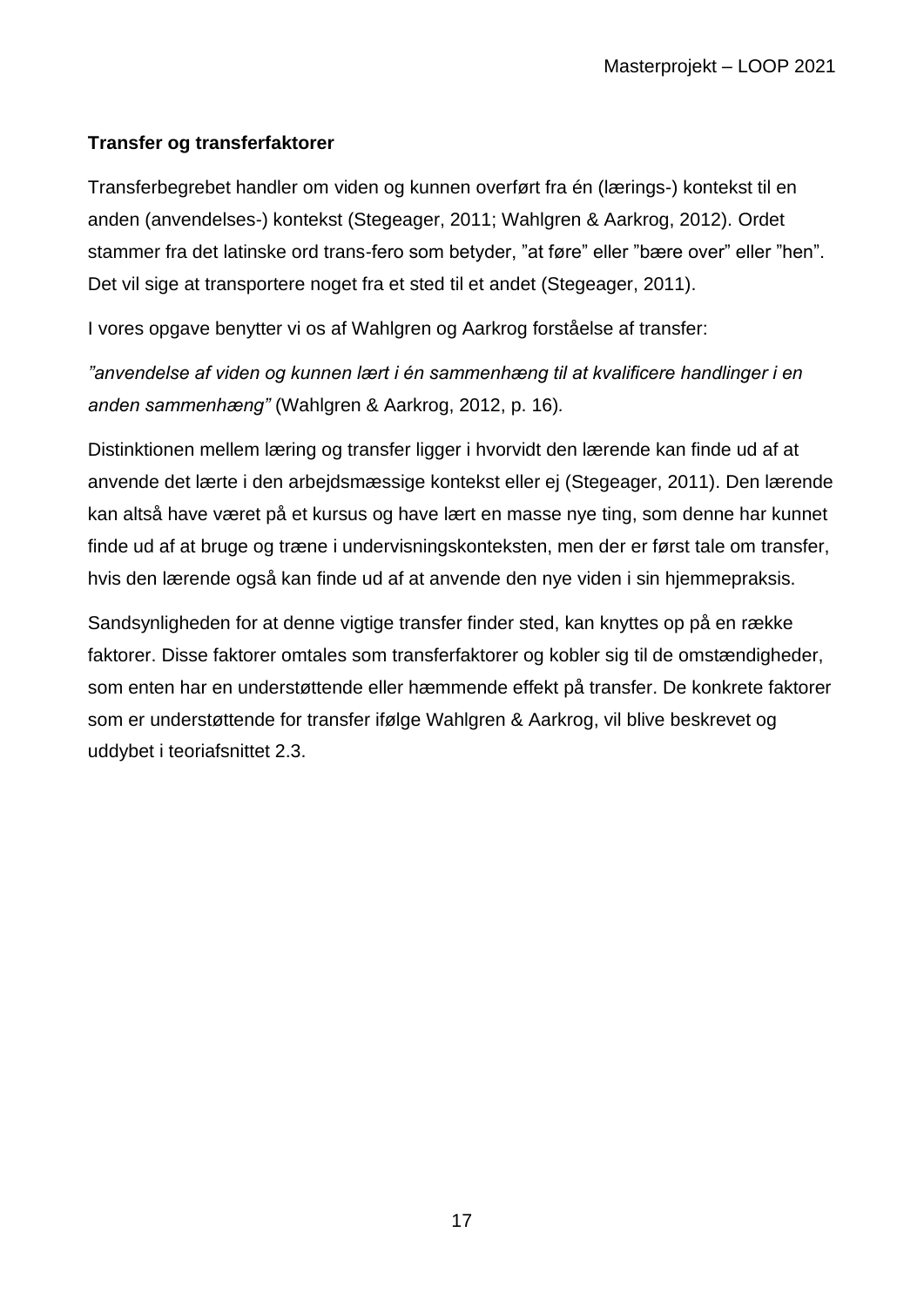## Transfer og transferfaktorer

Transferbegrebet handler om viden og kunnen overført fra én (lærings-) kontekst til en anden (anvendelses-) kontekst (Stegeager, 2011; Wahlgren & Aarkrog, 2012). Ordet stammer fra det latinske ord trans-fero som betyder, ”at føre” eller ”bære over” eller ”hen”. Det vil sige at transportere noget fra et sted til et andet (Stegeager, 2011).

I vores opgave benytter vi os af Wahlgren og Aarkrog forståelse af transfer:

*”anvendelse af viden og kunnen lært i én sammenhæng til at kvalificere handlinger i en anden sammenhæng”* (Wahlgren & Aarkrog, 2012, p. 16).

Distinktionen mellem læring og transfer ligger i hvorvidt den lærende kan finde ud af at anvende det lærte i den arbejdsmæssige kontekst eller ej (Stegeager, 2011). Den lærende kan altså have været på et kursus og have lært en masse nye ting, som denne har kunnet finde ud af at bruge og træne i undervisningskonteksten, men der er først tale om transfer, hvis den lærende også kan finde ud af at anvende den nye viden i sin hjemmepraksis.

Sandsynligheden for at denne vigtige transfer finder sted, kan knyttes op på en række faktorer. Disse faktorer omtales som transferfaktorer og kobler sig til de omstændigheder, som enten har en understøttende eller hæmmende effekt på transfer. De konkrete faktorer som er understøttende for transfer ifølge Wahlgren & Aarkrog, vil blive beskrevet og uddybet i teoriafsnittet 2.3.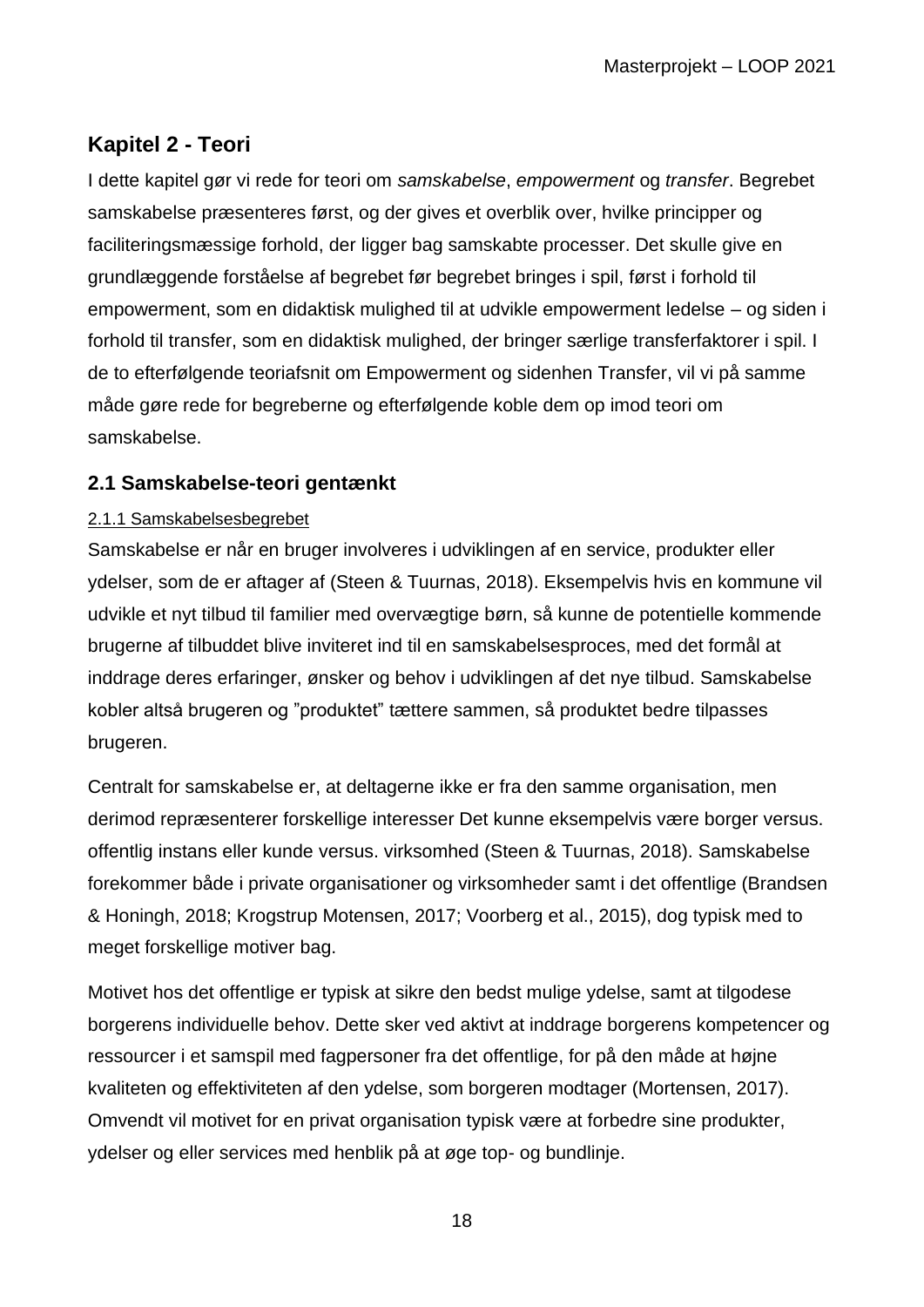# Kapitel 2 - Teori

I dette kapitel gør vi rede for teori om *samskabelse*, *empowerment* og *transfer*. Begrebet samskabelse præsenteres først, og der gives et overblik over, hvilke principper og faciliteringsmæssige forhold, der ligger bag samskabte processer. Det skulle give en grundlæggende forståelse af begrebet før begrebet bringes i spil, først i forhold til empowerment, som en didaktisk mulighed til at udvikle empowerment ledelse – og siden i forhold til transfer, som en didaktisk mulighed, der bringer særlige transferfaktorer i spil. I de to efterfølgende teoriafsnit om Empowerment og sidenhen Transfer, vil vi på samme måde gøre rede for begreberne og efterfølgende koble dem op imod teori om samskabelse.

## 2.1 Samskabelse-teori gentænkt

### 2.1.1 Samskabelsesbegrebet

Samskabelse er når en bruger involveres i udviklingen af en service, produkter eller ydelser, som de er aftager af (Steen & Tuurnas, 2018). Eksempelvis hvis en kommune vil udvikle et nyt tilbud til familier med overvægtige børn, så kunne de potentielle kommende brugerne af tilbuddet blive inviteret ind til en samskabelsesproces, med det formål at inddrage deres erfaringer, ønsker og behov i udviklingen af det nye tilbud. Samskabelse kobler altså brugeren og "produktet" tættere sammen, så produktet bedre tilpasses brugeren.

Centralt for samskabelse er, at deltagerne ikke er fra den samme organisation, men derimod repræsenterer forskellige interesser Det kunne eksempelvis være borger versus. offentlig instans eller kunde versus. virksomhed (Steen & Tuurnas, 2018). Samskabelse forekommer både i private organisationer og virksomheder samt i det offentlige (Brandsen & Honingh, 2018; Krogstrup Motensen, 2017; Voorberg et al., 2015), dog typisk med to meget forskellige motiver bag.

Motivet hos det offentlige er typisk at sikre den bedst mulige ydelse, samt at tilgodese borgerens individuelle behov. Dette sker ved aktivt at inddrage borgerens kompetencer og ressourcer i et samspil med fagpersoner fra det offentlige, for på den måde at højne kvaliteten og effektiviteten af den ydelse, som borgeren modtager (Mortensen, 2017). Omvendt vil motivet for en privat organisation typisk være at forbedre sine produkter, ydelser og eller services med henblik på at øge top- og bundlinje.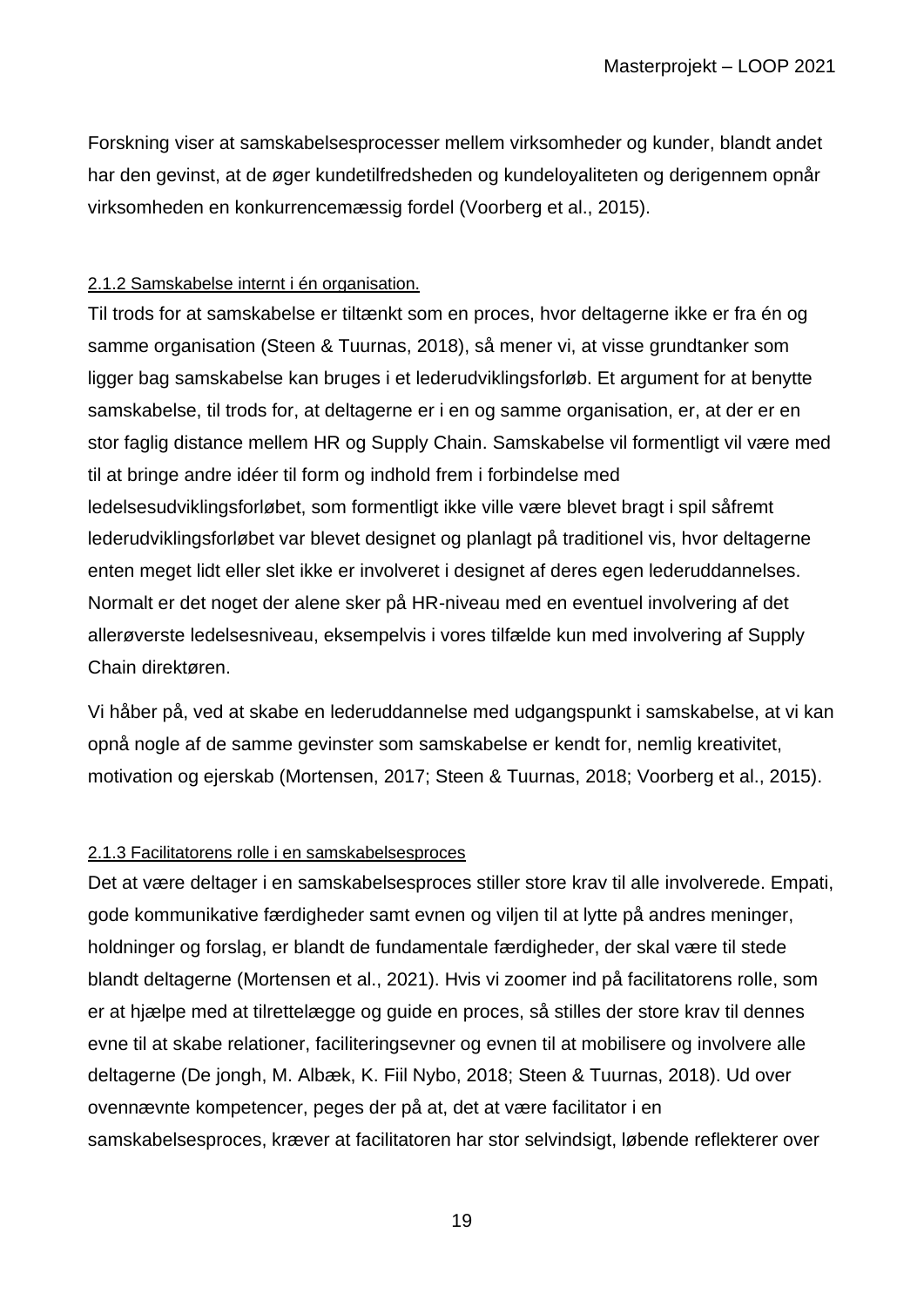Forskning viser at samskabelsesprocesser mellem virksomheder og kunder, blandt andet har den gevinst, at de øger kundetilfredsheden og kundeloyaliteten og derigennem opnår virksomheden en konkurrencemæssig fordel (Voorberg et al., 2015).

### 2.1.2 Samskabelse internt i én organisation.

Til trods for at samskabelse er tiltænkt som en proces, hvor deltagerne ikke er fra én og samme organisation (Steen & Tuurnas, 2018), så mener vi, at visse grundtanker som ligger bag samskabelse kan bruges i et lederudviklingsforløb. Et argument for at benytte samskabelse, til trods for, at deltagerne er i en og samme organisation, er, at der er en stor faglig distance mellem HR og Supply Chain. Samskabelse vil formentligt vil være med til at bringe andre idéer til form og indhold frem i forbindelse med ledelsesudviklingsforløbet, som formentligt ikke ville være blevet bragt i spil såfremt lederudviklingsforløbet var blevet designet og planlagt på traditionel vis, hvor deltagerne enten meget lidt eller slet ikke er involveret i designet af deres egen lederuddannelses. Normalt er det noget der alene sker på HR-niveau med en eventuel involvering af det allerøverste ledelsesniveau, eksempelvis i vores tilfælde kun med involvering af Supply Chain direktøren.

Vi håber på, ved at skabe en lederuddannelse med udgangspunkt i samskabelse, at vi kan opnå nogle af de samme gevinster som samskabelse er kendt for, nemlig kreativitet, motivation og ejerskab (Mortensen, 2017; Steen & Tuurnas, 2018; Voorberg et al., 2015).

### 2.1.3 Facilitatorens rolle i en samskabelsesproces

Det at være deltager i en samskabelsesproces stiller store krav til alle involverede. Empati, gode kommunikative færdigheder samt evnen og viljen til at lytte på andres meninger, holdninger og forslag, er blandt de fundamentale færdigheder, der skal være til stede blandt deltagerne (Mortensen et al., 2021). Hvis vi zoomer ind på facilitatorens rolle, som er at hjælpe med at tilrettelægge og guide en proces, så stilles der store krav til dennes evne til at skabe relationer, faciliteringsevner og evnen til at mobilisere og involvere alle deltagerne (De jongh, M. Albæk, K. Fiil Nybo, 2018; Steen & Tuurnas, 2018). Ud over ovennævnte kompetencer, peges der på at, det at være facilitator i en samskabelsesproces, kræver at facilitatoren har stor selvindsigt, løbende reflekterer over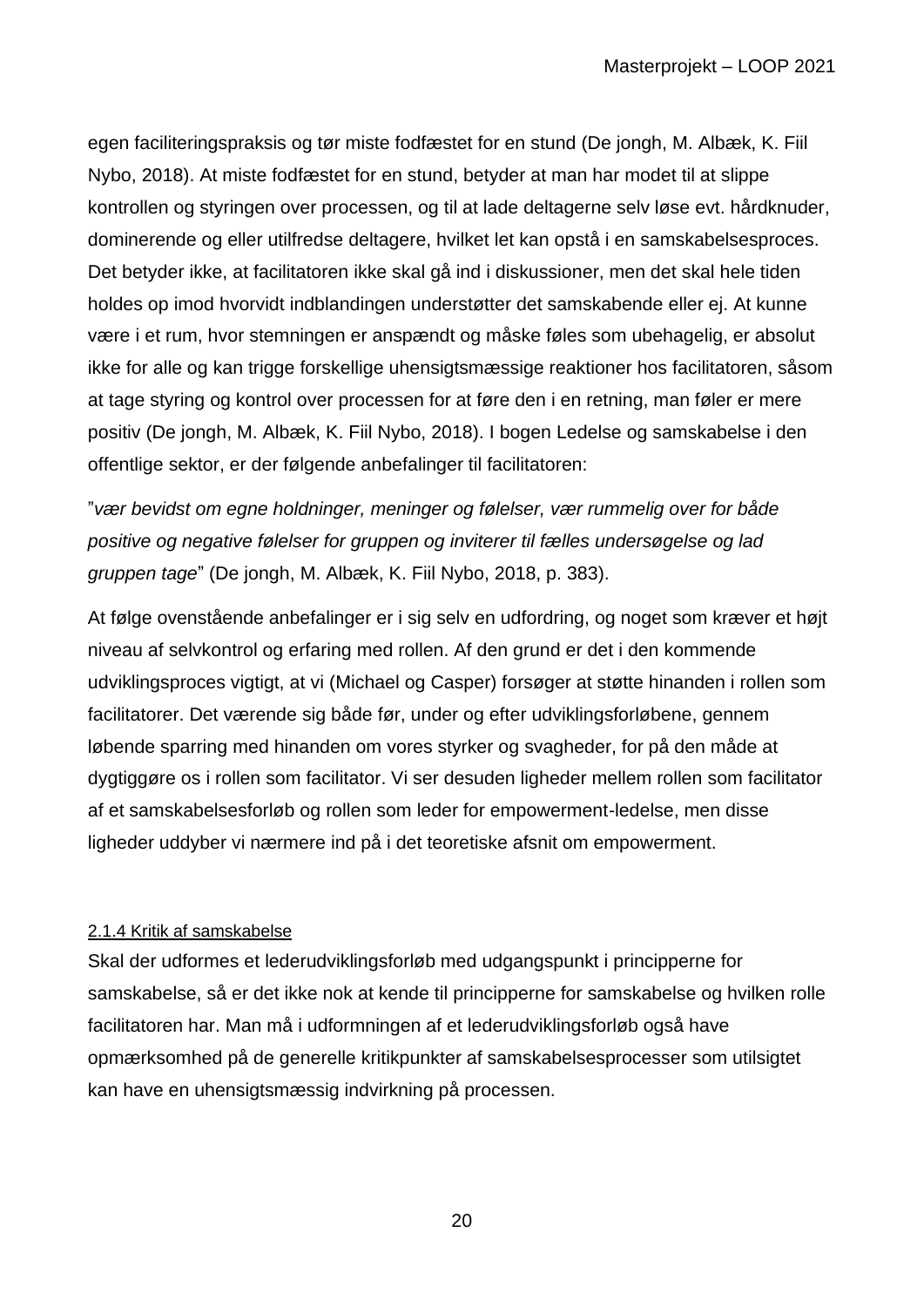egen faciliteringspraksis og tør miste fodfæstet for en stund (De jongh, M. Albæk, K. Fiil Nybo, 2018). At miste fodfæstet for en stund, betyder at man har modet til at slippe kontrollen og styringen over processen, og til at lade deltagerne selv løse evt. hårdknuder, dominerende og eller utilfredse deltagere, hvilket let kan opstå i en samskabelsesproces. Det betyder ikke, at facilitatoren ikke skal gå ind i diskussioner, men det skal hele tiden holdes op imod hvorvidt indblandingen understøtter det samskabende eller ej. At kunne være i et rum, hvor stemningen er anspændt og måske føles som ubehagelig, er absolut ikke for alle og kan trigge forskellige uhensigtsmæssige reaktioner hos facilitatoren, såsom at tage styring og kontrol over processen for at føre den i en retning, man føler er mere positiv (De jongh, M. Albæk, K. Fiil Nybo, 2018). I bogen Ledelse og samskabelse i den offentlige sektor, er der følgende anbefalinger til facilitatoren:

"*vær bevidst om egne holdninger, meninger og følelser, vær rummelig over for både positive og negative følelser for gruppen og inviterer til fælles undersøgelse og lad gruppen tage*" (De jongh, M. Albæk, K. Fiil Nybo, 2018, p. 383).

At følge ovenstående anbefalinger er i sig selv en udfordring, og noget som kræver et højt niveau af selvkontrol og erfaring med rollen. Af den grund er det i den kommende udviklingsproces vigtigt, at vi (Michael og Casper) forsøger at støtte hinanden i rollen som facilitatorer. Det værende sig både før, under og efter udviklingsforløbene, gennem løbende sparring med hinanden om vores styrker og svagheder, for på den måde at dygtiggøre os i rollen som facilitator. Vi ser desuden ligheder mellem rollen som facilitator af et samskabelsesforløb og rollen som leder for empowerment-ledelse, men disse ligheder uddyber vi nærmere ind på i det teoretiske afsnit om empowerment.

#### 2.1.4 Kritik af samskabelse

Skal der udformes et lederudviklingsforløb med udgangspunkt i principperne for samskabelse, så er det ikke nok at kende til principperne for samskabelse og hvilken rolle facilitatoren har. Man må i udformningen af et lederudviklingsforløb også have opmærksomhed på de generelle kritikpunkter af samskabelsesprocesser som utilsigtet kan have en uhensigtsmæssig indvirkning på processen.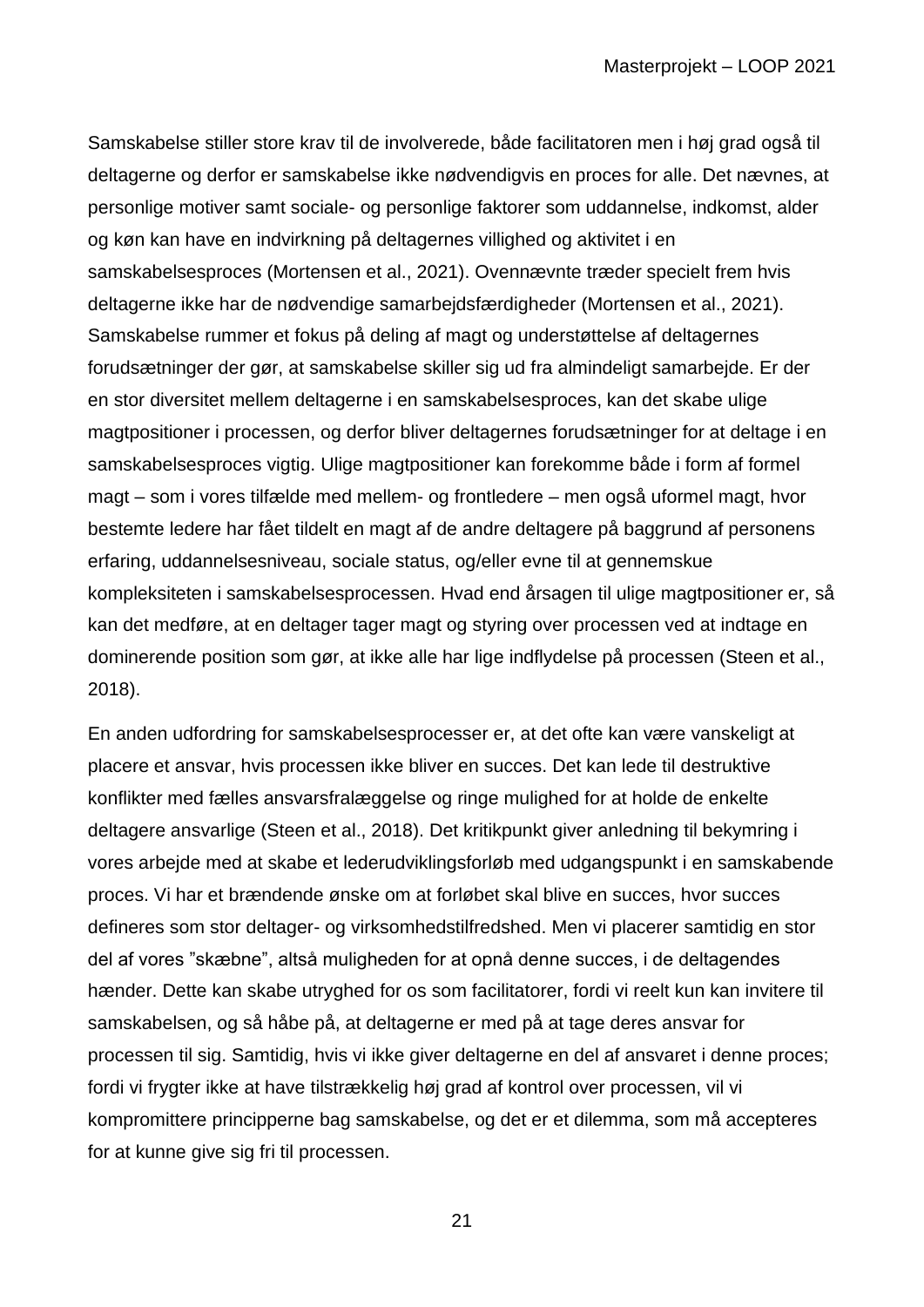Samskabelse stiller store krav til de involverede, både facilitatoren men i høj grad også til deltagerne og derfor er samskabelse ikke nødvendigvis en proces for alle. Det nævnes, at personlige motiver samt sociale- og personlige faktorer som uddannelse, indkomst, alder og køn kan have en indvirkning på deltagernes villighed og aktivitet i en samskabelsesproces (Mortensen et al., 2021). Ovennævnte træder specielt frem hvis deltagerne ikke har de nødvendige samarbejdsfærdigheder (Mortensen et al., 2021). Samskabelse rummer et fokus på deling af magt og understøttelse af deltagernes forudsætninger der gør, at samskabelse skiller sig ud fra almindeligt samarbejde. Er der en stor diversitet mellem deltagerne i en samskabelsesproces, kan det skabe ulige magtpositioner i processen, og derfor bliver deltagernes forudsætninger for at deltage i en samskabelsesproces vigtig. Ulige magtpositioner kan forekomme både i form af formel magt – som i vores tilfælde med mellem- og frontledere – men også uformel magt, hvor bestemte ledere har fået tildelt en magt af de andre deltagere på baggrund af personens erfaring, uddannelsesniveau, sociale status, og/eller evne til at gennemskue kompleksiteten i samskabelsesprocessen. Hvad end årsagen til ulige magtpositioner er, så kan det medføre, at en deltager tager magt og styring over processen ved at indtage en dominerende position som gør, at ikke alle har lige indflydelse på processen (Steen et al., 2018).

En anden udfordring for samskabelsesprocesser er, at det ofte kan være vanskeligt at placere et ansvar, hvis processen ikke bliver en succes. Det kan lede til destruktive konflikter med fælles ansvarsfralæggelse og ringe mulighed for at holde de enkelte deltagere ansvarlige (Steen et al., 2018). Det kritikpunkt giver anledning til bekymring i vores arbejde med at skabe et lederudviklingsforløb med udgangspunkt i en samskabende proces. Vi har et brændende ønske om at forløbet skal blive en succes, hvor succes defineres som stor deltager- og virksomhedstilfredshed. Men vi placerer samtidig en stor del af vores ”skæbne”, altså muligheden for at opnå denne succes, i de deltagendes hænder. Dette kan skabe utryghed for os som facilitatorer, fordi vi reelt kun kan invitere til samskabelsen, og så håbe på, at deltagerne er med på at tage deres ansvar for processen til sig. Samtidig, hvis vi ikke giver deltagerne en del af ansvaret i denne proces; fordi vi frygter ikke at have tilstrækkelig høj grad af kontrol over processen, vil vi kompromittere principperne bag samskabelse, og det er et dilemma, som må accepteres for at kunne give sig fri til processen.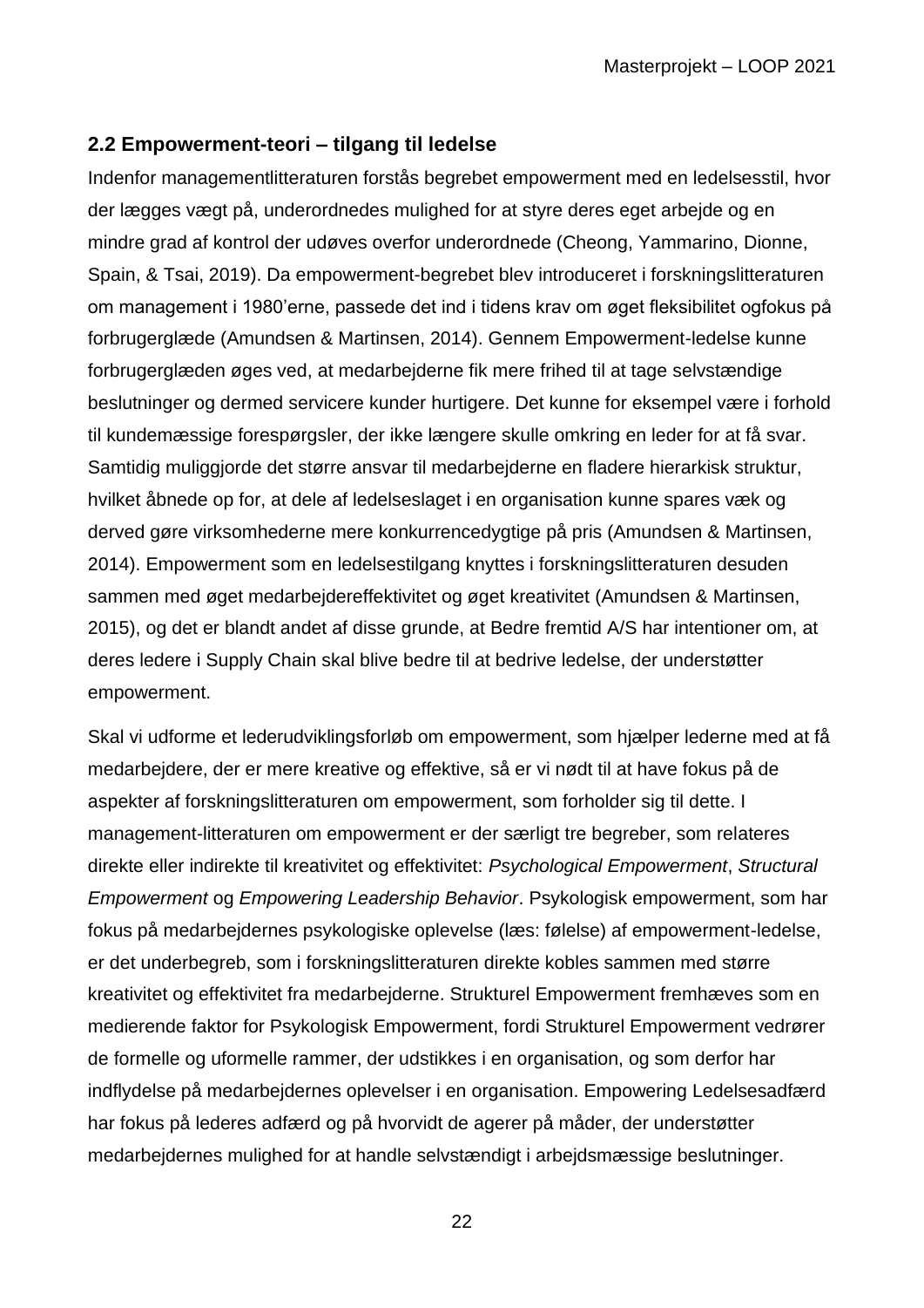## 2.2 Empowerment-teori – tilgang til ledelse

Indenfor managementlitteraturen forstås begrebet empowerment med en ledelsesstil, hvor der lægges vægt på, underordnedes mulighed for at styre deres eget arbejde og en mindre grad af kontrol der udøves overfor underordnede (Cheong, Yammarino, Dionne, Spain, & Tsai, 2019). Da empowerment-begrebet blev introduceret i forskningslitteraturen om management i 1980'erne, passede det ind i tidens krav om øget fleksibilitet ogfokus på forbrugerglæde (Amundsen & Martinsen, 2014). Gennem Empowerment-ledelse kunne forbrugerglæden øges ved, at medarbejderne fik mere frihed til at tage selvstændige beslutninger og dermed servicere kunder hurtigere. Det kunne for eksempel være i forhold til kundemæssige forespørgsler, der ikke længere skulle omkring en leder for at få svar. Samtidig muliggjorde det større ansvar til medarbejderne en fladere hierarkisk struktur, hvilket åbnede op for, at dele af ledelseslaget i en organisation kunne spares væk og derved gøre virksomhederne mere konkurrencedygtige på pris (Amundsen & Martinsen, 2014). Empowerment som en ledelsestilgang knyttes i forskningslitteraturen desuden sammen med øget medarbejdereffektivitet og øget kreativitet (Amundsen & Martinsen, 2015), og det er blandt andet af disse grunde, at Bedre fremtid A/S har intentioner om, at deres ledere i Supply Chain skal blive bedre til at bedrive ledelse, der understøtter empowerment.

Skal vi udforme et lederudviklingsforløb om empowerment, som hjælper lederne med at få medarbejdere, der er mere kreative og effektive, så er vi nødt til at have fokus på de aspekter af forskningslitteraturen om empowerment, som forholder sig til dette. I management-litteraturen om empowerment er der særligt tre begreber, som relateres direkte eller indirekte til kreativitet og effektivitet: *Psychological Empowerment*, *Structural Empowerment* og *Empowering Leadership Behavior*. Psykologisk empowerment, som har fokus på medarbejdernes psykologiske oplevelse (læs: følelse) af empowerment-ledelse, er det underbegreb, som i forskningslitteraturen direkte kobles sammen med større kreativitet og effektivitet fra medarbejderne. Strukturel Empowerment fremhæves som en medierende faktor for Psykologisk Empowerment, fordi Strukturel Empowerment vedrører de formelle og uformelle rammer, der udstikkes i en organisation, og som derfor har indflydelse på medarbejdernes oplevelser i en organisation. Empowering Ledelsesadfærd har fokus på lederes adfærd og på hvorvidt de agerer på måder, der understøtter medarbejdernes mulighed for at handle selvstændigt i arbejdsmæssige beslutninger.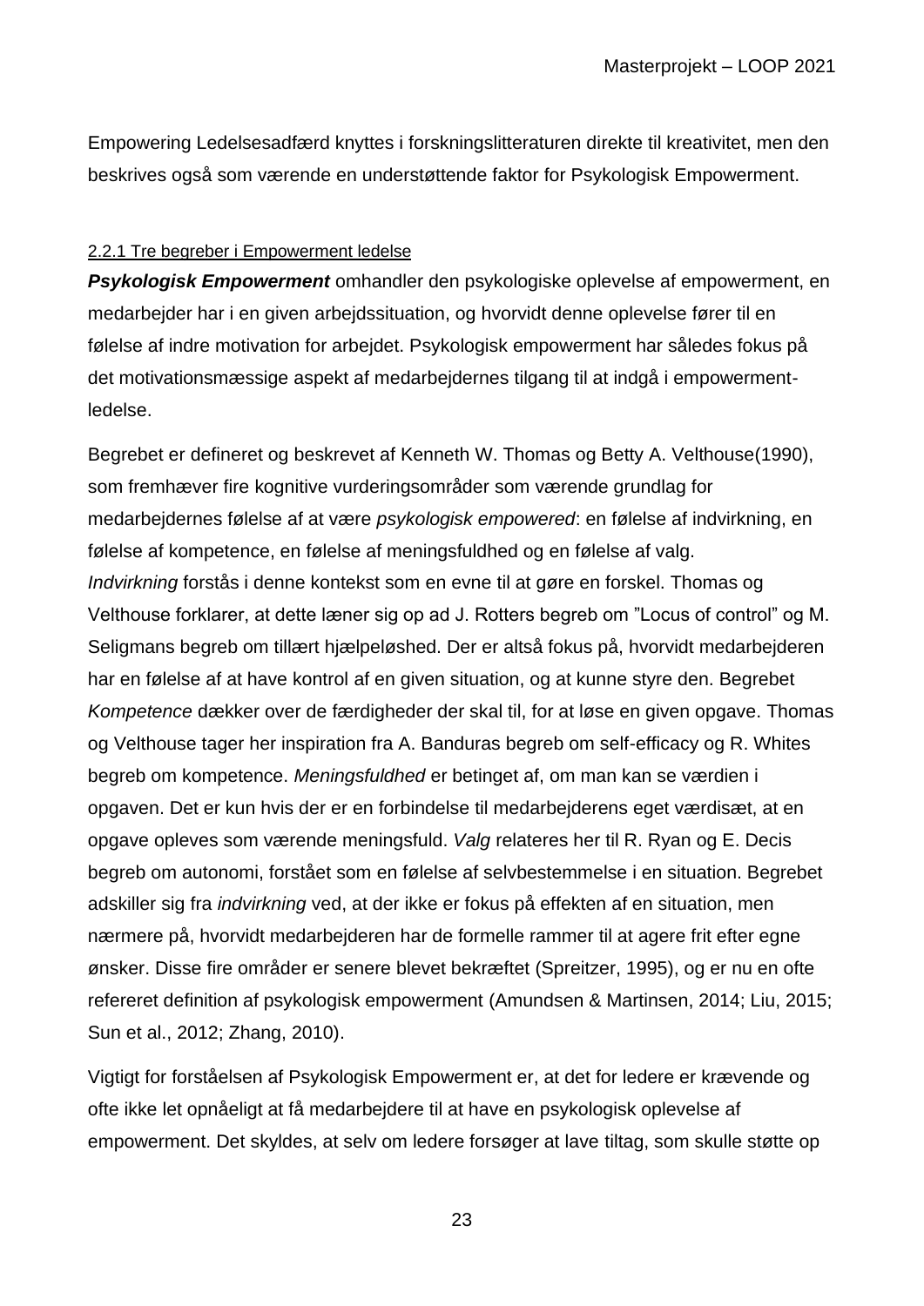Empowering Ledelsesadfærd knyttes i forskningslitteraturen direkte til kreativitet, men den beskrives også som værende en understøttende faktor for Psykologisk Empowerment.

#### 2.2.1 Tre begreber i Empowerment ledelse

***Psykologisk Empowerment*** omhandler den psykologiske oplevelse af empowerment, en medarbejder har i en given arbejdssituation, og hvorvidt denne oplevelse fører til en følelse af indre motivation for arbejdet. Psykologisk empowerment har således fokus på det motivationsmæssige aspekt af medarbejdernes tilgang til at indgå i empowerment-ledelse.

Begrebet er defineret og beskrevet af Kenneth W. Thomas og Betty A. Velthouse(1990), som fremhæver fire kognitive vurderingsområder som værende grundlag for medarbejdernes følelse af at være *psykologisk empowered*: en følelse af indvirkning, en følelse af kompetence, en følelse af meningsfuldhed og en følelse af valg. *Indvirkning* forstås i denne kontekst som en evne til at gøre en forskel. Thomas og Velthouse forklarer, at dette læner sig op ad J. Rotters begreb om "Locus of control" og M. Seligmans begreb om tillært hjælpeløshed. Der er altså fokus på, hvorvidt medarbejderen har en følelse af at have kontrol af en given situation, og at kunne styre den. Begrebet *Kompetence* dækker over de færdigheder der skal til, for at løse en given opgave. Thomas og Velthouse tager her inspiration fra A. Banduras begreb om self-efficacy og R. Whites begreb om kompetence. *Meningsfuldhed* er betinget af, om man kan se værdien i opgaven. Det er kun hvis der er en forbindelse til medarbejderens eget værdisæt, at en opgave opleves som værende meningsfuld. *Valg* relateres her til R. Ryan og E. Decis begreb om autonomi, forstået som en følelse af selvbestemmelse i en situation. Begrebet adskiller sig fra *indvirkning* ved, at der ikke er fokus på effekten af en situation, men nærmere på, hvorvidt medarbejderen har de formelle rammer til at agere frit efter egne ønsker. Disse fire områder er senere blevet bekræftet (Spreitzer, 1995), og er nu en ofte refereret definition af psykologisk empowerment (Amundsen & Martinsen, 2014; Liu, 2015; Sun et al., 2012; Zhang, 2010).

Vigtigt for forståelsen af Psykologisk Empowerment er, at det for ledere er krævende og ofte ikke let opnåeligt at få medarbejdere til at have en psykologisk oplevelse af empowerment. Det skyldes, at selv om ledere forsøger at lave tiltag, som skulle støtte op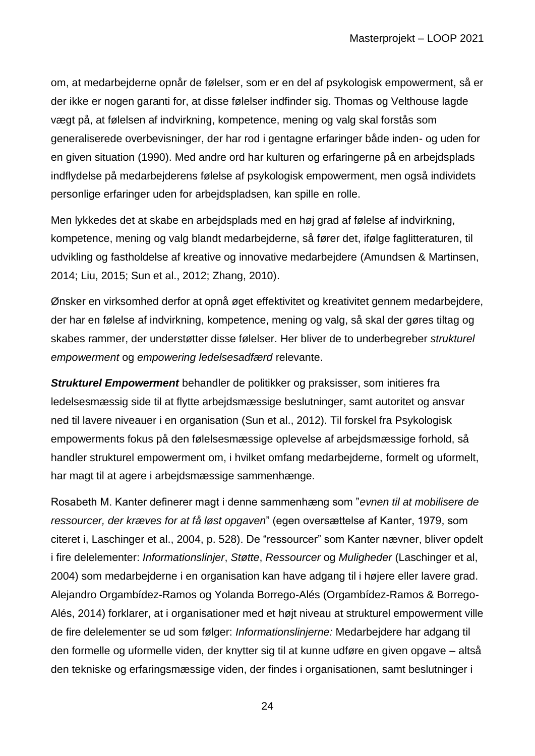om, at medarbejderne opnår de følelser, som er en del af psykologisk empowerment, så er der ikke er nogen garanti for, at disse følelser indfinder sig. Thomas og Velthouse lagde vægt på, at følelsen af indvirkning, kompetence, mening og valg skal forstås som generaliserede overbevisninger, der har rod i gentagne erfaringer både inden- og uden for en given situation (1990). Med andre ord har kulturen og erfaringerne på en arbejdsplads indflydelse på medarbejderens følelse af psykologisk empowerment, men også individets personlige erfaringer uden for arbejdspladsen, kan spille en rolle.

Men lykkedes det at skabe en arbejdsplads med en høj grad af følelse af indvirkning, kompetence, mening og valg blandt medarbejderne, så fører det, ifølge faglitteraturen, til udvikling og fastholdelse af kreative og innovative medarbejdere (Amundsen & Martinsen, 2014; Liu, 2015; Sun et al., 2012; Zhang, 2010).

Ønsker en virksomhed derfor at opnå øget effektivitet og kreativitet gennem medarbejdere, der har en følelse af indvirkning, kompetence, mening og valg, så skal der gøres tiltag og skabes rammer, der understøtter disse følelser. Her bliver de to underbegreber *strukturel empowerment* og *empowering ledelsesadfærd* relevante.

***Strukturel Empowerment*** behandler de politikker og praksisser, som initieres fra ledelsesmæssig side til at flytte arbejdsmæssige beslutninger, samt autoritet og ansvar ned til lavere niveauer i en organisation (Sun et al., 2012). Til forskel fra Psykologisk empowerments fokus på den følelsesmæssige oplevelse af arbejdsmæssige forhold, så handler strukturel empowerment om, i hvilket omfang medarbejderne, formelt og uformelt, har magt til at agere i arbejdsmæssige sammenhænge.

Rosabeth M. Kanter definerer magt i denne sammenhæng som "*evnen til at mobilisere de ressourcer, der kræves for at få løst opgaven*" (egen oversættelse af Kanter, 1979, som citeret i, Laschinger et al., 2004, p. 528). De "ressourcer" som Kanter nævner, bliver opdelt i fire delelementer: *Informationslinjer*, *Støtte*, *Ressourcer* og *Muligheder* (Laschinger et al, 2004) som medarbejderne i en organisation kan have adgang til i højere eller lavere grad. Alejandro Orgambídez-Ramos og Yolanda Borrego-Alés (Orgambídez-Ramos & Borrego-Alés, 2014) forklarer, at i organisationer med et højt niveau at strukturel empowerment ville de fire delelementer se ud som følger: *Informationslinjerne:* Medarbejdere har adgang til den formelle og uformelle viden, der knytter sig til at kunne udføre en given opgave – altså den tekniske og erfaringsmæssige viden, der findes i organisationen, samt beslutninger i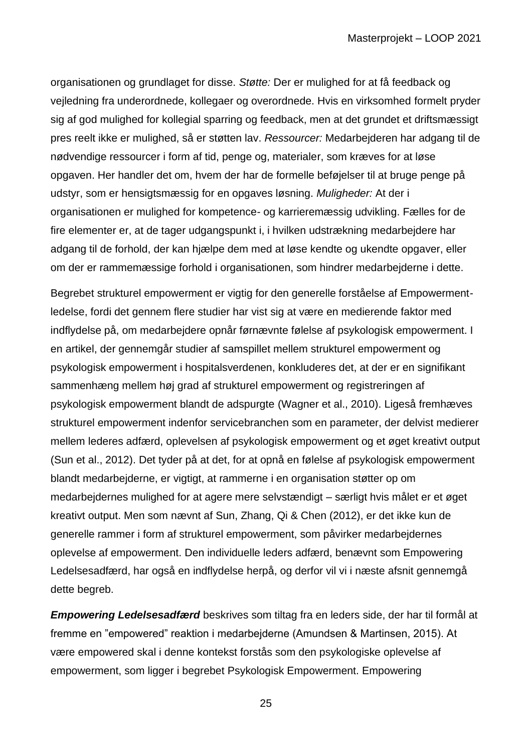organisationen og grundlaget for disse. *Støtte:* Der er mulighed for at få feedback og vejledning fra underordnede, kollegaer og overordnede. Hvis en virksomhed formelt pryder sig af god mulighed for kollegial sparring og feedback, men at det grundet et driftsmæssigt pres reelt ikke er mulighed, så er støtten lav. *Ressourcer:* Medarbejderen har adgang til de nødvendige ressourcer i form af tid, penge og, materialer, som kræves for at løse opgaven. Her handler det om, hvem der har de formelle beføjelser til at bruge penge på udstyr, som er hensigtsmæssig for en opgaves løsning. *Muligheder:* At der i organisationen er mulighed for kompetence- og karrieremæssig udvikling. Fælles for de fire elementer er, at de tager udgangspunkt i, i hvilken udstrækning medarbejdere har adgang til de forhold, der kan hjælpe dem med at løse kendte og ukendte opgaver, eller om der er rammemæssige forhold i organisationen, som hindrer medarbejderne i dette.

Begrebet strukturel empowerment er vigtig for den generelle forståelse af Empowerment-ledelse, fordi det gennem flere studier har vist sig at være en medierende faktor med indflydelse på, om medarbejdere opnår førnævnte følelse af psykologisk empowerment. I en artikel, der gennemgår studier af samspillet mellem strukturel empowerment og psykologisk empowerment i hospitalsverdenen, konkluderes det, at der er en signifikant sammenhæng mellem høj grad af strukturel empowerment og registreringen af psykologisk empowerment blandt de adspurgte (Wagner et al., 2010). Ligeså fremhæves strukturel empowerment indenfor servicebranchen som en parameter, der delvist medierer mellem lederes adfærd, oplevelsen af psykologisk empowerment og et øget kreativt output (Sun et al., 2012). Det tyder på at det, for at opnå en følelse af psykologisk empowerment blandt medarbejderne, er vigtigt, at rammerne i en organisation støtter op om medarbejdernes mulighed for at agere mere selvstændigt – særligt hvis målet er et øget kreativt output. Men som nævnt af Sun, Zhang, Qi & Chen (2012), er det ikke kun de generelle rammer i form af strukturel empowerment, som påvirker medarbejdernes oplevelse af empowerment. Den individuelle leders adfærd, benævnt som Empowering Ledelsesadfærd, har også en indflydelse herpå, og derfor vil vi i næste afsnit gennemgå dette begreb.

***Empowering Ledelsesadfærd*** beskrives som tiltag fra en leders side, der har til formål at fremme en "empowered" reaktion i medarbejderne (Amundsen & Martinsen, 2015). At være empowered skal i denne kontekst forstås som den psykologiske oplevelse af empowerment, som ligger i begrebet Psykologisk Empowerment. Empowering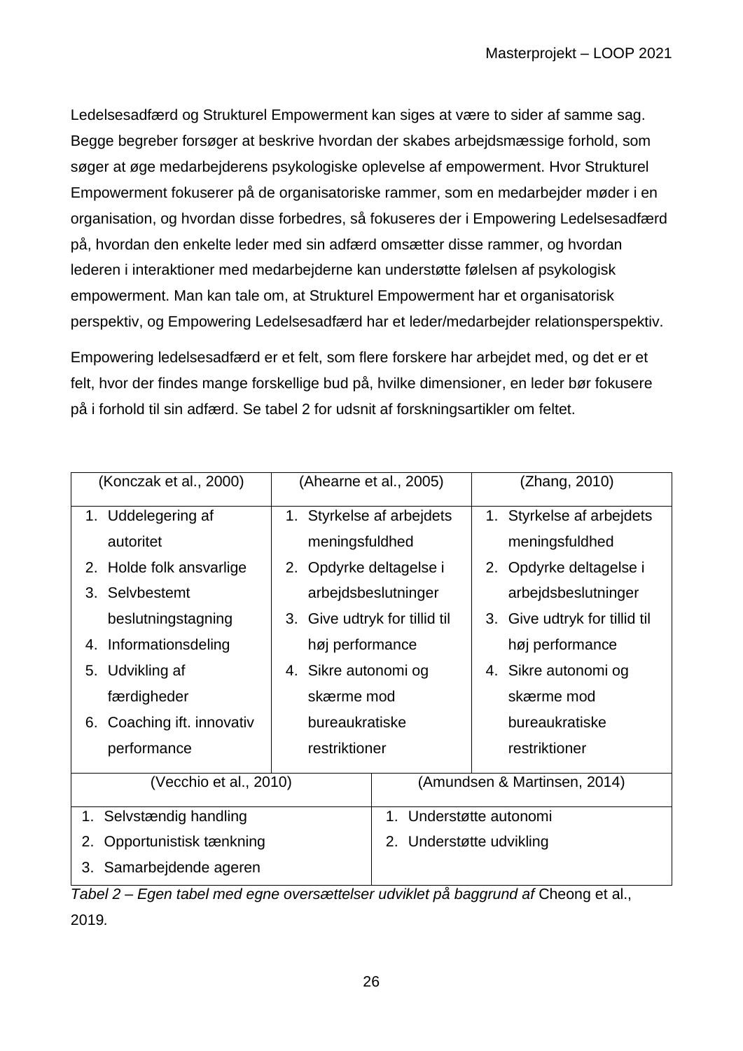Ledelsesadfærd og Strukturel Empowerment kan siges at være to sider af samme sag. Begge begreber forsøger at beskrive hvordan der skabes arbejdsmæssige forhold, som søger at øge medarbejderens psykologiske oplevelse af empowerment. Hvor Strukturel Empowerment fokuserer på de organisatoriske rammer, som en medarbejder møder i en organisation, og hvordan disse forbedres, så fokuseres der i Empowering Ledelsesadfærd på, hvordan den enkelte leder med sin adfærd omsætter disse rammer, og hvordan lederen i interaktioner med medarbejderne kan understøtte følelsen af psykologisk empowerment. Man kan tale om, at Strukturel Empowerment har et organisatorisk perspektiv, og Empowering Ledelsesadfærd har et leder/medarbejder relationsperspektiv.

Empowering ledelsesadfærd er et felt, som flere forskere har arbejdet med, og det er et felt, hvor der findes mange forskellige bud på, hvilke dimensioner, en leder bør fokusere på i forhold til sin adfærd. Se tabel 2 for udsnit af forskningsartikler om feltet.

| (Konczak et al., 2000) | (Ahearne et al., 2005) | (Zhang, 2010) |
|---|---|---|
| 1. Uddelegering af autoritet<br>2. Holde folk ansvarlige<br>3. Selvbestemt beslutningstagning<br>4. Informationsdeling<br>5. Udvikling af færdigheder<br>6. Coaching ift. innovativ performance | 1. Styrkelse af arbejdets meningsfuldhed<br>2. Opdyrke deltagelse i arbejdsbeslutninger<br>3. Give udtryk for tillid til høj performance<br>4. Sikre autonomi og skærme mod bureaukratiske restriktioner | 1. Styrkelse af arbejdets meningsfuldhed<br>2. Opdyrke deltagelse i arbejdsbeslutninger<br>3. Give udtryk for tillid til høj performance<br>4. Sikre autonomi og skærme mod bureaukratiske restriktioner |

| (Vecchio et al., 2010) | (Amundsen & Martinsen, 2014) |
|---|---|
| 1. Selvstændig handling<br>2. Opportunistisk tænkning<br>3. Samarbejdende ageren | 1. Understøtte autonomi<br>2. Understøtte udvikling |

*Tabel 2 – Egen tabel med egne oversættelser udviklet på baggrund af* Cheong et al., 2019*.*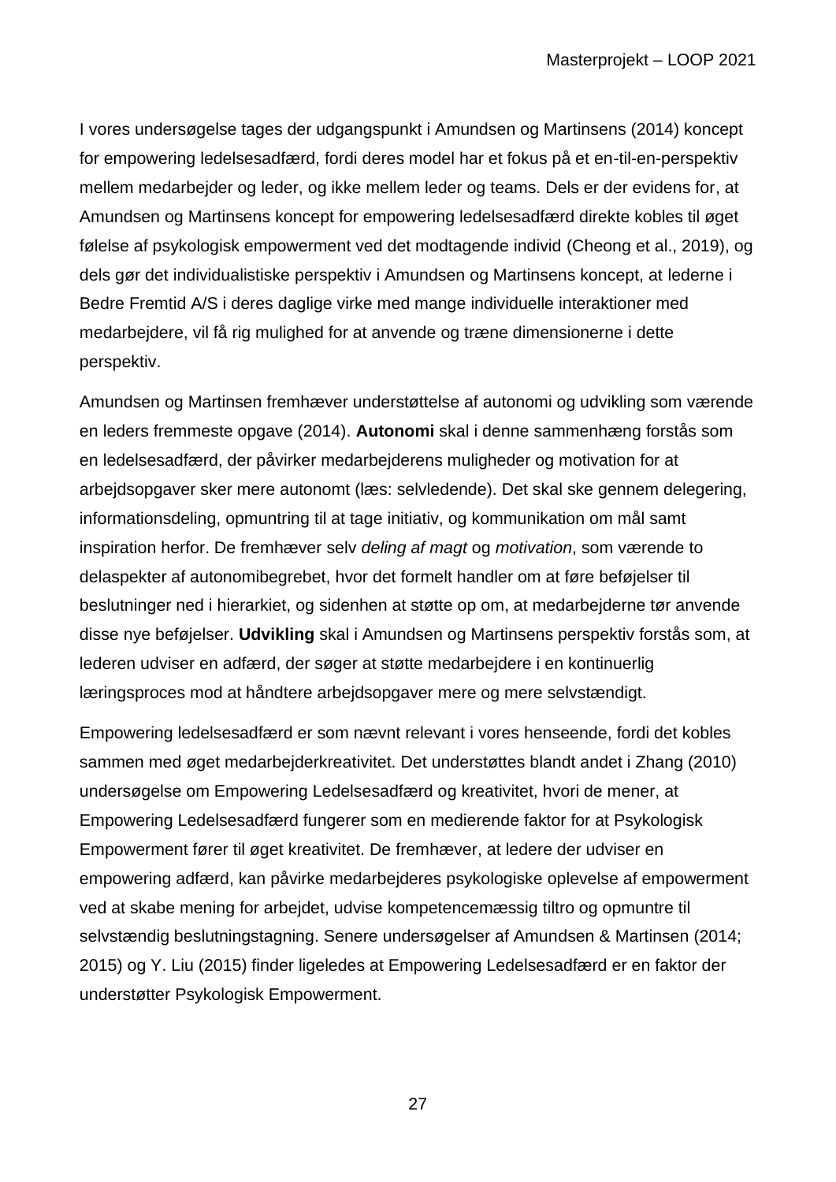I vores undersøgelse tages der udgangspunkt i Amundsen og Martinsens (2014) koncept for empowering ledelsesadfærd, fordi deres model har et fokus på et en-til-en-perspektiv mellem medarbejder og leder, og ikke mellem leder og teams. Dels er der evidens for, at Amundsen og Martinsens koncept for empowering ledelsesadfærd direkte kobles til øget følelse af psykologisk empowerment ved det modtagende individ (Cheong et al., 2019), og dels gør det individualistiske perspektiv i Amundsen og Martinsens koncept, at lederne i Bedre Fremtid A/S i deres daglige virke med mange individuelle interaktioner med medarbejdere, vil få rig mulighed for at anvende og træne dimensionerne i dette perspektiv.

Amundsen og Martinsen fremhæver understøttelse af autonomi og udvikling som værende en leders fremmeste opgave (2014). **Autonomi** skal i denne sammenhæng forstås som en ledelsesadfærd, der påvirker medarbejderens muligheder og motivation for at arbejdsopgaver sker mere autonomt (læs: selvledende). Det skal ske gennem delegering, informationsdeling, opmuntring til at tage initiativ, og kommunikation om mål samt inspiration herfor. De fremhæver selv *deling af magt* og *motivation*, som værende to delaspekter af autonomibegrebet, hvor det formelt handler om at føre beføjelser til beslutninger ned i hierarkiet, og sidenhen at støtte op om, at medarbejderne tør anvende disse nye beføjelser. **Udvikling** skal i Amundsen og Martinsens perspektiv forstås som, at lederen udviser en adfærd, der søger at støtte medarbejdere i en kontinuerlig læringsproces mod at håndtere arbejdsopgaver mere og mere selvstændigt.

Empowering ledelsesadfærd er som nævnt relevant i vores henseende, fordi det kobles sammen med øget medarbejderkreativitet. Det understøttes blandt andet i Zhang (2010) undersøgelse om Empowering Ledelsesadfærd og kreativitet, hvori de mener, at Empowering Ledelsesadfærd fungerer som en medierende faktor for at Psykologisk Empowerment fører til øget kreativitet. De fremhæver, at ledere der udviser en empowering adfærd, kan påvirke medarbejderes psykologiske oplevelse af empowerment ved at skabe mening for arbejdet, udvise kompetencemæssig tiltro og opmuntre til selvstændig beslutningstagning. Senere undersøgelser af Amundsen & Martinsen (2014; 2015) og Y. Liu (2015) finder ligeledes at Empowering Ledelsesadfærd er en faktor der understøtter Psykologisk Empowerment.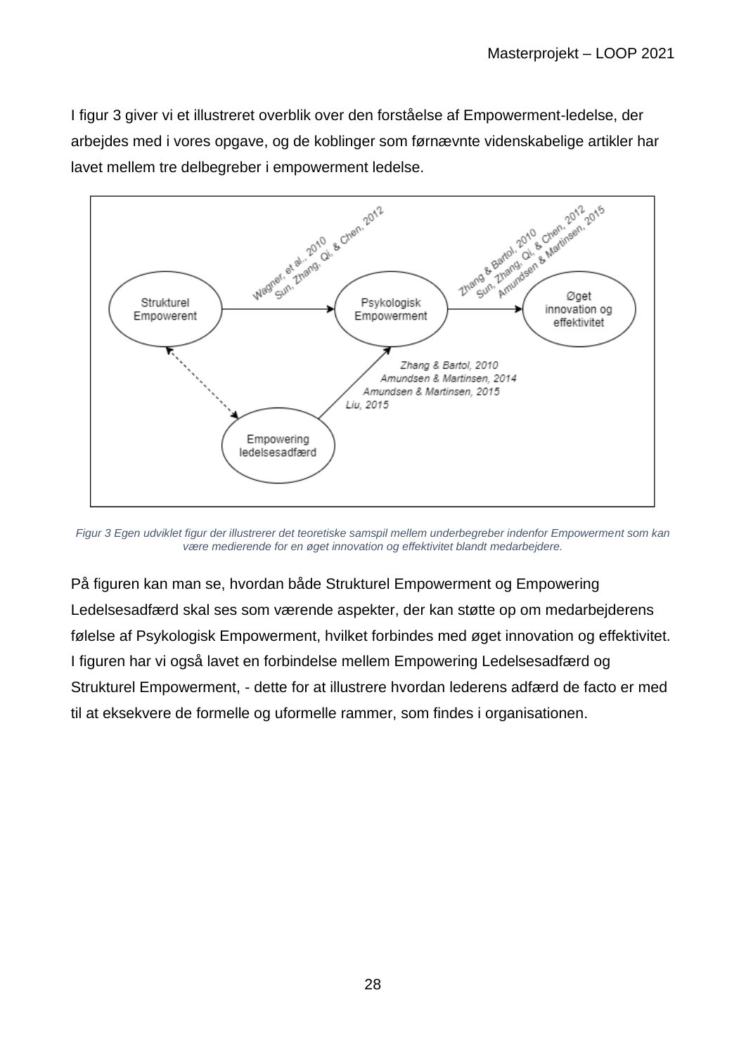I figur 3 giver vi et illustreret overblik over den forståelse af Empowerment-ledelse, der arbejdes med i vores opgave, og de koblinger som førnævnte videnskabelige artikler har lavet mellem tre delbegreber i empowerment ledelse.

*Figur 3 Egen udviklet figur der illustrerer det teoretiske samspil mellem underbegreber indenfor Empowerment som kan være medierende for en øget innovation og effektivitet blandt medarbejdere.*

På figuren kan man se, hvordan både Strukturel Empowerment og Empowering Ledelsesadfærd skal ses som værende aspekter, der kan støtte op om medarbejderens følelse af Psykologisk Empowerment, hvilket forbindes med øget innovation og effektivitet. I figuren har vi også lavet en forbindelse mellem Empowering Ledelsesadfærd og Strukturel Empowerment, - dette for at illustrere hvordan lederens adfærd de facto er med til at eksekvere de formelle og uformelle rammer, som findes i organisationen.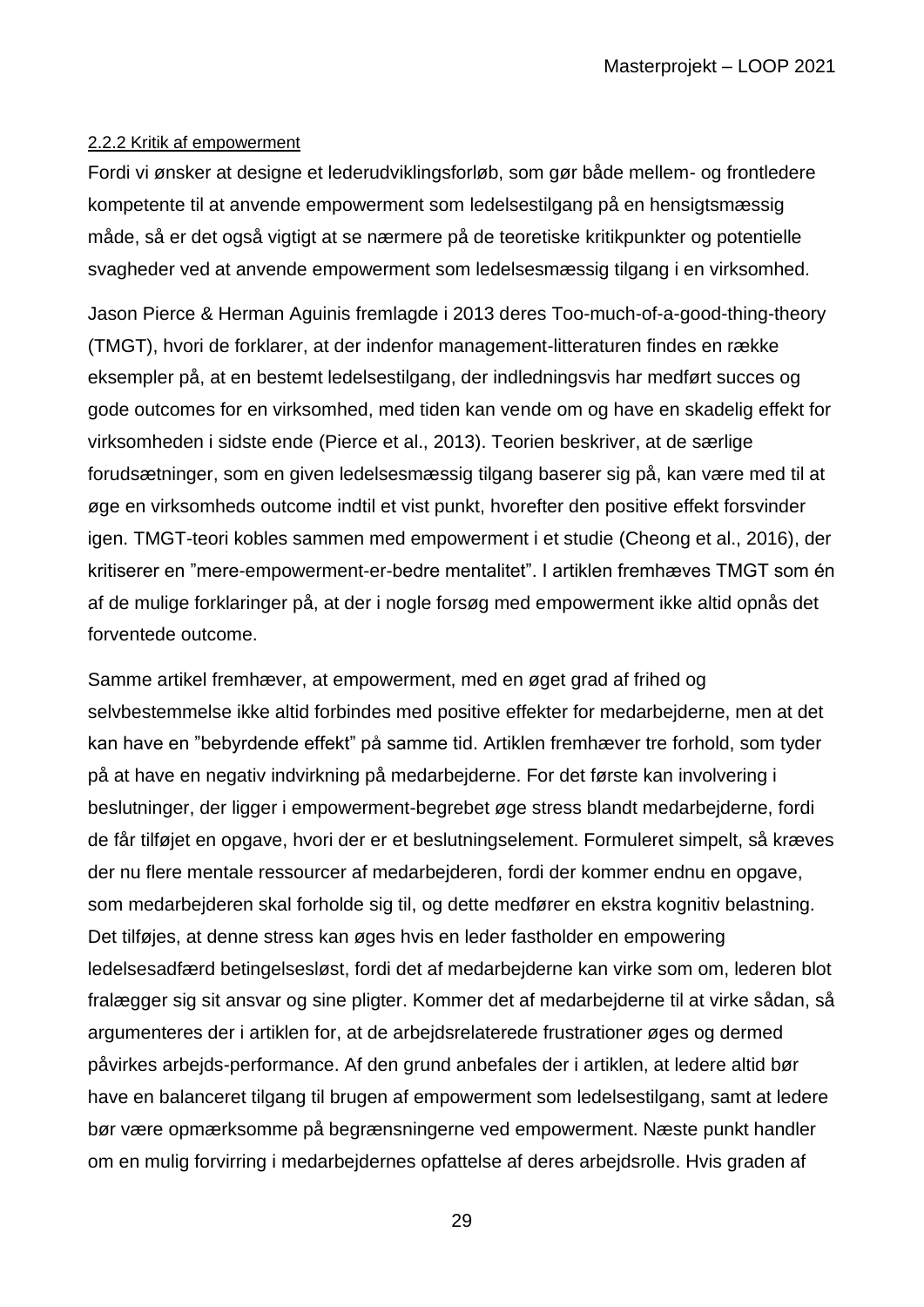### 2.2.2 Kritik af empowerment

Fordi vi ønsker at designe et lederudviklingsforløb, som gør både mellem- og frontledere kompetente til at anvende empowerment som ledelsestilgang på en hensigtsmæssig måde, så er det også vigtigt at se nærmere på de teoretiske kritikpunkter og potentielle svagheder ved at anvende empowerment som ledelsesmæssig tilgang i en virksomhed.

Jason Pierce & Herman Aguinis fremlagde i 2013 deres Too-much-of-a-good-thing-theory (TMGT), hvori de forklarer, at der indenfor management-litteraturen findes en række eksempler på, at en bestemt ledelsestilgang, der indledningsvis har medført succes og gode outcomes for en virksomhed, med tiden kan vende om og have en skadelig effekt for virksomheden i sidste ende (Pierce et al., 2013). Teorien beskriver, at de særlige forudsætninger, som en given ledelsesmæssig tilgang baserer sig på, kan være med til at øge en virksomheds outcome indtil et vist punkt, hvorefter den positive effekt forsvinder igen. TMGT-teori kobles sammen med empowerment i et studie (Cheong et al., 2016), der kritiserer en "mere-empowerment-er-bedre mentalitet". I artiklen fremhæves TMGT som én af de mulige forklaringer på, at der i nogle forsøg med empowerment ikke altid opnås det forventede outcome.

Samme artikel fremhæver, at empowerment, med en øget grad af frihed og selvbestemmelse ikke altid forbindes med positive effekter for medarbejderne, men at det kan have en "bebyrdende effekt" på samme tid. Artiklen fremhæver tre forhold, som tyder på at have en negativ indvirkning på medarbejderne. For det første kan involvering i beslutninger, der ligger i empowerment-begrebet øge stress blandt medarbejderne, fordi de får tilføjet en opgave, hvori der er et beslutningselement. Formuleret simpelt, så kræves der nu flere mentale ressourcer af medarbejderen, fordi der kommer endnu en opgave, som medarbejderen skal forholde sig til, og dette medfører en ekstra kognitiv belastning. Det tilføjes, at denne stress kan øges hvis en leder fastholder en empowering ledelsesadfærd betingelsesløst, fordi det af medarbejderne kan virke som om, lederen blot fralægger sig sit ansvar og sine pligter. Kommer det af medarbejderne til at virke sådan, så argumenteres der i artiklen for, at de arbejdsrelaterede frustrationer øges og dermed påvirkes arbejds-performance. Af den grund anbefales der i artiklen, at ledere altid bør have en balanceret tilgang til brugen af empowerment som ledelsestilgang, samt at ledere bør være opmærksomme på begrænsningerne ved empowerment. Næste punkt handler om en mulig forvirring i medarbejdernes opfattelse af deres arbejdsrolle. Hvis graden af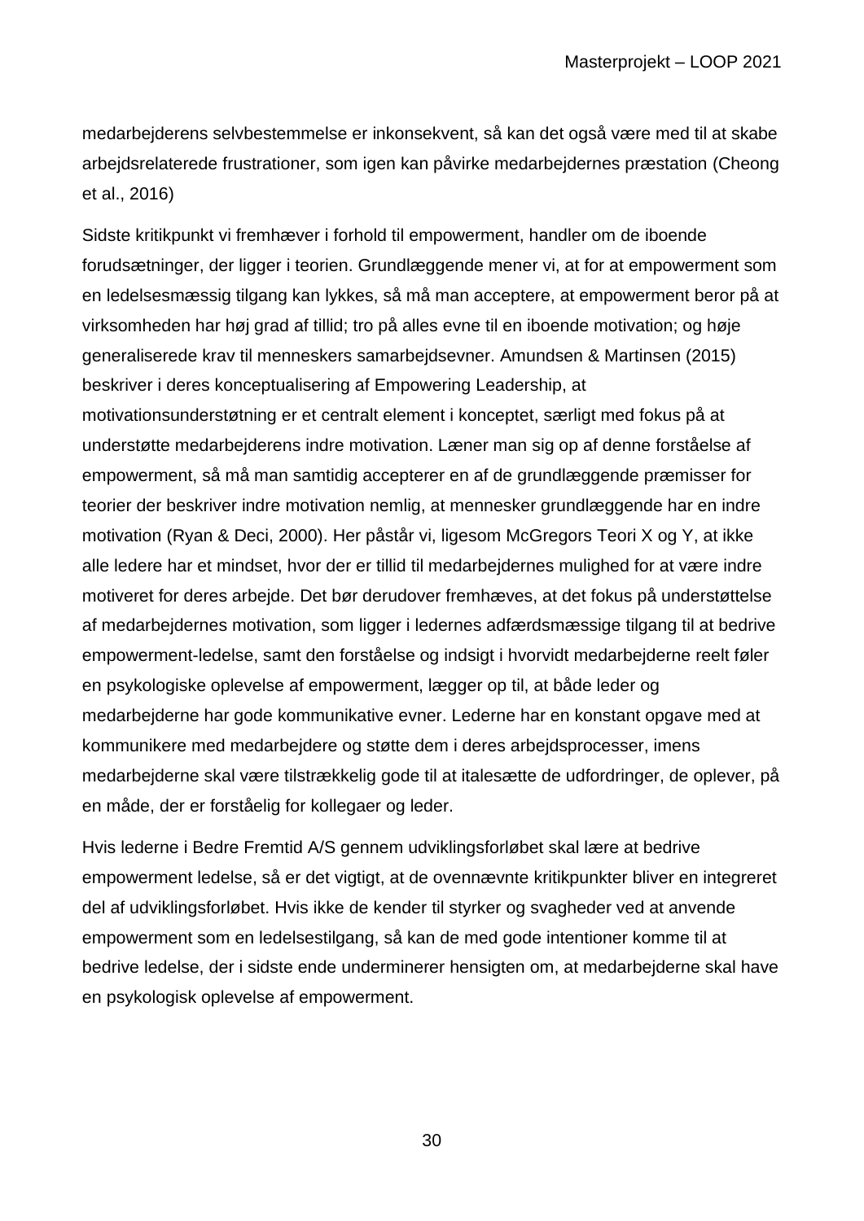medarbejderens selvbestemmelse er inkonsekvent, så kan det også være med til at skabe arbejdsrelaterede frustrationer, som igen kan påvirke medarbejdernes præstation (Cheong et al., 2016)

Sidste kritikpunkt vi fremhæver i forhold til empowerment, handler om de iboende forudsætninger, der ligger i teorien. Grundlæggende mener vi, at for at empowerment som en ledelsesmæssig tilgang kan lykkes, så må man acceptere, at empowerment beror på at virksomheden har høj grad af tillid; tro på alles evne til en iboende motivation; og høje generaliserede krav til menneskers samarbejdsevner. Amundsen & Martinsen (2015) beskriver i deres konceptualisering af Empowering Leadership, at motivationsunderstøtning er et centralt element i konceptet, særligt med fokus på at understøtte medarbejderens indre motivation. Læner man sig op af denne forståelse af empowerment, så må man samtidig accepterer en af de grundlæggende præmisser for teorier der beskriver indre motivation nemlig, at mennesker grundlæggende har en indre motivation (Ryan & Deci, 2000). Her påstår vi, ligesom McGregors Teori X og Y, at ikke alle ledere har et mindset, hvor der er tillid til medarbejdernes mulighed for at være indre motiveret for deres arbejde. Det bør derudover fremhæves, at det fokus på understøttelse af medarbejdernes motivation, som ligger i ledernes adfærdsmæssige tilgang til at bedrive empowerment-ledelse, samt den forståelse og indsigt i hvorvidt medarbejderne reelt føler en psykologiske oplevelse af empowerment, lægger op til, at både leder og medarbejderne har gode kommunikative evner. Lederne har en konstant opgave med at kommunikere med medarbejdere og støtte dem i deres arbejdsprocesser, imens medarbejderne skal være tilstrækkelig gode til at italesætte de udfordringer, de oplever, på en måde, der er forståelig for kollegaer og leder.

Hvis lederne i Bedre Fremtid A/S gennem udviklingsforløbet skal lære at bedrive empowerment ledelse, så er det vigtigt, at de ovennævnte kritikpunkter bliver en integreret del af udviklingsforløbet. Hvis ikke de kender til styrker og svagheder ved at anvende empowerment som en ledelsestilgang, så kan de med gode intentioner komme til at bedrive ledelse, der i sidste ende underminerer hensigten om, at medarbejderne skal have en psykologisk oplevelse af empowerment.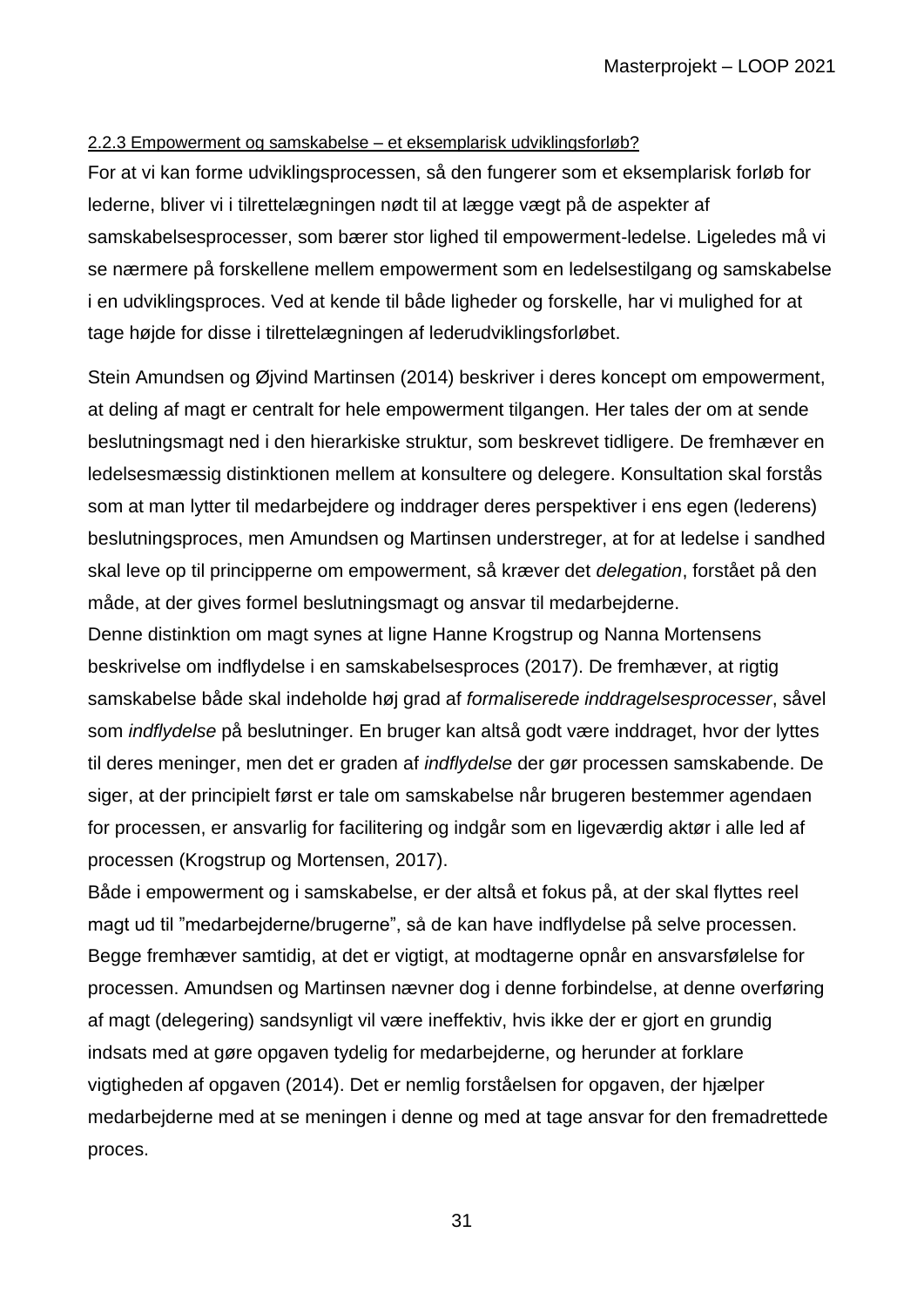### 2.2.3 Empowerment og samskabelse – et eksemplarisk udviklingsforløb?

For at vi kan forme udviklingsprocessen, så den fungerer som et eksemplarisk forløb for lederne, bliver vi i tilrettelægningen nødt til at lægge vægt på de aspekter af samskabelsesprocesser, som bærer stor lighed til empowerment-ledelse. Ligeledes må vi se nærmere på forskellene mellem empowerment som en ledelsestilgang og samskabelse i en udviklingsproces. Ved at kende til både ligheder og forskelle, har vi mulighed for at tage højde for disse i tilrettelægningen af lederudviklingsforløbet.

Stein Amundsen og Øjvind Martinsen (2014) beskriver i deres koncept om empowerment, at deling af magt er centralt for hele empowerment tilgangen. Her tales der om at sende beslutningsmagt ned i den hierarkiske struktur, som beskrevet tidligere. De fremhæver en ledelsesmæssig distinktionen mellem at konsultere og delegere. Konsultation skal forstås som at man lytter til medarbejdere og inddrager deres perspektiver i ens egen (lederens) beslutningsproces, men Amundsen og Martinsen understreger, at for at ledelse i sandhed skal leve op til principperne om empowerment, så kræver det *delegation*, forstået på den måde, at der gives formel beslutningsmagt og ansvar til medarbejderne.
Denne distinktion om magt synes at ligne Hanne Krogstrup og Nanna Mortensens beskrivelse om indflydelse i en samskabelsesproces (2017). De fremhæver, at rigtig samskabelse både skal indeholde høj grad af *formaliserede inddragelsesprocesser*, såvel som *indflydelse* på beslutninger. En bruger kan altså godt være inddraget, hvor der lyttes til deres meninger, men det er graden af *indflydelse* der gør processen samskabende. De siger, at der principielt først er tale om samskabelse når brugeren bestemmer agendaen for processen, er ansvarlig for facilitering og indgår som en ligeværdig aktør i alle led af processen (Krogstrup og Mortensen, 2017).
Både i empowerment og i samskabelse, er der altså et fokus på, at der skal flyttes reel magt ud til "medarbejderne/brugerne", så de kan have indflydelse på selve processen. Begge fremhæver samtidig, at det er vigtigt, at modtagerne opnår en ansvarsfølelse for processen. Amundsen og Martinsen nævner dog i denne forbindelse, at denne overføring af magt (delegering) sandsynligt vil være ineffektiv, hvis ikke der er gjort en grundig indsats med at gøre opgaven tydelig for medarbejderne, og herunder at forklare vigtigheden af opgaven (2014). Det er nemlig forståelsen for opgaven, der hjælper medarbejderne med at se meningen i denne og med at tage ansvar for den fremadrettede proces.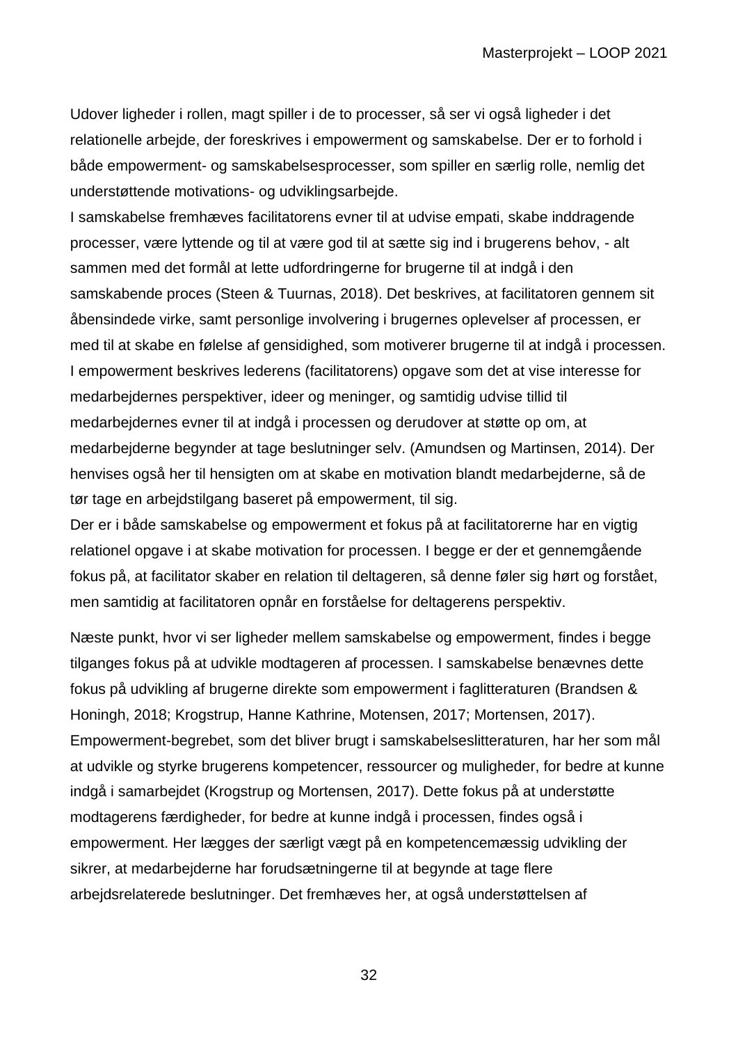Udover ligheder i rollen, magt spiller i de to processer, så ser vi også ligheder i det relationelle arbejde, der foreskrives i empowerment og samskabelse. Der er to forhold i både empowerment- og samskabelsesprocesser, som spiller en særlig rolle, nemlig det understøttende motivations- og udviklingsarbejde.
I samskabelse fremhæves facilitatorens evner til at udvise empati, skabe inddragende processer, være lyttende og til at være god til at sætte sig ind i brugerens behov, - alt sammen med det formål at lette udfordringerne for brugerne til at indgå i den samskabende proces (Steen & Tuurnas, 2018). Det beskrives, at facilitatoren gennem sit åbensindede virke, samt personlige involvering i brugernes oplevelser af processen, er med til at skabe en følelse af gensidighed, som motiverer brugerne til at indgå i processen.
I empowerment beskrives lederens (facilitatorens) opgave som det at vise interesse for medarbejdernes perspektiver, ideer og meninger, og samtidig udvise tillid til medarbejdernes evner til at indgå i processen og derudover at støtte op om, at medarbejderne begynder at tage beslutninger selv. (Amundsen og Martinsen, 2014). Der henvises også her til hensigten om at skabe en motivation blandt medarbejderne, så de tør tage en arbejdstilgang baseret på empowerment, til sig.
Der er i både samskabelse og empowerment et fokus på at facilitatorerne har en vigtig relationel opgave i at skabe motivation for processen. I begge er der et gennemgående fokus på, at facilitator skaber en relation til deltageren, så denne føler sig hørt og forstået, men samtidig at facilitatoren opnår en forståelse for deltagerens perspektiv.

Næste punkt, hvor vi ser ligheder mellem samskabelse og empowerment, findes i begge tilganges fokus på at udvikle modtageren af processen. I samskabelse benævnes dette fokus på udvikling af brugerne direkte som empowerment i faglitteraturen (Brandsen & Honingh, 2018; Krogstrup, Hanne Kathrine, Motensen, 2017; Mortensen, 2017). Empowerment-begrebet, som det bliver brugt i samskabelseslitteraturen, har her som mål at udvikle og styrke brugerens kompetencer, ressourcer og muligheder, for bedre at kunne indgå i samarbejdet (Krogstrup og Mortensen, 2017). Dette fokus på at understøtte modtagerens færdigheder, for bedre at kunne indgå i processen, findes også i empowerment. Her lægges der særligt vægt på en kompetencemæssig udvikling der sikrer, at medarbejderne har forudsætningerne til at begynde at tage flere arbejdsrelaterede beslutninger. Det fremhæves her, at også understøttelsen af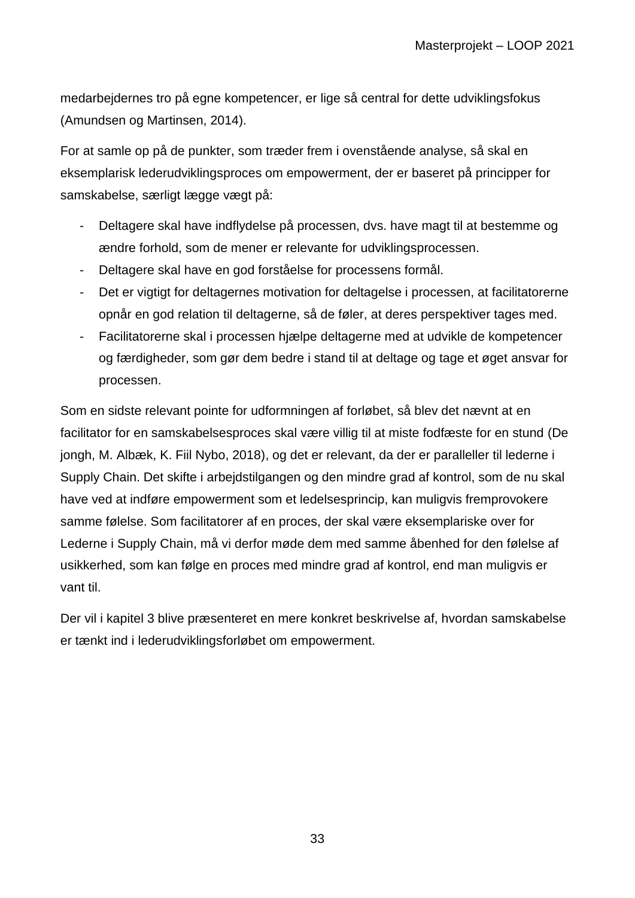medarbejdernes tro på egne kompetencer, er lige så central for dette udviklingsfokus (Amundsen og Martinsen, 2014).

For at samle op på de punkter, som træder frem i ovenstående analyse, så skal en eksemplarisk lederudviklingsproces om empowerment, der er baseret på principper for samskabelse, særligt lægge vægt på:

- Deltagere skal have indflydelse på processen, dvs. have magt til at bestemme og ændre forhold, som de mener er relevante for udviklingsprocessen.
- Deltagere skal have en god forståelse for processens formål.
- Det er vigtigt for deltagernes motivation for deltagelse i processen, at facilitatorerne opnår en god relation til deltagerne, så de føler, at deres perspektiver tages med.
- Facilitatorerne skal i processen hjælpe deltagerne med at udvikle de kompetencer og færdigheder, som gør dem bedre i stand til at deltage og tage et øget ansvar for processen.

Som en sidste relevant pointe for udformningen af forløbet, så blev det nævnt at en facilitator for en samskabelsesproces skal være villig til at miste fodfæste for en stund (De jongh, M. Albæk, K. Fiil Nybo, 2018), og det er relevant, da der er paralleller til lederne i Supply Chain. Det skifte i arbejdstilgangen og den mindre grad af kontrol, som de nu skal have ved at indføre empowerment som et ledelsesprincip, kan muligvis fremprovokere samme følelse. Som facilitatorer af en proces, der skal være eksemplariske over for Lederne i Supply Chain, må vi derfor møde dem med samme åbenhed for den følelse af usikkerhed, som kan følge en proces med mindre grad af kontrol, end man muligvis er vant til.

Der vil i kapitel 3 blive præsenteret en mere konkret beskrivelse af, hvordan samskabelse er tænkt ind i lederudviklingsforløbet om empowerment.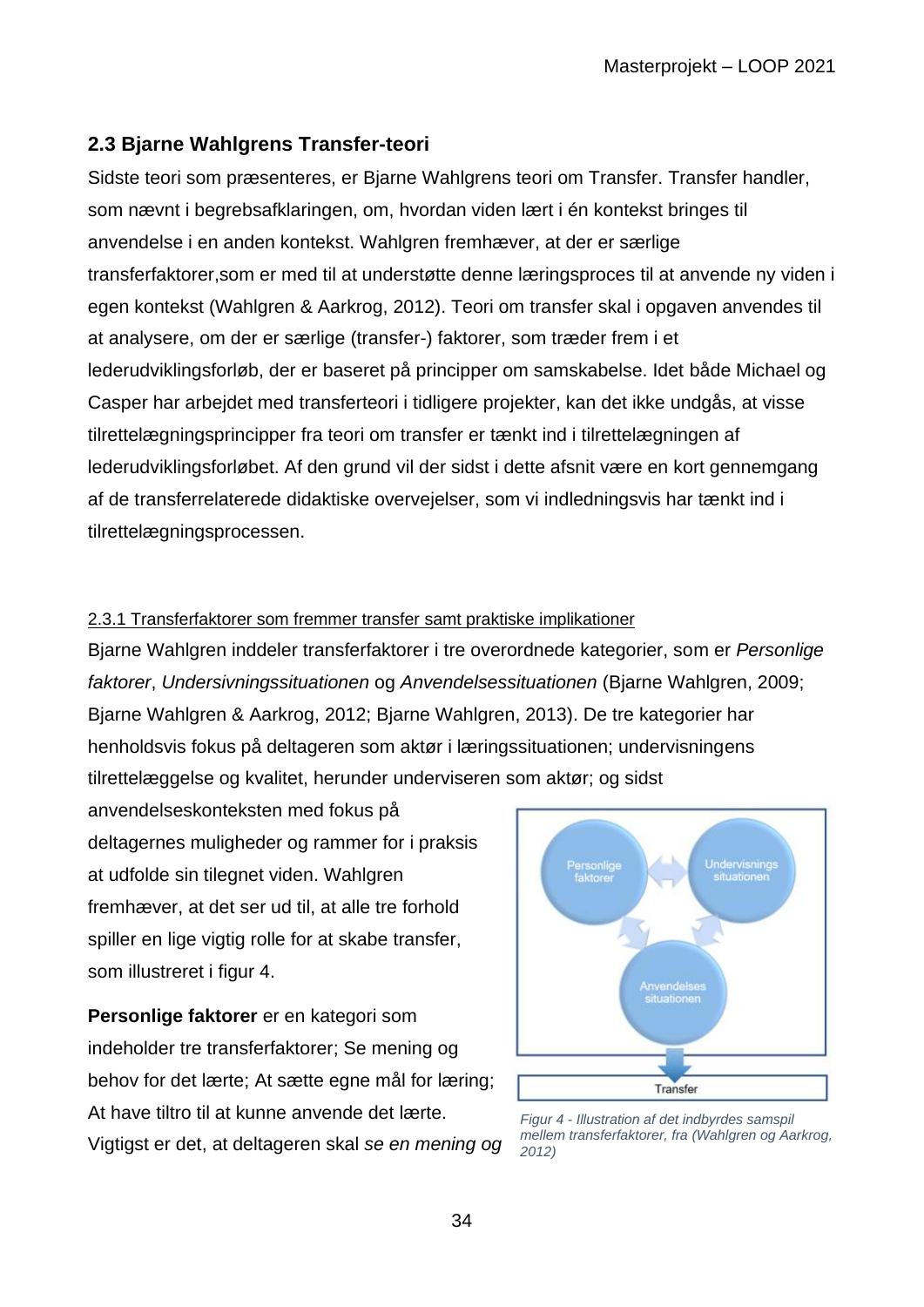## 2.3 Bjarne Wahlgrens Transfer-teori

Sidste teori som præsenteres, er Bjarne Wahlgrens teori om Transfer. Transfer handler, som nævnt i begrebsafklaringen, om, hvordan viden lært i én kontekst bringes til anvendelse i en anden kontekst. Wahlgren fremhæver, at der er særlige transferfaktorer,som er med til at understøtte denne læringsproces til at anvende ny viden i egen kontekst (Wahlgren & Aarkrog, 2012). Teori om transfer skal i opgaven anvendes til at analysere, om der er særlige (transfer-) faktorer, som træder frem i et lederudviklingsforløb, der er baseret på principper om samskabelse. Idet både Michael og Casper har arbejdet med transferteori i tidligere projekter, kan det ikke undgås, at visse tilrettelægningsprincipper fra teori om transfer er tænkt ind i tilrettelægningen af lederudviklingsforløbet. Af den grund vil der sidst i dette afsnit være en kort gennemgang af de transferrelaterede didaktiske overvejelser, som vi indledningsvis har tænkt ind i tilrettelægningsprocessen.

### 2.3.1 Transferfaktorer som fremmer transfer samt praktiske implikationer

Bjarne Wahlgren inddeler transferfaktorer i tre overordnede kategorier, som er *Personlige faktorer*, *Undersivningssituationen* og *Anvendelsessituationen* (Bjarne Wahlgren, 2009; Bjarne Wahlgren & Aarkrog, 2012; Bjarne Wahlgren, 2013). De tre kategorier har henholdsvis fokus på deltageren som aktør i læringssituationen; undervisningens tilrettelæggelse og kvalitet, herunder underviseren som aktør; og sidst anvendelseskonteksten med fokus på deltagernes muligheder og rammer for i praksis at udfolde sin tilegnet viden. Wahlgren fremhæver, at det ser ud til, at alle tre forhold spiller en lige vigtig rolle for at skabe transfer, som illustreret i figur 4.

*Figur 4 - Illustration af det indbyrdes samspil mellem transferfaktorer, fra (Wahlgren og Aarkrog, 2012)*

**Personlige faktorer** er en kategori som indeholder tre transferfaktorer; Se mening og behov for det lærte; At sætte egne mål for læring; At have tiltro til at kunne anvende det lærte. Vigtigst er det, at deltageren skal *se en mening og*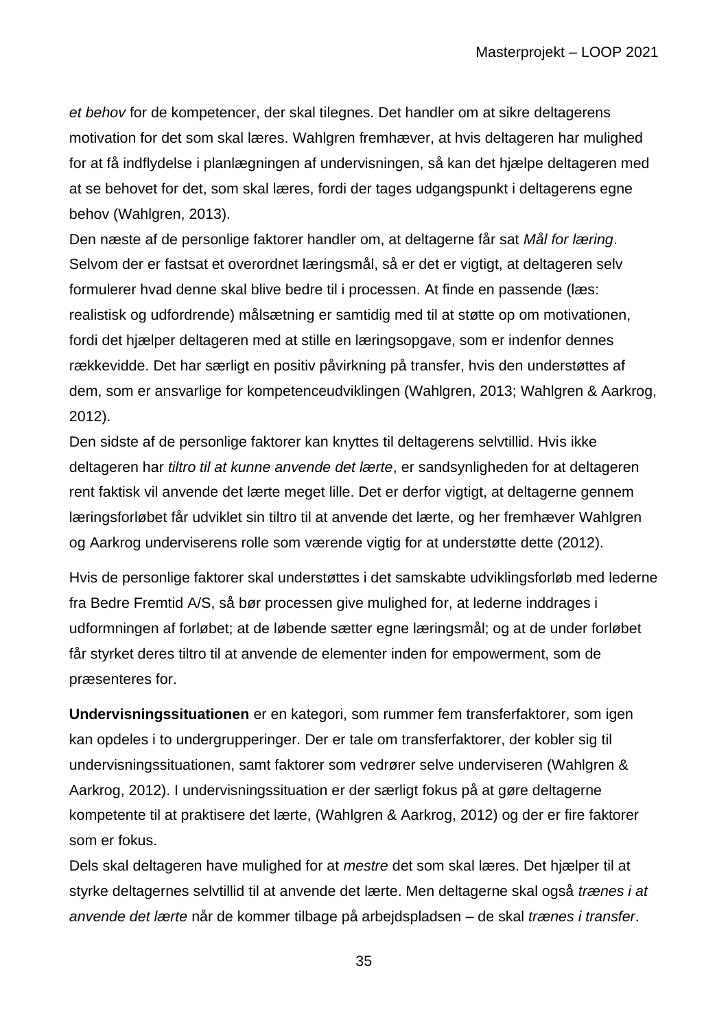*et behov* for de kompetencer, der skal tilegnes. Det handler om at sikre deltagerens motivation for det som skal læres. Wahlgren fremhæver, at hvis deltageren har mulighed for at få indflydelse i planlægningen af undervisningen, så kan det hjælpe deltageren med at se behovet for det, som skal læres, fordi der tages udgangspunkt i deltagerens egne behov (Wahlgren, 2013).
Den næste af de personlige faktorer handler om, at deltagerne får sat *Mål for læring*. Selvom der er fastsat et overordnet læringsmål, så er det er vigtigt, at deltageren selv formulerer hvad denne skal blive bedre til i processen. At finde en passende (læs: realistisk og udfordrende) målsætning er samtidig med til at støtte op om motivationen, fordi det hjælper deltageren med at stille en læringsopgave, som er indenfor dennes rækkevidde. Det har særligt en positiv påvirkning på transfer, hvis den understøttes af dem, som er ansvarlige for kompetenceudviklingen (Wahlgren, 2013; Wahlgren & Aarkrog, 2012).
Den sidste af de personlige faktorer kan knyttes til deltagerens selvtillid. Hvis ikke deltageren har *tiltro til at kunne anvende det lærte*, er sandsynligheden for at deltageren rent faktisk vil anvende det lærte meget lille. Det er derfor vigtigt, at deltagerne gennem læringsforløbet får udviklet sin tiltro til at anvende det lærte, og her fremhæver Wahlgren og Aarkrog underviserens rolle som værende vigtig for at understøtte dette (2012).

Hvis de personlige faktorer skal understøttes i det samskabte udviklingsforløb med lederne fra Bedre Fremtid A/S, så bør processen give mulighed for, at lederne inddrages i udformningen af forløbet; at de løbende sætter egne læringsmål; og at de under forløbet får styrket deres tiltro til at anvende de elementer inden for empowerment, som de præsenteres for.

**Undervisningssituationen** er en kategori, som rummer fem transferfaktorer, som igen kan opdeles i to undergrupperinger. Der er tale om transferfaktorer, der kobler sig til undervisningssituationen, samt faktorer som vedrører selve underviseren (Wahlgren & Aarkrog, 2012). I undervisningssituation er der særligt fokus på at gøre deltagerne kompetente til at praktisere det lærte, (Wahlgren & Aarkrog, 2012) og der er fire faktorer som er fokus.
Dels skal deltageren have mulighed for at *mestre* det som skal læres. Det hjælper til at styrke deltagernes selvtillid til at anvende det lærte. Men deltagerne skal også *trænes i at anvende det lærte* når de kommer tilbage på arbejdspladsen – de skal *trænes i transfer*.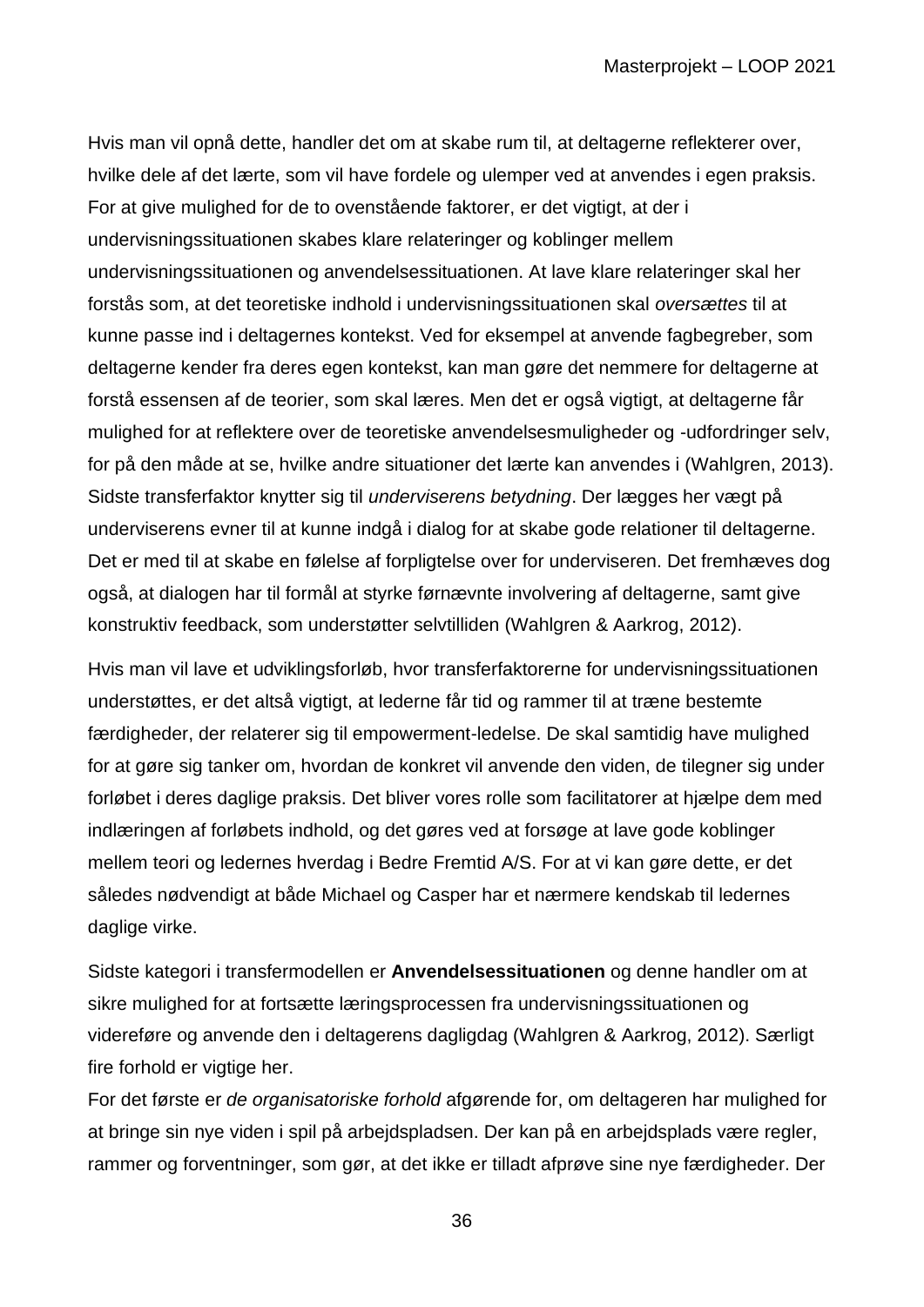Hvis man vil opnå dette, handler det om at skabe rum til, at deltagerne reflekterer over, hvilke dele af det lærte, som vil have fordele og ulemper ved at anvendes i egen praksis. For at give mulighed for de to ovenstående faktorer, er det vigtigt, at der i undervisningssituationen skabes klare relateringer og koblinger mellem undervisningssituationen og anvendelsessituationen. At lave klare relateringer skal her forstås som, at det teoretiske indhold i undervisningssituationen skal *oversættes* til at kunne passe ind i deltagernes kontekst. Ved for eksempel at anvende fagbegreber, som deltagerne kender fra deres egen kontekst, kan man gøre det nemmere for deltagerne at forstå essensen af de teorier, som skal læres. Men det er også vigtigt, at deltagerne får mulighed for at reflektere over de teoretiske anvendelsesmuligheder og -udfordringer selv, for på den måde at se, hvilke andre situationer det lærte kan anvendes i (Wahlgren, 2013). Sidste transferfaktor knytter sig til *underviserens betydning*. Der lægges her vægt på underviserens evner til at kunne indgå i dialog for at skabe gode relationer til deltagerne. Det er med til at skabe en følelse af forpligtelse over for underviseren. Det fremhæves dog også, at dialogen har til formål at styrke førnævnte involvering af deltagerne, samt give konstruktiv feedback, som understøtter selvtilliden (Wahlgren & Aarkrog, 2012).

Hvis man vil lave et udviklingsforløb, hvor transferfaktorerne for undervisningssituationen understøttes, er det altså vigtigt, at lederne får tid og rammer til at træne bestemte færdigheder, der relaterer sig til empowerment-ledelse. De skal samtidig have mulighed for at gøre sig tanker om, hvordan de konkret vil anvende den viden, de tilegner sig under forløbet i deres daglige praksis. Det bliver vores rolle som facilitatorer at hjælpe dem med indlæringen af forløbets indhold, og det gøres ved at forsøge at lave gode koblinger mellem teori og ledernes hverdag i Bedre Fremtid A/S. For at vi kan gøre dette, er det således nødvendigt at både Michael og Casper har et nærmere kendskab til ledernes daglige virke.

Sidste kategori i transfermodellen er **Anvendelsessituationen** og denne handler om at sikre mulighed for at fortsætte læringsprocessen fra undervisningssituationen og videreføre og anvende den i deltagerens dagligdag (Wahlgren & Aarkrog, 2012). Særligt fire forhold er vigtige her.
For det første er *de organisatoriske forhold* afgørende for, om deltageren har mulighed for at bringe sin nye viden i spil på arbejdspladsen. Der kan på en arbejdsplads være regler, rammer og forventninger, som gør, at det ikke er tilladt afprøve sine nye færdigheder. Der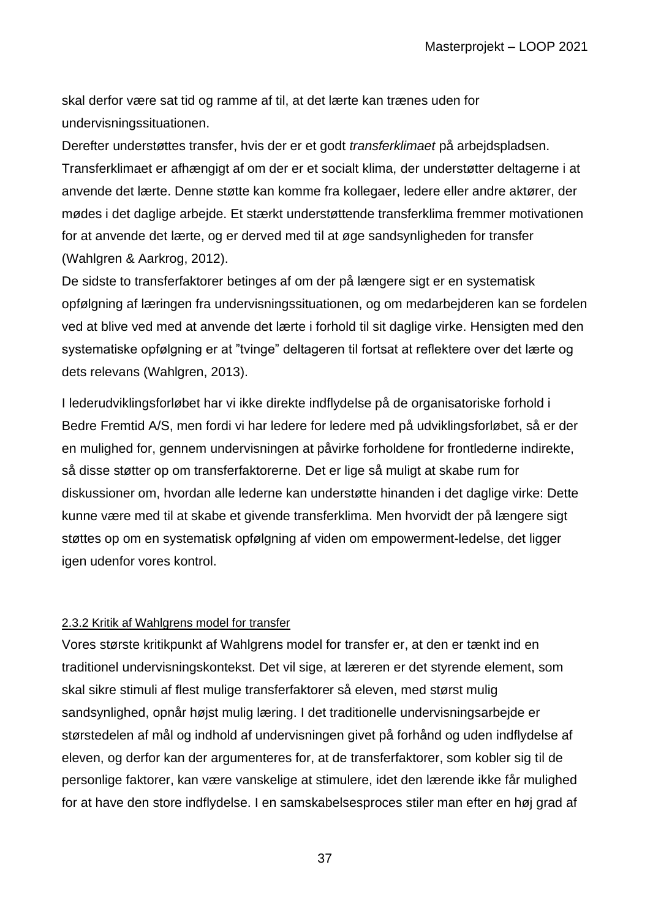skal derfor være sat tid og ramme af til, at det lærte kan trænes uden for undervisningssituationen.

Derefter understøttes transfer, hvis der er et godt *transferklimaet* på arbejdspladsen. Transferklimaet er afhængigt af om der er et socialt klima, der understøtter deltagerne i at anvende det lærte. Denne støtte kan komme fra kollegaer, ledere eller andre aktører, der mødes i det daglige arbejde. Et stærkt understøttende transferklima fremmer motivationen for at anvende det lærte, og er derved med til at øge sandsynligheden for transfer (Wahlgren & Aarkrog, 2012).

De sidste to transferfaktorer betinges af om der på længere sigt er en systematisk opfølgning af læringen fra undervisningssituationen, og om medarbejderen kan se fordelen ved at blive ved med at anvende det lærte i forhold til sit daglige virke. Hensigten med den systematiske opfølgning er at "tvinge" deltageren til fortsat at reflektere over det lærte og dets relevans (Wahlgren, 2013).

I lederudviklingsforløbet har vi ikke direkte indflydelse på de organisatoriske forhold i Bedre Fremtid A/S, men fordi vi har ledere for ledere med på udviklingsforløbet, så er der en mulighed for, gennem undervisningen at påvirke forholdene for frontlederne indirekte, så disse støtter op om transferfaktorerne. Det er lige så muligt at skabe rum for diskussioner om, hvordan alle lederne kan understøtte hinanden i det daglige virke: Dette kunne være med til at skabe et givende transferklima. Men hvorvidt der på længere sigt støttes op om en systematisk opfølgning af viden om empowerment-ledelse, det ligger igen udenfor vores kontrol.

### 2.3.2 Kritik af Wahlgrens model for transfer

Vores største kritikpunkt af Wahlgrens model for transfer er, at den er tænkt ind en traditionel undervisningskontekst. Det vil sige, at læreren er det styrende element, som skal sikre stimuli af flest mulige transferfaktorer så eleven, med størst mulig sandsynlighed, opnår højst mulig læring. I det traditionelle undervisningsarbejde er størstedelen af mål og indhold af undervisningen givet på forhånd og uden indflydelse af eleven, og derfor kan der argumenteres for, at de transferfaktorer, som kobler sig til de personlige faktorer, kan være vanskelige at stimulere, idet den lærende ikke får mulighed for at have den store indflydelse. I en samskabelsesproces stiler man efter en høj grad af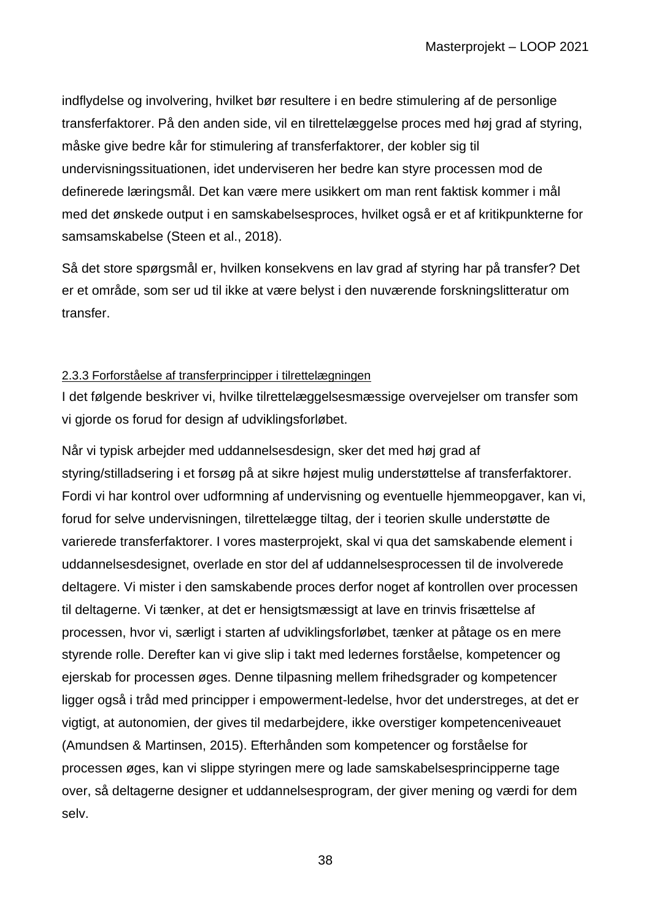indflydelse og involvering, hvilket bør resultere i en bedre stimulering af de personlige transferfaktorer. På den anden side, vil en tilrettelæggelse proces med høj grad af styring, måske give bedre kår for stimulering af transferfaktorer, der kobler sig til undervisningssituationen, idet underviseren her bedre kan styre processen mod de definerede læringsmål. Det kan være mere usikkert om man rent faktisk kommer i mål med det ønskede output i en samskabelsesproces, hvilket også er et af kritikpunkterne for samsamskabelse (Steen et al., 2018).

Så det store spørgsmål er, hvilken konsekvens en lav grad af styring har på transfer? Det er et område, som ser ud til ikke at være belyst i den nuværende forskningslitteratur om transfer.

### 2.3.3 Forforståelse af transferprincipper i tilrettelægningen

I det følgende beskriver vi, hvilke tilrettelæggelsesmæssige overvejelser om transfer som vi gjorde os forud for design af udviklingsforløbet.

Når vi typisk arbejder med uddannelsesdesign, sker det med høj grad af styring/stilladsering i et forsøg på at sikre højest mulig understøttelse af transferfaktorer. Fordi vi har kontrol over udformning af undervisning og eventuelle hjemmeopgaver, kan vi, forud for selve undervisningen, tilrettelægge tiltag, der i teorien skulle understøtte de varierede transferfaktorer. I vores masterprojekt, skal vi qua det samskabende element i uddannelsesdesignet, overlade en stor del af uddannelsesprocessen til de involverede deltagere. Vi mister i den samskabende proces derfor noget af kontrollen over processen til deltagerne. Vi tænker, at det er hensigtsmæssigt at lave en trinvis frisættelse af processen, hvor vi, særligt i starten af udviklingsforløbet, tænker at påtage os en mere styrende rolle. Derefter kan vi give slip i takt med ledernes forståelse, kompetencer og ejerskab for processen øges. Denne tilpasning mellem frihedsgrader og kompetencer ligger også i tråd med principper i empowerment-ledelse, hvor det understreges, at det er vigtigt, at autonomien, der gives til medarbejdere, ikke overstiger kompetenceniveauet (Amundsen & Martinsen, 2015). Efterhånden som kompetencer og forståelse for processen øges, kan vi slippe styringen mere og lade samskabelsesprincipperne tage over, så deltagerne designer et uddannelsesprogram, der giver mening og værdi for dem selv.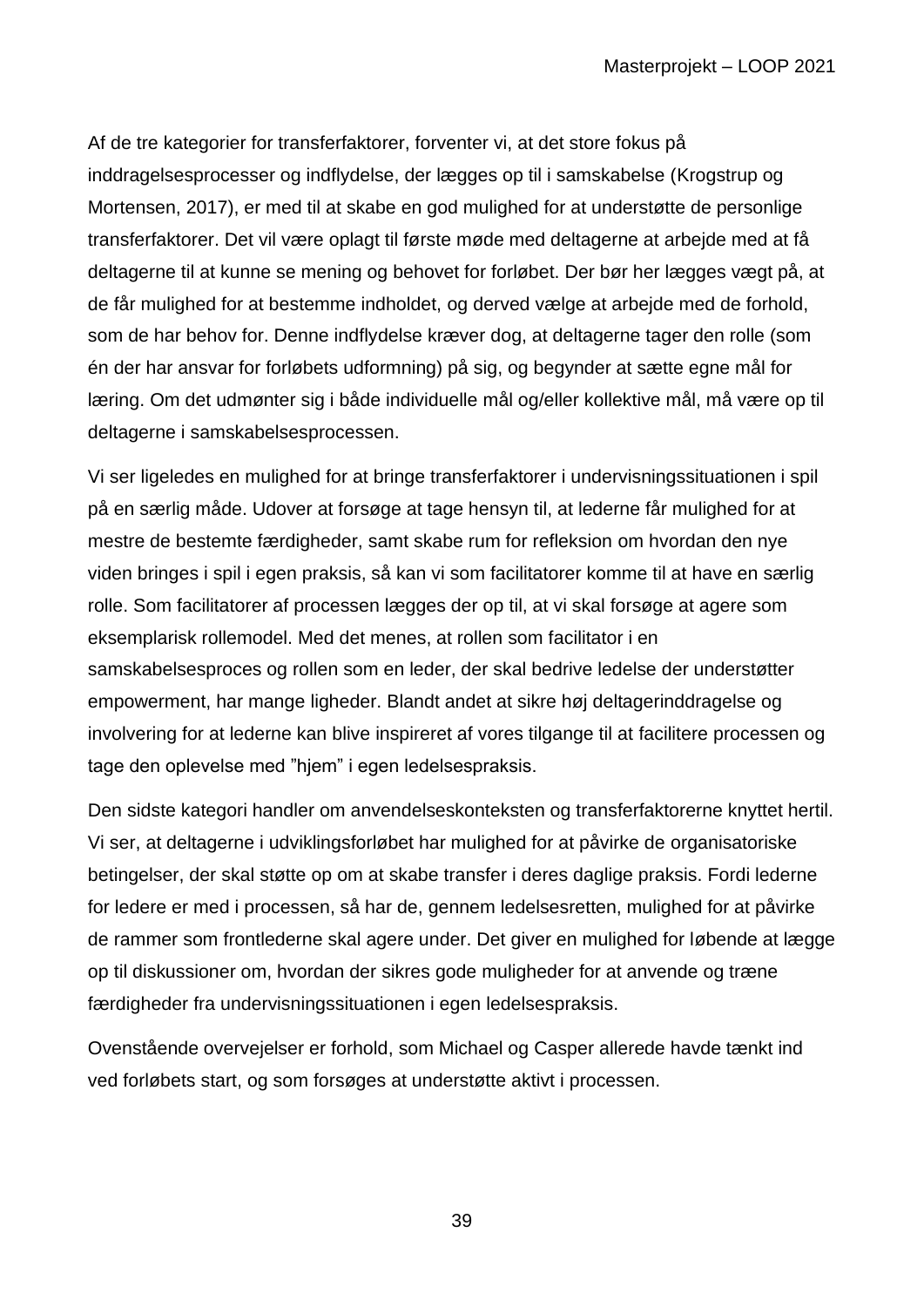Af de tre kategorier for transferfaktorer, forventer vi, at det store fokus på inddragelsesprocesser og indflydelse, der lægges op til i samskabelse (Krogstrup og Mortensen, 2017), er med til at skabe en god mulighed for at understøtte de personlige transferfaktorer. Det vil være oplagt til første møde med deltagerne at arbejde med at få deltagerne til at kunne se mening og behovet for forløbet. Der bør her lægges vægt på, at de får mulighed for at bestemme indholdet, og derved vælge at arbejde med de forhold, som de har behov for. Denne indflydelse kræver dog, at deltagerne tager den rolle (som én der har ansvar for forløbets udformning) på sig, og begynder at sætte egne mål for læring. Om det udmønter sig i både individuelle mål og/eller kollektive mål, må være op til deltagerne i samskabelsesprocessen.

Vi ser ligeledes en mulighed for at bringe transferfaktorer i undervisningssituationen i spil på en særlig måde. Udover at forsøge at tage hensyn til, at lederne får mulighed for at mestre de bestemte færdigheder, samt skabe rum for refleksion om hvordan den nye viden bringes i spil i egen praksis, så kan vi som facilitatorer komme til at have en særlig rolle. Som facilitatorer af processen lægges der op til, at vi skal forsøge at agere som eksemplarisk rollemodel. Med det menes, at rollen som facilitator i en samskabelsesproces og rollen som en leder, der skal bedrive ledelse der understøtter empowerment, har mange ligheder. Blandt andet at sikre høj deltagerinddragelse og involvering for at lederne kan blive inspireret af vores tilgange til at facilitere processen og tage den oplevelse med "hjem" i egen ledelsespraksis.

Den sidste kategori handler om anvendelseskonteksten og transferfaktorerne knyttet hertil. Vi ser, at deltagerne i udviklingsforløbet har mulighed for at påvirke de organisatoriske betingelser, der skal støtte op om at skabe transfer i deres daglige praksis. Fordi lederne for ledere er med i processen, så har de, gennem ledelsesretten, mulighed for at påvirke de rammer som frontlederne skal agere under. Det giver en mulighed for løbende at lægge op til diskussioner om, hvordan der sikres gode muligheder for at anvende og træne færdigheder fra undervisningssituationen i egen ledelsespraksis.

Ovenstående overvejelser er forhold, som Michael og Casper allerede havde tænkt ind ved forløbets start, og som forsøges at understøtte aktivt i processen.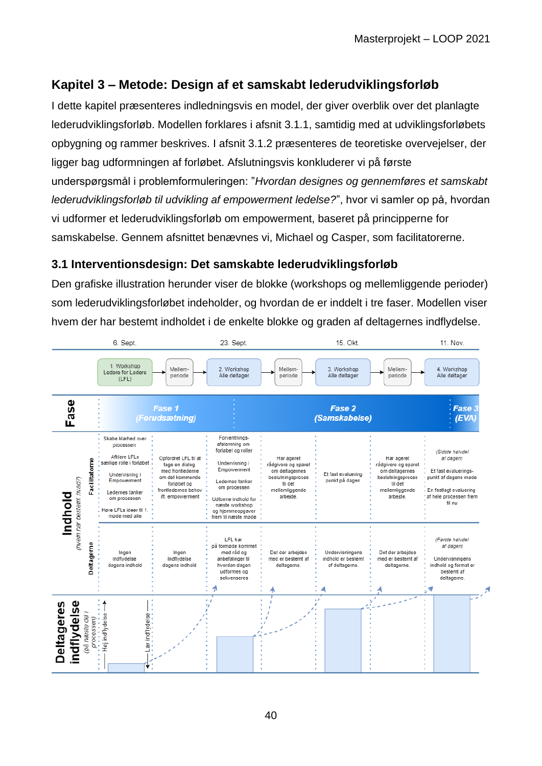## Kapitel 3 – Metode: Design af et samskabt lederudviklingsforløb

I dette kapitel præsenteres indledningsvis en model, der giver overblik over det planlagte lederudviklingsforløb. Modellen forklares i afsnit 3.1.1, samtidig med at udviklingsforløbets opbygning og rammer beskrives. I afsnit 3.1.2 præsenteres de teoretiske overvejelser, der ligger bag udformningen af forløbet. Afslutningsvis konkluderer vi på første underspørgsmål i problemformuleringen: "*Hvordan designes og gennemføres et samskabt lederudviklingsforløb til udvikling af empowerment ledelse?*", hvor vi samler op på, hvordan vi udformer et lederudviklingsforløb om empowerment, baseret på principperne for samskabelse. Gennem afsnittet benævnes vi, Michael og Casper, som facilitatorerne.

### 3.1 Interventionsdesign: Det samskabte lederudviklingsforløb

Den grafiske illustration herunder viser de blokke (workshops og mellemliggende perioder) som lederudviklingsforløbet indeholder, og hvordan de er inddelt i tre faser. Modellen viser hvem der har bestemt indholdet i de enkelte blokke og graden af deltagernes indflydelse.

| | 6. Sept. | | 23. Sept. | | 15. Okt. | | 11. Nov. |
|---|---|---|---|---|---|---|---|
| | 1. Workshop Ledere for Ledere (LFL) | Mellem-periode | 2. Workshop Alle deltager | Mellem-periode | 3. Workshop Alle deltager | Mellem-periode | 4. Workshop Alle deltager |
| **Fase** | *Fase 1 (Forudsætning)* | | | *Fase 2 (Samskabelse)* | | | *Fase 3 (EVA)* |
| **Indhold** (hvem har bestemt hvad?) – Facilitatorne | Skabe klarhed over processen. Afklare LFLs særlige rolle i forløbet. Undervisning i Empowerment. Ledernes tanker om processen. Høre LFLs ideer til 1. møde med alle | Opfordret LFL til at tage en dialog med frontlederne om det kommende forløbet og frontledernes behov ift. empowerment | Forventnings-afstemning om forløbet og roller. Undervisning i Empowerment. Ledernes tanker om processen. Udforme indhold for næste workshop og hjemmeopgaver frem til næste møde | Har ageret rådgivere og sparet om deltagernes beslutningsprocess til det mellemliggende arbejde. | Et fast evaluerings punkt på dagen | Har ageret rådgivere og sparet om deltagernes beslutningsproces til det mellemliggende arbejde. | (Sidste halvdel af dagen) Et fast evaluerings-punkt af dagens møde. En fastlagt evaluering af hele processen frem til nu |
| **Indhold** – Deltagerne | Ingen indflydelse dagens indhold | Ingen indflydelse dagens indhold | LFL har på formøde kommet med råd og anbefalinger til hvordan dagen udformes og sekvenseres | Det der arbejdes med er bestemt af deltagerne. | Undervisningens indhold er bestemt af deltagerne. | Det der arbejdes med er bestemt af deltagerne. | (Første halvdel af dagen) Undervisningens indhold og format er bestemt af deltagerne. |
| **Deltageres indflydelse** (på næste del i processen) | Lav | | Stigende | | Højere | | Høj |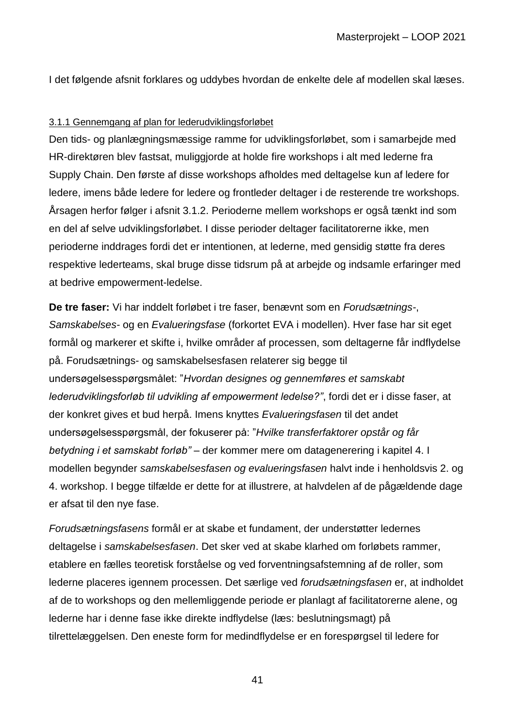I det følgende afsnit forklares og uddybes hvordan de enkelte dele af modellen skal læses.

### 3.1.1 Gennemgang af plan for lederudviklingsforløbet

Den tids- og planlægningsmæssige ramme for udviklingsforløbet, som i samarbejde med HR-direktøren blev fastsat, muliggjorde at holde fire workshops i alt med lederne fra Supply Chain. Den første af disse workshops afholdes med deltagelse kun af ledere for ledere, imens både ledere for ledere og frontleder deltager i de resterende tre workshops. Årsagen herfor følger i afsnit 3.1.2. Perioderne mellem workshops er også tænkt ind som en del af selve udviklingsforløbet. I disse perioder deltager facilitatorerne ikke, men perioderne inddrages fordi det er intentionen, at lederne, med gensidig støtte fra deres respektive lederteams, skal bruge disse tidsrum på at arbejde og indsamle erfaringer med at bedrive empowerment-ledelse.

**De tre faser:** Vi har inddelt forløbet i tre faser, benævnt som en *Forudsætnings*-, *Samskabelses*- og en *Evalueringsfase* (forkortet EVA i modellen). Hver fase har sit eget formål og markerer et skifte i, hvilke områder af processen, som deltagerne får indflydelse på. Forudsætnings- og samskabelsesfasen relaterer sig begge til undersøgelsesspørgsmålet: ”*Hvordan designes og gennemføres et samskabt lederudviklingsforløb til udvikling af empowerment ledelse?”*, fordi det er i disse faser, at der konkret gives et bud herpå. Imens knyttes *Evalueringsfasen* til det andet undersøgelsesspørgsmål, der fokuserer på: ”*Hvilke transferfaktorer opstår og får betydning i et samskabt forløb”* – der kommer mere om datagenerering i kapitel 4. I modellen begynder *samskabelsesfasen og evalueringsfasen* halvt inde i henholdsvis 2. og 4. workshop. I begge tilfælde er dette for at illustrere, at halvdelen af de pågældende dage er afsat til den nye fase.

*Forudsætningsfasens* formål er at skabe et fundament, der understøtter ledernes deltagelse i *samskabelsesfasen*. Det sker ved at skabe klarhed om forløbets rammer, etablere en fælles teoretisk forståelse og ved forventningsafstemning af de roller, som lederne placeres igennem processen. Det særlige ved *forudsætningsfasen* er, at indholdet af de to workshops og den mellemliggende periode er planlagt af facilitatorerne alene, og lederne har i denne fase ikke direkte indflydelse (læs: beslutningsmagt) på tilrettelæggelsen. Den eneste form for medindflydelse er en forespørgsel til ledere for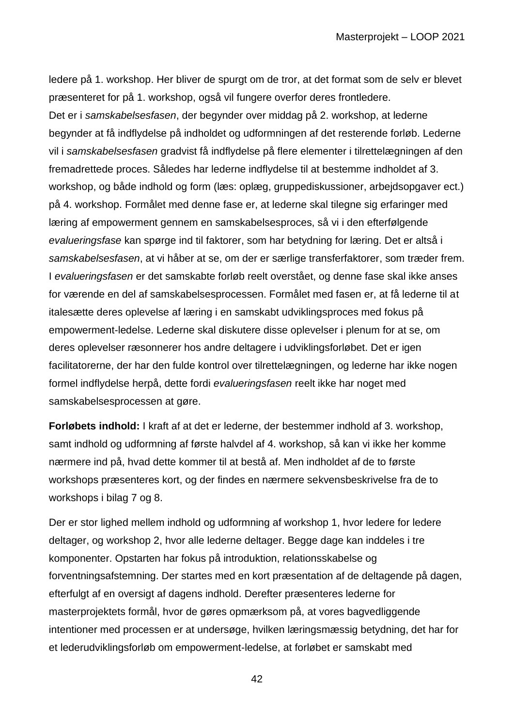ledere på 1. workshop. Her bliver de spurgt om de tror, at det format som de selv er blevet præsenteret for på 1. workshop, også vil fungere overfor deres frontledere.
Det er i *samskabelsesfasen*, der begynder over middag på 2. workshop, at lederne begynder at få indflydelse på indholdet og udformningen af det resterende forløb. Lederne vil i *samskabelsesfasen* gradvist få indflydelse på flere elementer i tilrettelægningen af den fremadrettede proces. Således har lederne indflydelse til at bestemme indholdet af 3. workshop, og både indhold og form (læs: oplæg, gruppediskussioner, arbejdsopgaver ect.) på 4. workshop. Formålet med denne fase er, at lederne skal tilegne sig erfaringer med læring af empowerment gennem en samskabelsesproces, så vi i den efterfølgende *evalueringsfase* kan spørge ind til faktorer, som har betydning for læring. Det er altså i *samskabelsesfasen*, at vi håber at se, om der er særlige transferfaktorer, som træder frem.
I *evalueringsfasen* er det samskabte forløb reelt overstået, og denne fase skal ikke anses for værende en del af samskabelsesprocessen. Formålet med fasen er, at få lederne til at italesætte deres oplevelse af læring i en samskabt udviklingsproces med fokus på empowerment-ledelse. Lederne skal diskutere disse oplevelser i plenum for at se, om deres oplevelser ræsonnerer hos andre deltagere i udviklingsforløbet. Det er igen facilitatorerne, der har den fulde kontrol over tilrettelægningen, og lederne har ikke nogen formel indflydelse herpå, dette fordi *evalueringsfasen* reelt ikke har noget med samskabelsesprocessen at gøre.

**Forløbets indhold:** I kraft af at det er lederne, der bestemmer indhold af 3. workshop, samt indhold og udformning af første halvdel af 4. workshop, så kan vi ikke her komme nærmere ind på, hvad dette kommer til at bestå af. Men indholdet af de to første workshops præsenteres kort, og der findes en nærmere sekvensbeskrivelse fra de to workshops i bilag 7 og 8.

Der er stor lighed mellem indhold og udformning af workshop 1, hvor ledere for ledere deltager, og workshop 2, hvor alle lederne deltager. Begge dage kan inddeles i tre komponenter. Opstarten har fokus på introduktion, relationsskabelse og forventningsafstemning. Der startes med en kort præsentation af de deltagende på dagen, efterfulgt af en oversigt af dagens indhold. Derefter præsenteres lederne for masterprojektets formål, hvor de gøres opmærksom på, at vores bagvedliggende intentioner med processen er at undersøge, hvilken læringsmæssig betydning, det har for et lederudviklingsforløb om empowerment-ledelse, at forløbet er samskabt med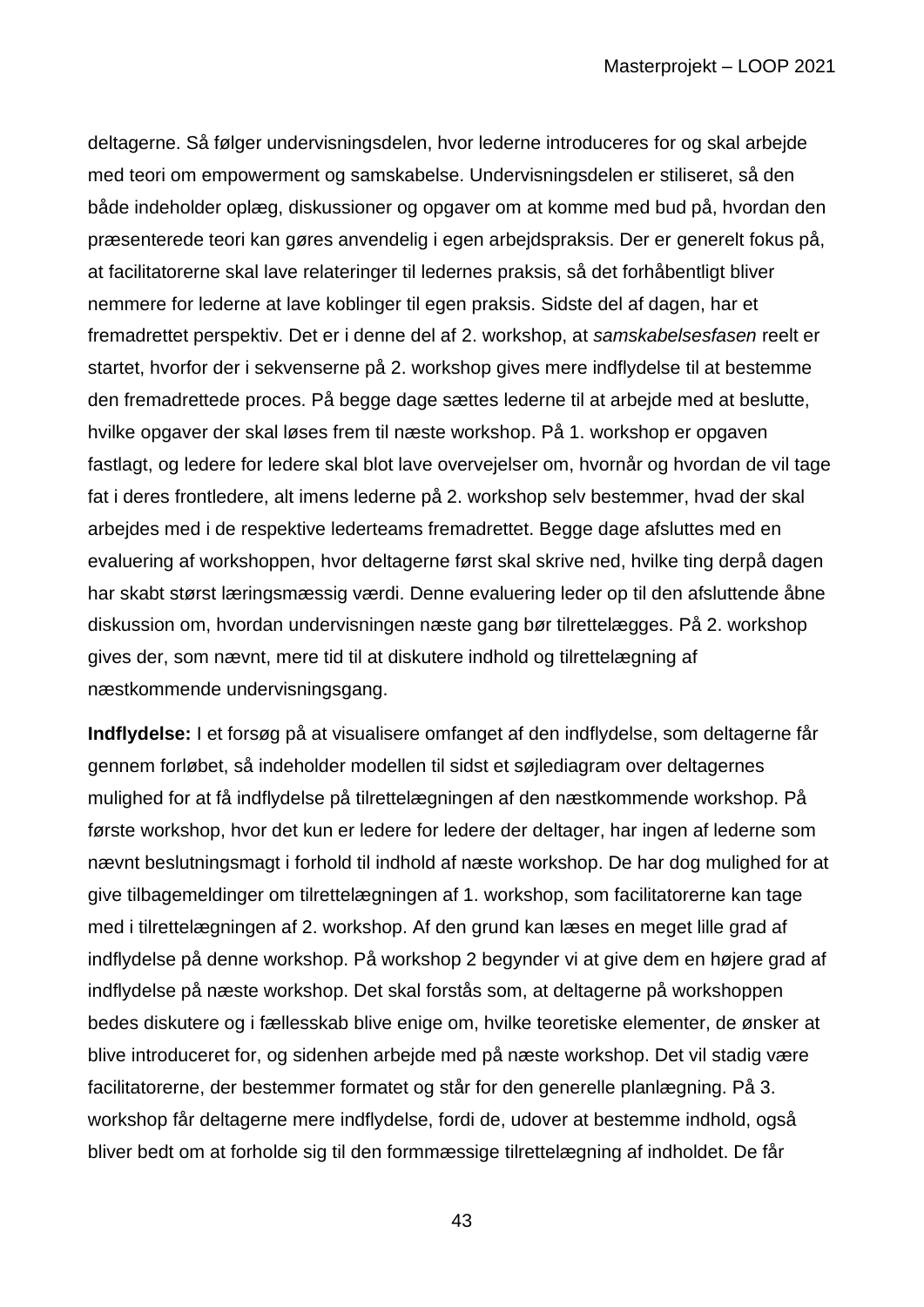deltagerne. Så følger undervisningsdelen, hvor lederne introduceres for og skal arbejde med teori om empowerment og samskabelse. Undervisningsdelen er stiliseret, så den både indeholder oplæg, diskussioner og opgaver om at komme med bud på, hvordan den præsenterede teori kan gøres anvendelig i egen arbejdspraksis. Der er generelt fokus på, at facilitatorerne skal lave relateringer til ledernes praksis, så det forhåbentligt bliver nemmere for lederne at lave koblinger til egen praksis. Sidste del af dagen, har et fremadrettet perspektiv. Det er i denne del af 2. workshop, at *samskabelsesfasen* reelt er startet, hvorfor der i sekvenserne på 2. workshop gives mere indflydelse til at bestemme den fremadrettede proces. På begge dage sættes lederne til at arbejde med at beslutte, hvilke opgaver der skal løses frem til næste workshop. På 1. workshop er opgaven fastlagt, og ledere for ledere skal blot lave overvejelser om, hvornår og hvordan de vil tage fat i deres frontledere, alt imens lederne på 2. workshop selv bestemmer, hvad der skal arbejdes med i de respektive lederteams fremadrettet. Begge dage afsluttes med en evaluering af workshoppen, hvor deltagerne først skal skrive ned, hvilke ting derpå dagen har skabt størst læringsmæssig værdi. Denne evaluering leder op til den afsluttende åbne diskussion om, hvordan undervisningen næste gang bør tilrettelægges. På 2. workshop gives der, som nævnt, mere tid til at diskutere indhold og tilrettelægning af næstkommende undervisningsgang.

**Indflydelse:** I et forsøg på at visualisere omfanget af den indflydelse, som deltagerne får gennem forløbet, så indeholder modellen til sidst et søjlediagram over deltagernes mulighed for at få indflydelse på tilrettelægningen af den næstkommende workshop. På første workshop, hvor det kun er ledere for ledere der deltager, har ingen af lederne som nævnt beslutningsmagt i forhold til indhold af næste workshop. De har dog mulighed for at give tilbagemeldinger om tilrettelægningen af 1. workshop, som facilitatorerne kan tage med i tilrettelægningen af 2. workshop. Af den grund kan læses en meget lille grad af indflydelse på denne workshop. På workshop 2 begynder vi at give dem en højere grad af indflydelse på næste workshop. Det skal forstås som, at deltagerne på workshoppen bedes diskutere og i fællesskab blive enige om, hvilke teoretiske elementer, de ønsker at blive introduceret for, og sidenhen arbejde med på næste workshop. Det vil stadig være facilitatorerne, der bestemmer formatet og står for den generelle planlægning. På 3. workshop får deltagerne mere indflydelse, fordi de, udover at bestemme indhold, også bliver bedt om at forholde sig til den formmæssige tilrettelægning af indholdet. De får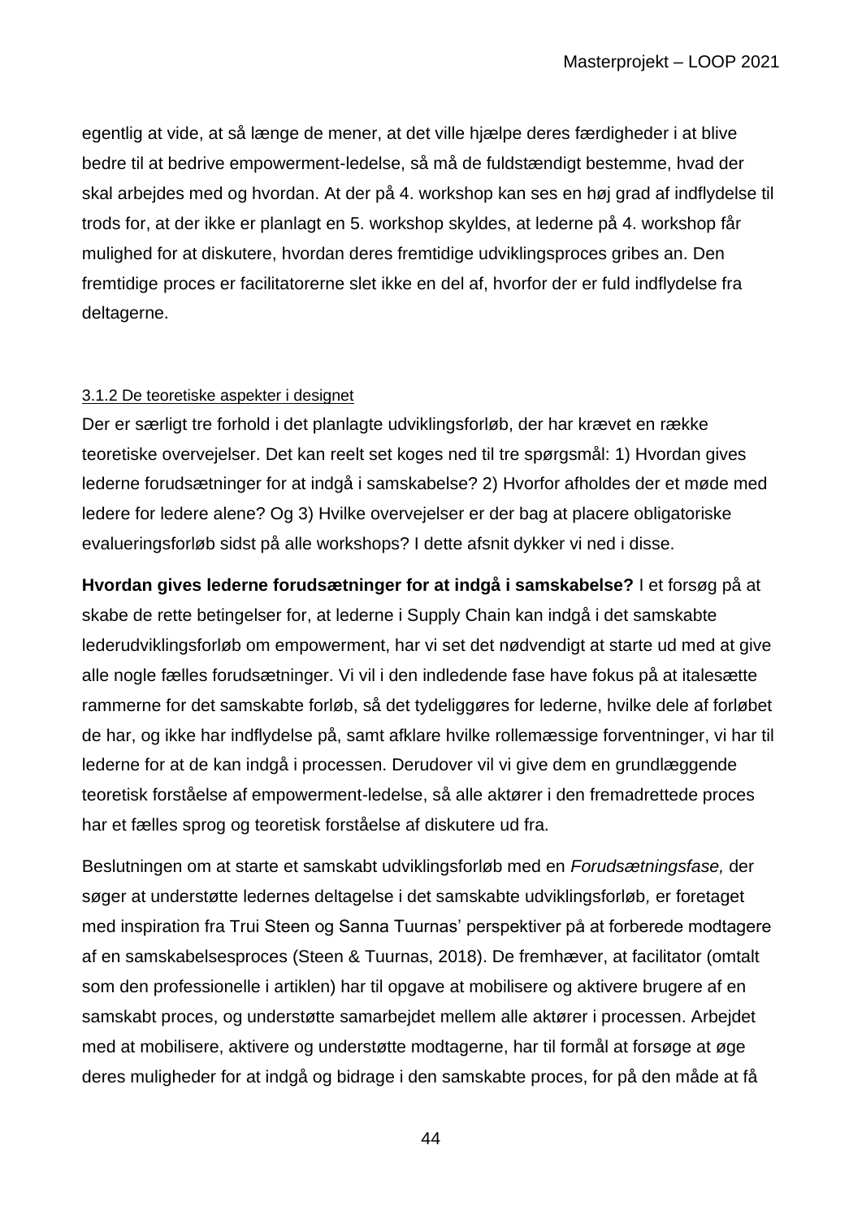egentlig at vide, at så længe de mener, at det ville hjælpe deres færdigheder i at blive bedre til at bedrive empowerment-ledelse, så må de fuldstændigt bestemme, hvad der skal arbejdes med og hvordan. At der på 4. workshop kan ses en høj grad af indflydelse til trods for, at der ikke er planlagt en 5. workshop skyldes, at lederne på 4. workshop får mulighed for at diskutere, hvordan deres fremtidige udviklingsproces gribes an. Den fremtidige proces er facilitatorerne slet ikke en del af, hvorfor der er fuld indflydelse fra deltagerne.

### 3.1.2 De teoretiske aspekter i designet

Der er særligt tre forhold i det planlagte udviklingsforløb, der har krævet en række teoretiske overvejelser. Det kan reelt set koges ned til tre spørgsmål: 1) Hvordan gives lederne forudsætninger for at indgå i samskabelse? 2) Hvorfor afholdes der et møde med ledere for ledere alene? Og 3) Hvilke overvejelser er der bag at placere obligatoriske evalueringsforløb sidst på alle workshops? I dette afsnit dykker vi ned i disse.

**Hvordan gives lederne forudsætninger for at indgå i samskabelse?** I et forsøg på at skabe de rette betingelser for, at lederne i Supply Chain kan indgå i det samskabte lederudviklingsforløb om empowerment, har vi set det nødvendigt at starte ud med at give alle nogle fælles forudsætninger. Vi vil i den indledende fase have fokus på at italesætte rammerne for det samskabte forløb, så det tydeliggøres for lederne, hvilke dele af forløbet de har, og ikke har indflydelse på, samt afklare hvilke rollemæssige forventninger, vi har til lederne for at de kan indgå i processen. Derudover vil vi give dem en grundlæggende teoretisk forståelse af empowerment-ledelse, så alle aktører i den fremadrettede proces har et fælles sprog og teoretisk forståelse af diskutere ud fra.

Beslutningen om at starte et samskabt udviklingsforløb med en *Forudsætningsfase,* der søger at understøtte ledernes deltagelse i det samskabte udviklingsforløb*,* er foretaget med inspiration fra Trui Steen og Sanna Tuurnas' perspektiver på at forberede modtagere af en samskabelsesproces (Steen & Tuurnas, 2018). De fremhæver, at facilitator (omtalt som den professionelle i artiklen) har til opgave at mobilisere og aktivere brugere af en samskabt proces, og understøtte samarbejdet mellem alle aktører i processen. Arbejdet med at mobilisere, aktivere og understøtte modtagerne, har til formål at forsøge at øge deres muligheder for at indgå og bidrage i den samskabte proces, for på den måde at få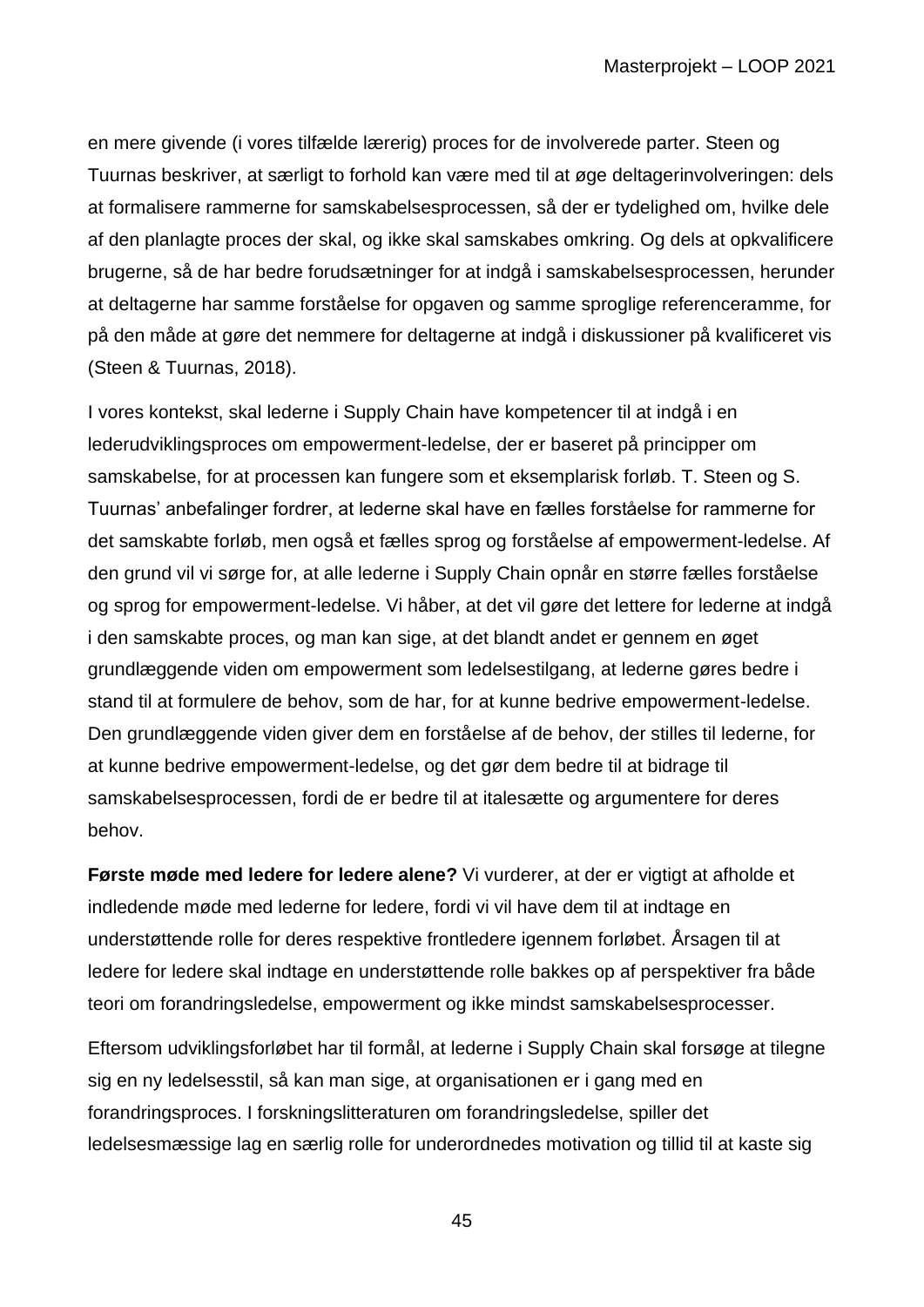en mere givende (i vores tilfælde lærerig) proces for de involverede parter. Steen og Tuurnas beskriver, at særligt to forhold kan være med til at øge deltagerinvolveringen: dels at formalisere rammerne for samskabelsesprocessen, så der er tydelighed om, hvilke dele af den planlagte proces der skal, og ikke skal samskabes omkring. Og dels at opkvalificere brugerne, så de har bedre forudsætninger for at indgå i samskabelsesprocessen, herunder at deltagerne har samme forståelse for opgaven og samme sproglige referenceramme, for på den måde at gøre det nemmere for deltagerne at indgå i diskussioner på kvalificeret vis (Steen & Tuurnas, 2018).

I vores kontekst, skal lederne i Supply Chain have kompetencer til at indgå i en lederudviklingsproces om empowerment-ledelse, der er baseret på principper om samskabelse, for at processen kan fungere som et eksemplarisk forløb. T. Steen og S. Tuurnas' anbefalinger fordrer, at lederne skal have en fælles forståelse for rammerne for det samskabte forløb, men også et fælles sprog og forståelse af empowerment-ledelse. Af den grund vil vi sørge for, at alle lederne i Supply Chain opnår en større fælles forståelse og sprog for empowerment-ledelse. Vi håber, at det vil gøre det lettere for lederne at indgå i den samskabte proces, og man kan sige, at det blandt andet er gennem en øget grundlæggende viden om empowerment som ledelsestilgang, at lederne gøres bedre i stand til at formulere de behov, som de har, for at kunne bedrive empowerment-ledelse. Den grundlæggende viden giver dem en forståelse af de behov, der stilles til lederne, for at kunne bedrive empowerment-ledelse, og det gør dem bedre til at bidrage til samskabelsesprocessen, fordi de er bedre til at italesætte og argumentere for deres behov.

**Første møde med ledere for ledere alene?** Vi vurderer, at der er vigtigt at afholde et indledende møde med lederne for ledere, fordi vi vil have dem til at indtage en understøttende rolle for deres respektive frontledere igennem forløbet. Årsagen til at ledere for ledere skal indtage en understøttende rolle bakkes op af perspektiver fra både teori om forandringsledelse, empowerment og ikke mindst samskabelsesprocesser.

Eftersom udviklingsforløbet har til formål, at lederne i Supply Chain skal forsøge at tilegne sig en ny ledelsesstil, så kan man sige, at organisationen er i gang med en forandringsproces. I forskningslitteraturen om forandringsledelse, spiller det ledelsesmæssige lag en særlig rolle for underordnedes motivation og tillid til at kaste sig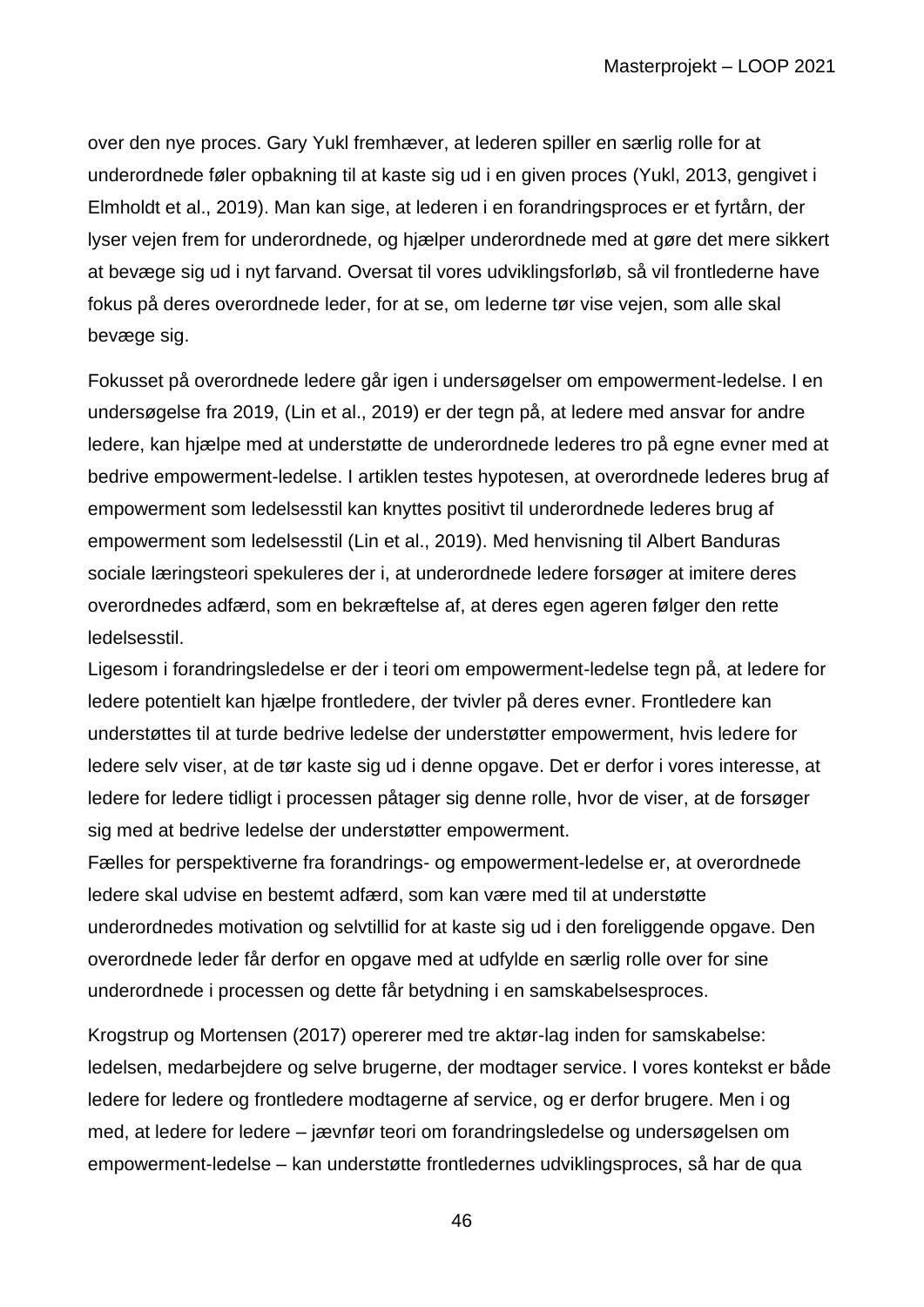over den nye proces. Gary Yukl fremhæver, at lederen spiller en særlig rolle for at underordnede føler opbakning til at kaste sig ud i en given proces (Yukl, 2013, gengivet i Elmholdt et al., 2019). Man kan sige, at lederen i en forandringsproces er et fyrtårn, der lyser vejen frem for underordnede, og hjælper underordnede med at gøre det mere sikkert at bevæge sig ud i nyt farvand. Oversat til vores udviklingsforløb, så vil frontlederne have fokus på deres overordnede leder, for at se, om lederne tør vise vejen, som alle skal bevæge sig.

Fokusset på overordnede ledere går igen i undersøgelser om empowerment-ledelse. I en undersøgelse fra 2019, (Lin et al., 2019) er der tegn på, at ledere med ansvar for andre ledere, kan hjælpe med at understøtte de underordnede lederes tro på egne evner med at bedrive empowerment-ledelse. I artiklen testes hypotesen, at overordnede lederes brug af empowerment som ledelsesstil kan knyttes positivt til underordnede lederes brug af empowerment som ledelsesstil (Lin et al., 2019). Med henvisning til Albert Banduras sociale læringsteori spekuleres der i, at underordnede ledere forsøger at imitere deres overordnedes adfærd, som en bekræftelse af, at deres egen ageren følger den rette ledelsesstil.
Ligesom i forandringsledelse er der i teori om empowerment-ledelse tegn på, at ledere for ledere potentielt kan hjælpe frontledere, der tvivler på deres evner. Frontledere kan understøttes til at turde bedrive ledelse der understøtter empowerment, hvis ledere for ledere selv viser, at de tør kaste sig ud i denne opgave. Det er derfor i vores interesse, at ledere for ledere tidligt i processen påtager sig denne rolle, hvor de viser, at de forsøger sig med at bedrive ledelse der understøtter empowerment.
Fælles for perspektiverne fra forandrings- og empowerment-ledelse er, at overordnede ledere skal udvise en bestemt adfærd, som kan være med til at understøtte underordnedes motivation og selvtillid for at kaste sig ud i den foreliggende opgave. Den overordnede leder får derfor en opgave med at udfylde en særlig rolle over for sine underordnede i processen og dette får betydning i en samskabelsesproces.

Krogstrup og Mortensen (2017) opererer med tre aktør-lag inden for samskabelse: ledelsen, medarbejdere og selve brugerne, der modtager service. I vores kontekst er både ledere for ledere og frontledere modtagerne af service, og er derfor brugere. Men i og med, at ledere for ledere – jævnfør teori om forandringsledelse og undersøgelsen om empowerment-ledelse – kan understøtte frontledernes udviklingsproces, så har de qua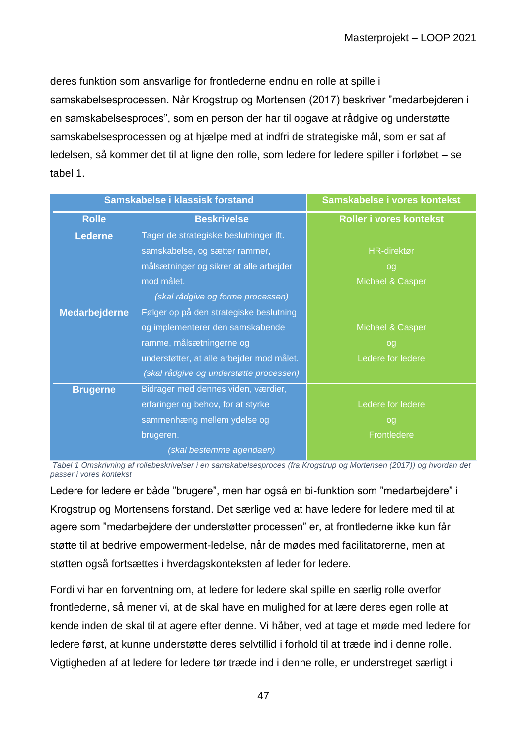deres funktion som ansvarlige for frontlederne endnu en rolle at spille i samskabelsesprocessen. Når Krogstrup og Mortensen (2017) beskriver ”medarbejderen i en samskabelsesproces”, som en person der har til opgave at rådgive og understøtte samskabelsesprocessen og at hjælpe med at indfri de strategiske mål, som er sat af ledelsen, så kommer det til at ligne den rolle, som ledere for ledere spiller i forløbet – se tabel 1.

| Samskabelse i klassisk forstand | | Samskabelse i vores kontekst |
|---|---|---|
| **Rolle** | **Beskrivelse** | **Roller i vores kontekst** |
| **Lederne** | Tager de strategiske beslutninger ift. samskabelse, og sætter rammer, målsætninger og sikrer at alle arbejder mod målet. *(skal rådgive og forme processen)* | HR-direktør og Michael & Casper |
| **Medarbejderne** | Følger op på den strategiske beslutning og implementerer den samskabende ramme, målsætningerne og understøtter, at alle arbejder mod målet. *(skal rådgive og understøtte processen)* | Michael & Casper og Ledere for ledere |
| **Brugerne** | Bidrager med dennes viden, værdier, erfaringer og behov, for at styrke sammenhæng mellem ydelse og brugeren. *(skal bestemme agendaen)* | Ledere for ledere og Frontledere |

*Tabel 1 Omskrivning af rollebeskrivelser i en samskabelsesproces (fra Krogstrup og Mortensen (2017)) og hvordan det passer i vores kontekst*

Ledere for ledere er både ”brugere”, men har også en bi-funktion som ”medarbejdere” i Krogstrup og Mortensens forstand. Det særlige ved at have ledere for ledere med til at agere som ”medarbejdere der understøtter processen” er, at frontlederne ikke kun får støtte til at bedrive empowerment-ledelse, når de mødes med facilitatorerne, men at støtten også fortsættes i hverdagskonteksten af leder for ledere.

Fordi vi har en forventning om, at ledere for ledere skal spille en særlig rolle overfor frontlederne, så mener vi, at de skal have en mulighed for at lære deres egen rolle at kende inden de skal til at agere efter denne. Vi håber, ved at tage et møde med ledere for ledere først, at kunne understøtte deres selvtillid i forhold til at træde ind i denne rolle. Vigtigheden af at ledere for ledere tør træde ind i denne rolle, er understreget særligt i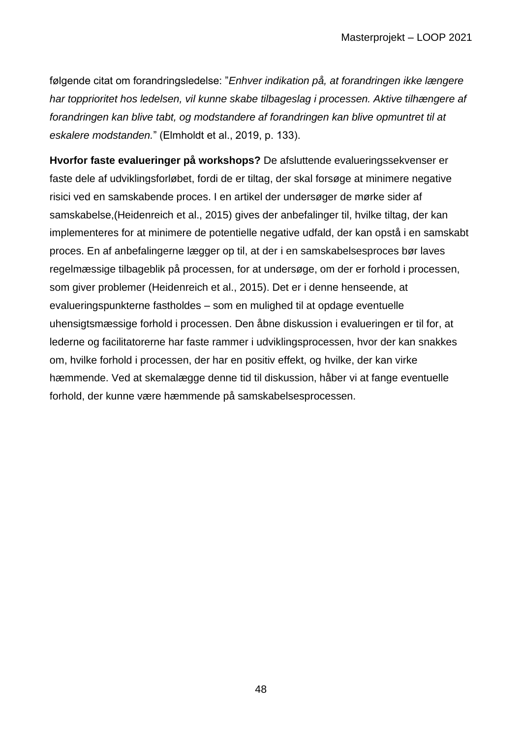følgende citat om forandringsledelse: ”*Enhver indikation på, at forandringen ikke længere har topprioritet hos ledelsen, vil kunne skabe tilbageslag i processen. Aktive tilhængere af forandringen kan blive tabt, og modstandere af forandringen kan blive opmuntret til at eskalere modstanden.*” (Elmholdt et al., 2019, p. 133).

**Hvorfor faste evalueringer på workshops?** De afsluttende evalueringssekvenser er faste dele af udviklingsforløbet, fordi de er tiltag, der skal forsøge at minimere negative risici ved en samskabende proces. I en artikel der undersøger de mørke sider af samskabelse,(Heidenreich et al., 2015) gives der anbefalinger til, hvilke tiltag, der kan implementeres for at minimere de potentielle negative udfald, der kan opstå i en samskabt proces. En af anbefalingerne lægger op til, at der i en samskabelsesproces bør laves regelmæssige tilbageblik på processen, for at undersøge, om der er forhold i processen, som giver problemer (Heidenreich et al., 2015). Det er i denne henseende, at evalueringspunkterne fastholdes – som en mulighed til at opdage eventuelle uhensigtsmæssige forhold i processen. Den åbne diskussion i evalueringen er til for, at lederne og facilitatorerne har faste rammer i udviklingsprocessen, hvor der kan snakkes om, hvilke forhold i processen, der har en positiv effekt, og hvilke, der kan virke hæmmende. Ved at skemalægge denne tid til diskussion, håber vi at fange eventuelle forhold, der kunne være hæmmende på samskabelsesprocessen.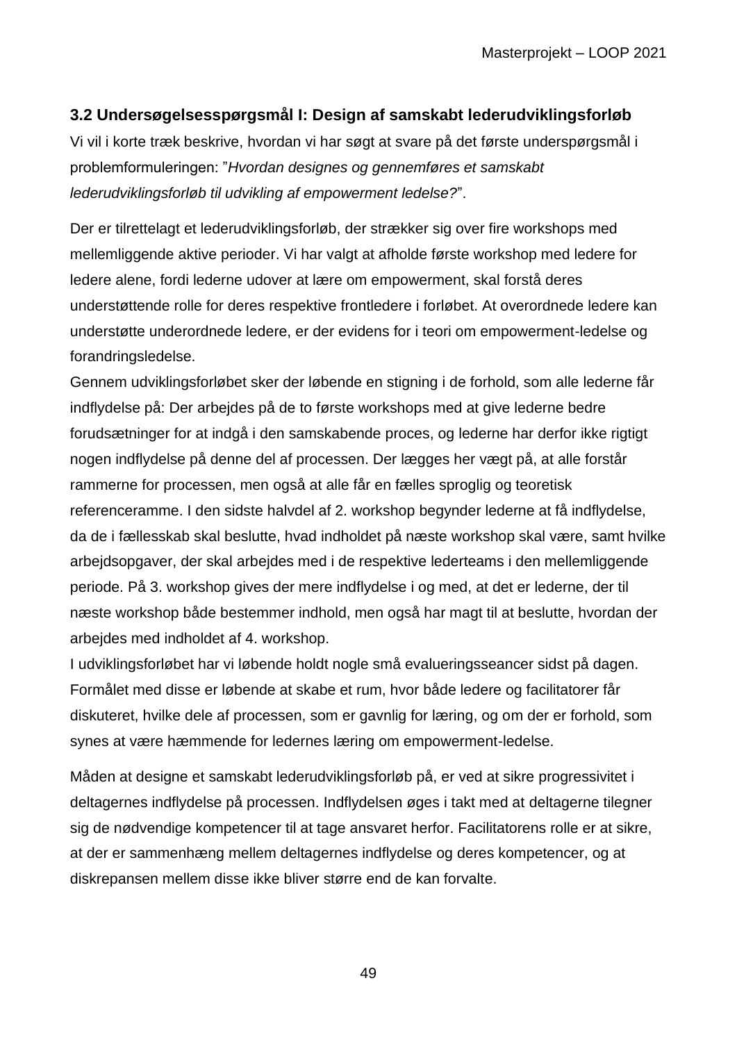### 3.2 Undersøgelsesspørgsmål I: Design af samskabt lederudviklingsforløb

Vi vil i korte træk beskrive, hvordan vi har søgt at svare på det første underspørgsmål i problemformuleringen: "*Hvordan designes og gennemføres et samskabt lederudviklingsforløb til udvikling af empowerment ledelse?*".

Der er tilrettelagt et lederudviklingsforløb, der strækker sig over fire workshops med mellemliggende aktive perioder. Vi har valgt at afholde første workshop med ledere for ledere alene, fordi lederne udover at lære om empowerment, skal forstå deres understøttende rolle for deres respektive frontledere i forløbet. At overordnede ledere kan understøtte underordnede ledere, er der evidens for i teori om empowerment-ledelse og forandringsledelse.
Gennem udviklingsforløbet sker der løbende en stigning i de forhold, som alle lederne får indflydelse på: Der arbejdes på de to første workshops med at give lederne bedre forudsætninger for at indgå i den samskabende proces, og lederne har derfor ikke rigtigt nogen indflydelse på denne del af processen. Der lægges her vægt på, at alle forstår rammerne for processen, men også at alle får en fælles sproglig og teoretisk referenceramme. I den sidste halvdel af 2. workshop begynder lederne at få indflydelse, da de i fællesskab skal beslutte, hvad indholdet på næste workshop skal være, samt hvilke arbejdsopgaver, der skal arbejdes med i de respektive lederteams i den mellemliggende periode. På 3. workshop gives der mere indflydelse i og med, at det er lederne, der til næste workshop både bestemmer indhold, men også har magt til at beslutte, hvordan der arbejdes med indholdet af 4. workshop.
I udviklingsforløbet har vi løbende holdt nogle små evalueringsseancer sidst på dagen. Formålet med disse er løbende at skabe et rum, hvor både ledere og facilitatorer får diskuteret, hvilke dele af processen, som er gavnlig for læring, og om der er forhold, som synes at være hæmmende for ledernes læring om empowerment-ledelse.

Måden at designe et samskabt lederudviklingsforløb på, er ved at sikre progressivitet i deltagernes indflydelse på processen. Indflydelsen øges i takt med at deltagerne tilegner sig de nødvendige kompetencer til at tage ansvaret herfor. Facilitatorens rolle er at sikre, at der er sammenhæng mellem deltagernes indflydelse og deres kompetencer, og at diskrepansen mellem disse ikke bliver større end de kan forvalte.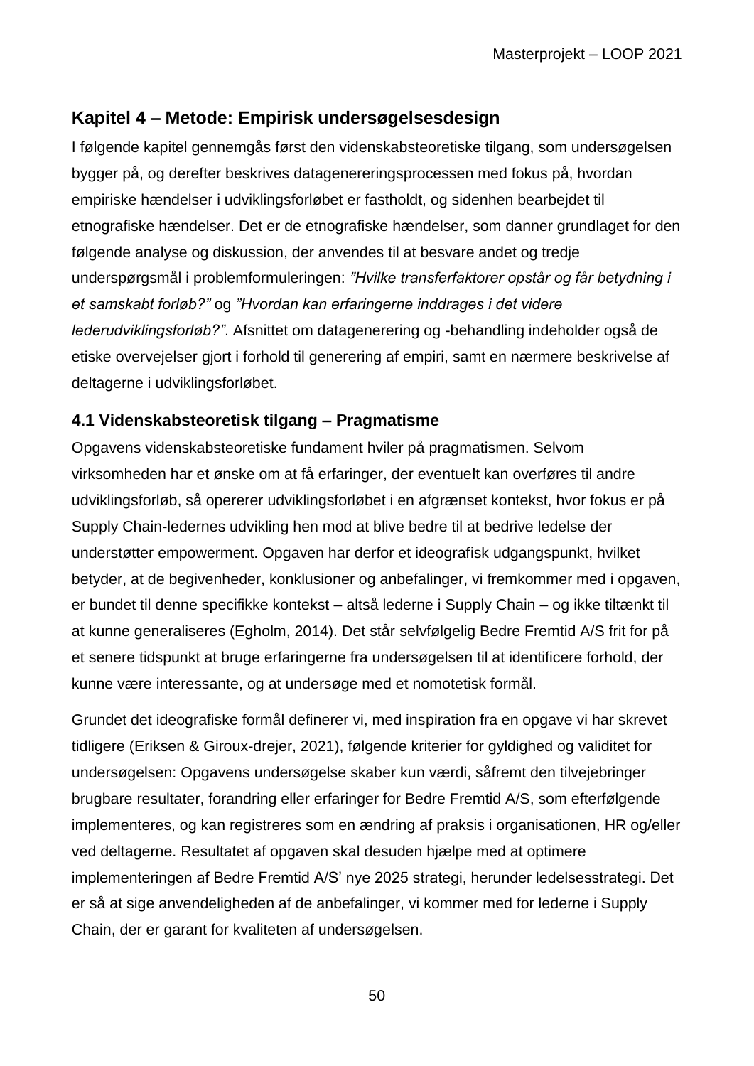## Kapitel 4 – Metode: Empirisk undersøgelsesdesign

I følgende kapitel gennemgås først den videnskabsteoretiske tilgang, som undersøgelsen bygger på, og derefter beskrives datagenereringsprocessen med fokus på, hvordan empiriske hændelser i udviklingsforløbet er fastholdt, og sidenhen bearbejdet til etnografiske hændelser. Det er de etnografiske hændelser, som danner grundlaget for den følgende analyse og diskussion, der anvendes til at besvare andet og tredje underspørgsmål i problemformuleringen: *"Hvilke transferfaktorer opstår og får betydning i et samskabt forløb?"* og *"Hvordan kan erfaringerne inddrages i det videre lederudviklingsforløb?"*. Afsnittet om datagenerering og -behandling indeholder også de etiske overvejelser gjort i forhold til generering af empiri, samt en nærmere beskrivelse af deltagerne i udviklingsforløbet.

### 4.1 Videnskabsteoretisk tilgang – Pragmatisme

Opgavens videnskabsteoretiske fundament hviler på pragmatismen. Selvom virksomheden har et ønske om at få erfaringer, der eventuelt kan overføres til andre udviklingsforløb, så opererer udviklingsforløbet i en afgrænset kontekst, hvor fokus er på Supply Chain-ledernes udvikling hen mod at blive bedre til at bedrive ledelse der understøtter empowerment. Opgaven har derfor et ideografisk udgangspunkt, hvilket betyder, at de begivenheder, konklusioner og anbefalinger, vi fremkommer med i opgaven, er bundet til denne specifikke kontekst – altså lederne i Supply Chain – og ikke tiltænkt til at kunne generaliseres (Egholm, 2014). Det står selvfølgelig Bedre Fremtid A/S frit for på et senere tidspunkt at bruge erfaringerne fra undersøgelsen til at identificere forhold, der kunne være interessante, og at undersøge med et nomotetisk formål.

Grundet det ideografiske formål definerer vi, med inspiration fra en opgave vi har skrevet tidligere (Eriksen & Giroux-drejer, 2021), følgende kriterier for gyldighed og validitet for undersøgelsen: Opgavens undersøgelse skaber kun værdi, såfremt den tilvejebringer brugbare resultater, forandring eller erfaringer for Bedre Fremtid A/S, som efterfølgende implementeres, og kan registreres som en ændring af praksis i organisationen, HR og/eller ved deltagerne. Resultatet af opgaven skal desuden hjælpe med at optimere implementeringen af Bedre Fremtid A/S' nye 2025 strategi, herunder ledelsesstrategi. Det er så at sige anvendeligheden af de anbefalinger, vi kommer med for lederne i Supply Chain, der er garant for kvaliteten af undersøgelsen.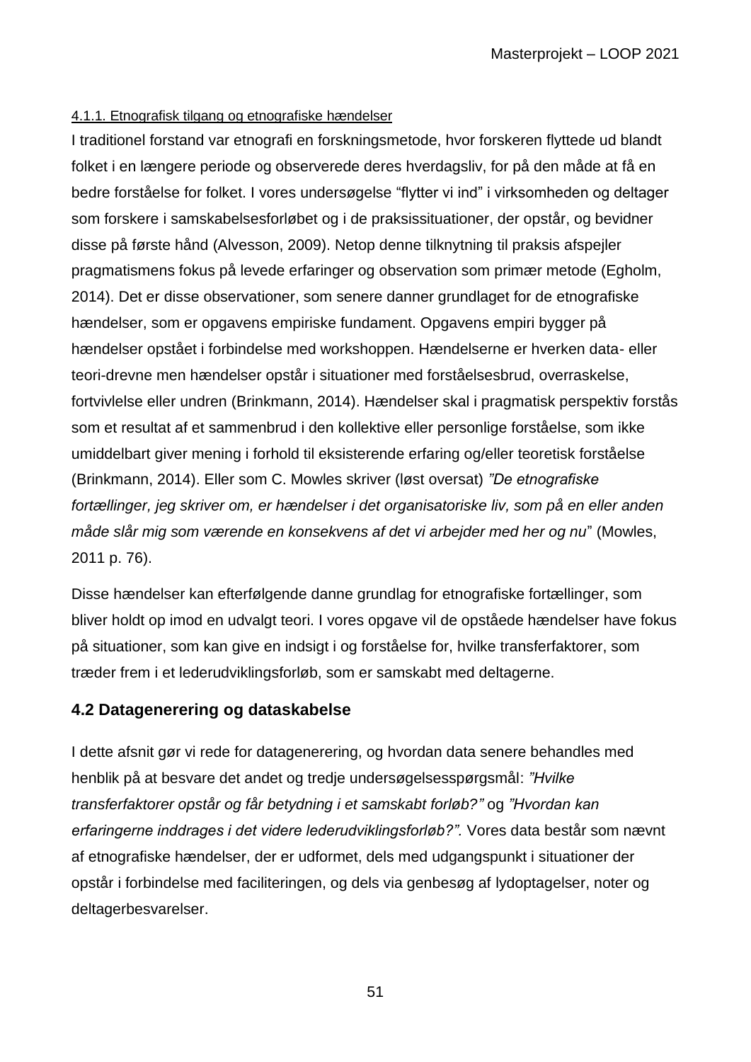#### 4.1.1. Etnografisk tilgang og etnografiske hændelser

I traditionel forstand var etnografi en forskningsmetode, hvor forskeren flyttede ud blandt folket i en længere periode og observerede deres hverdagsliv, for på den måde at få en bedre forståelse for folket. I vores undersøgelse "flytter vi ind" i virksomheden og deltager som forskere i samskabelsesforløbet og i de praksissituationer, der opstår, og bevidner disse på første hånd (Alvesson, 2009). Netop denne tilknytning til praksis afspejler pragmatismens fokus på levede erfaringer og observation som primær metode (Egholm, 2014). Det er disse observationer, som senere danner grundlaget for de etnografiske hændelser, som er opgavens empiriske fundament. Opgavens empiri bygger på hændelser opstået i forbindelse med workshoppen. Hændelserne er hverken data- eller teori-drevne men hændelser opstår i situationer med forståelsesbrud, overraskelse, fortvivlelse eller undren (Brinkmann, 2014). Hændelser skal i pragmatisk perspektiv forstås som et resultat af et sammenbrud i den kollektive eller personlige forståelse, som ikke umiddelbart giver mening i forhold til eksisterende erfaring og/eller teoretisk forståelse (Brinkmann, 2014). Eller som C. Mowles skriver (løst oversat) *"De etnografiske fortællinger, jeg skriver om, er hændelser i det organisatoriske liv, som på en eller anden måde slår mig som værende en konsekvens af det vi arbejder med her og nu*" (Mowles, 2011 p. 76).

Disse hændelser kan efterfølgende danne grundlag for etnografiske fortællinger, som bliver holdt op imod en udvalgt teori. I vores opgave vil de opståede hændelser have fokus på situationer, som kan give en indsigt i og forståelse for, hvilke transferfaktorer, som træder frem i et lederudviklingsforløb, som er samskabt med deltagerne.

### 4.2 Datagenerering og dataskabelse

I dette afsnit gør vi rede for datagenerering, og hvordan data senere behandles med henblik på at besvare det andet og tredje undersøgelsesspørgsmål: *"Hvilke transferfaktorer opstår og får betydning i et samskabt forløb?"* og *"Hvordan kan erfaringerne inddrages i det videre lederudviklingsforløb?".* Vores data består som nævnt af etnografiske hændelser, der er udformet, dels med udgangspunkt i situationer der opstår i forbindelse med faciliteringen, og dels via genbesøg af lydoptagelser, noter og deltagerbesvarelser.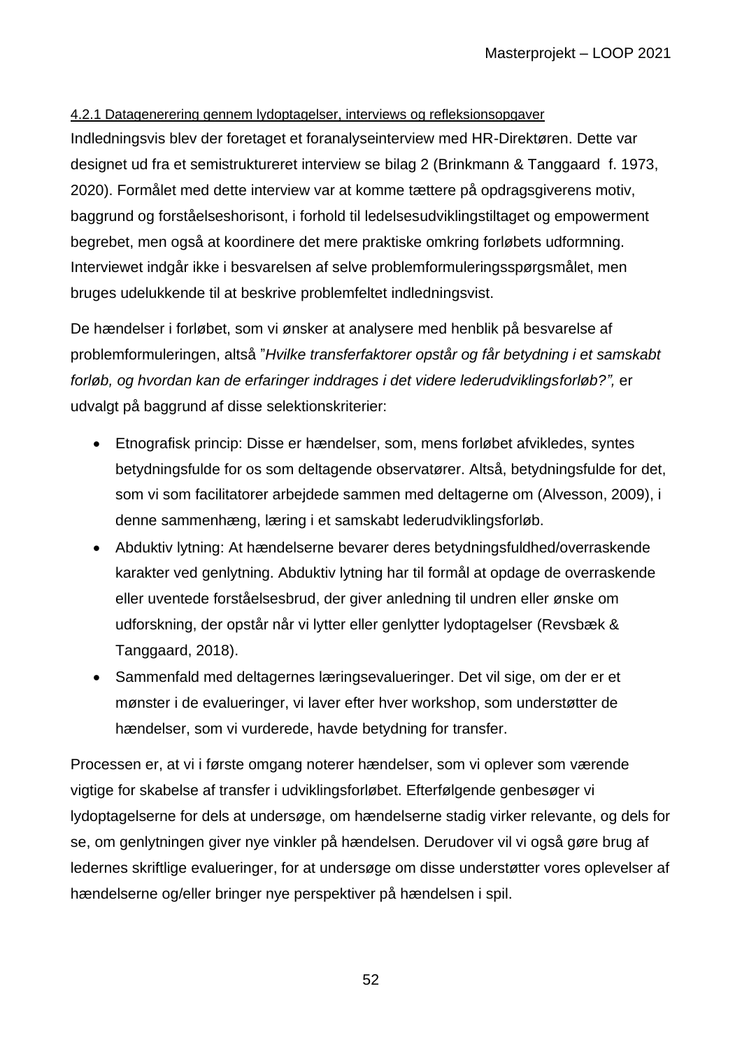#### 4.2.1 Datagenerering gennem lydoptagelser, interviews og refleksionsopgaver

Indledningsvis blev der foretaget et foranalyseinterview med HR-Direktøren. Dette var designet ud fra et semistruktureret interview se bilag 2 (Brinkmann & Tanggaard  f. 1973, 2020). Formålet med dette interview var at komme tættere på opdragsgiverens motiv, baggrund og forståelseshorisont, i forhold til ledelsesudviklingstiltaget og empowerment begrebet, men også at koordinere det mere praktiske omkring forløbets udformning. Interviewet indgår ikke i besvarelsen af selve problemformuleringsspørgsmålet, men bruges udelukkende til at beskrive problemfeltet indledningsvist.

De hændelser i forløbet, som vi ønsker at analysere med henblik på besvarelse af problemformuleringen, altså ”*Hvilke transferfaktorer opstår og får betydning i et samskabt forløb, og hvordan kan de erfaringer inddrages i det videre lederudviklingsforløb?”,* er udvalgt på baggrund af disse selektionskriterier:

- Etnografisk princip: Disse er hændelser, som, mens forløbet afvikledes, syntes betydningsfulde for os som deltagende observatører. Altså, betydningsfulde for det, som vi som facilitatorer arbejdede sammen med deltagerne om (Alvesson, 2009), i denne sammenhæng, læring i et samskabt lederudviklingsforløb.
- Abduktiv lytning: At hændelserne bevarer deres betydningsfuldhed/overraskende karakter ved genlytning. Abduktiv lytning har til formål at opdage de overraskende eller uventede forståelsesbrud, der giver anledning til undren eller ønske om udforskning, der opstår når vi lytter eller genlytter lydoptagelser (Revsbæk & Tanggaard, 2018).
- Sammenfald med deltagernes læringsevalueringer. Det vil sige, om der er et mønster i de evalueringer, vi laver efter hver workshop, som understøtter de hændelser, som vi vurderede, havde betydning for transfer.

Processen er, at vi i første omgang noterer hændelser, som vi oplever som værende vigtige for skabelse af transfer i udviklingsforløbet. Efterfølgende genbesøger vi lydoptagelserne for dels at undersøge, om hændelserne stadig virker relevante, og dels for se, om genlytningen giver nye vinkler på hændelsen. Derudover vil vi også gøre brug af ledernes skriftlige evalueringer, for at undersøge om disse understøtter vores oplevelser af hændelserne og/eller bringer nye perspektiver på hændelsen i spil.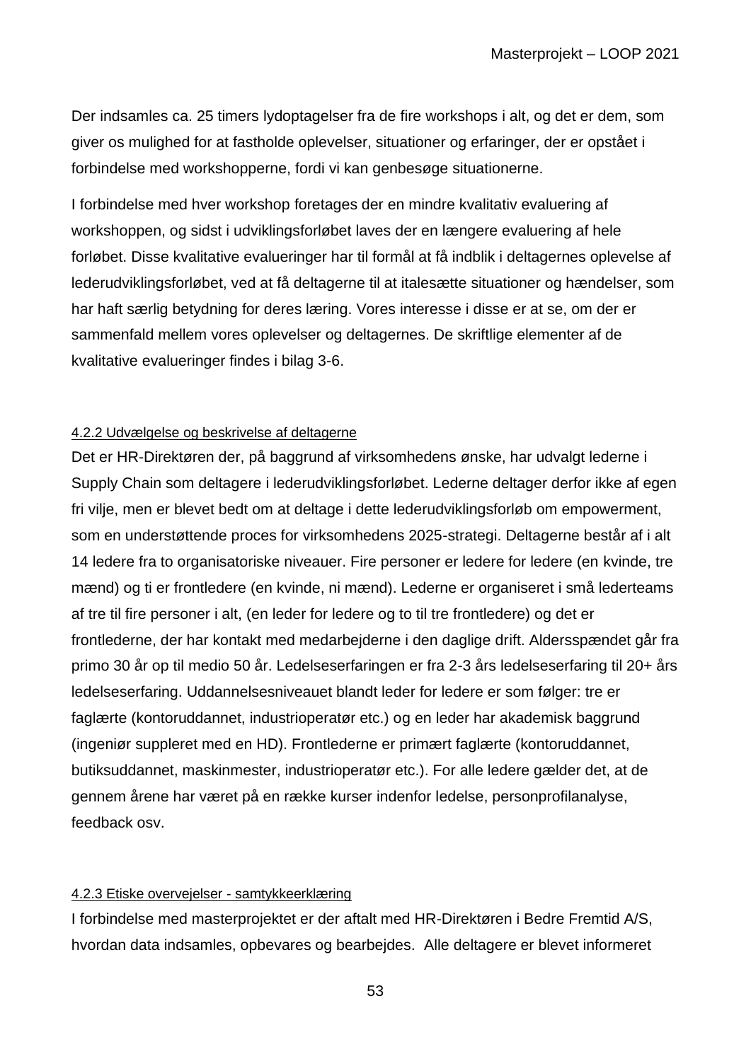Der indsamles ca. 25 timers lydoptagelser fra de fire workshops i alt, og det er dem, som giver os mulighed for at fastholde oplevelser, situationer og erfaringer, der er opstået i forbindelse med workshopperne, fordi vi kan genbesøge situationerne.

I forbindelse med hver workshop foretages der en mindre kvalitativ evaluering af workshoppen, og sidst i udviklingsforløbet laves der en længere evaluering af hele forløbet. Disse kvalitative evalueringer har til formål at få indblik i deltagernes oplevelse af lederudviklingsforløbet, ved at få deltagerne til at italesætte situationer og hændelser, som har haft særlig betydning for deres læring. Vores interesse i disse er at se, om der er sammenfald mellem vores oplevelser og deltagernes. De skriftlige elementer af de kvalitative evalueringer findes i bilag 3-6.

#### 4.2.2 Udvælgelse og beskrivelse af deltagerne

Det er HR-Direktøren der, på baggrund af virksomhedens ønske, har udvalgt lederne i Supply Chain som deltagere i lederudviklingsforløbet. Lederne deltager derfor ikke af egen fri vilje, men er blevet bedt om at deltage i dette lederudviklingsforløb om empowerment, som en understøttende proces for virksomhedens 2025-strategi. Deltagerne består af i alt 14 ledere fra to organisatoriske niveauer. Fire personer er ledere for ledere (en kvinde, tre mænd) og ti er frontledere (en kvinde, ni mænd). Lederne er organiseret i små lederteams af tre til fire personer i alt, (en leder for ledere og to til tre frontledere) og det er frontlederne, der har kontakt med medarbejderne i den daglige drift. Aldersspændet går fra primo 30 år op til medio 50 år. Ledelseserfaringen er fra 2-3 års ledelseserfaring til 20+ års ledelseserfaring. Uddannelsesniveauet blandt leder for ledere er som følger: tre er faglærte (kontoruddannet, industrioperatør etc.) og en leder har akademisk baggrund (ingeniør suppleret med en HD). Frontlederne er primært faglærte (kontoruddannet, butiksuddannet, maskinmester, industrioperatør etc.). For alle ledere gælder det, at de gennem årene har været på en række kurser indenfor ledelse, personprofilanalyse, feedback osv.

#### 4.2.3 Etiske overvejelser - samtykkeerklæring

I forbindelse med masterprojektet er der aftalt med HR-Direktøren i Bedre Fremtid A/S, hvordan data indsamles, opbevares og bearbejdes. Alle deltagere er blevet informeret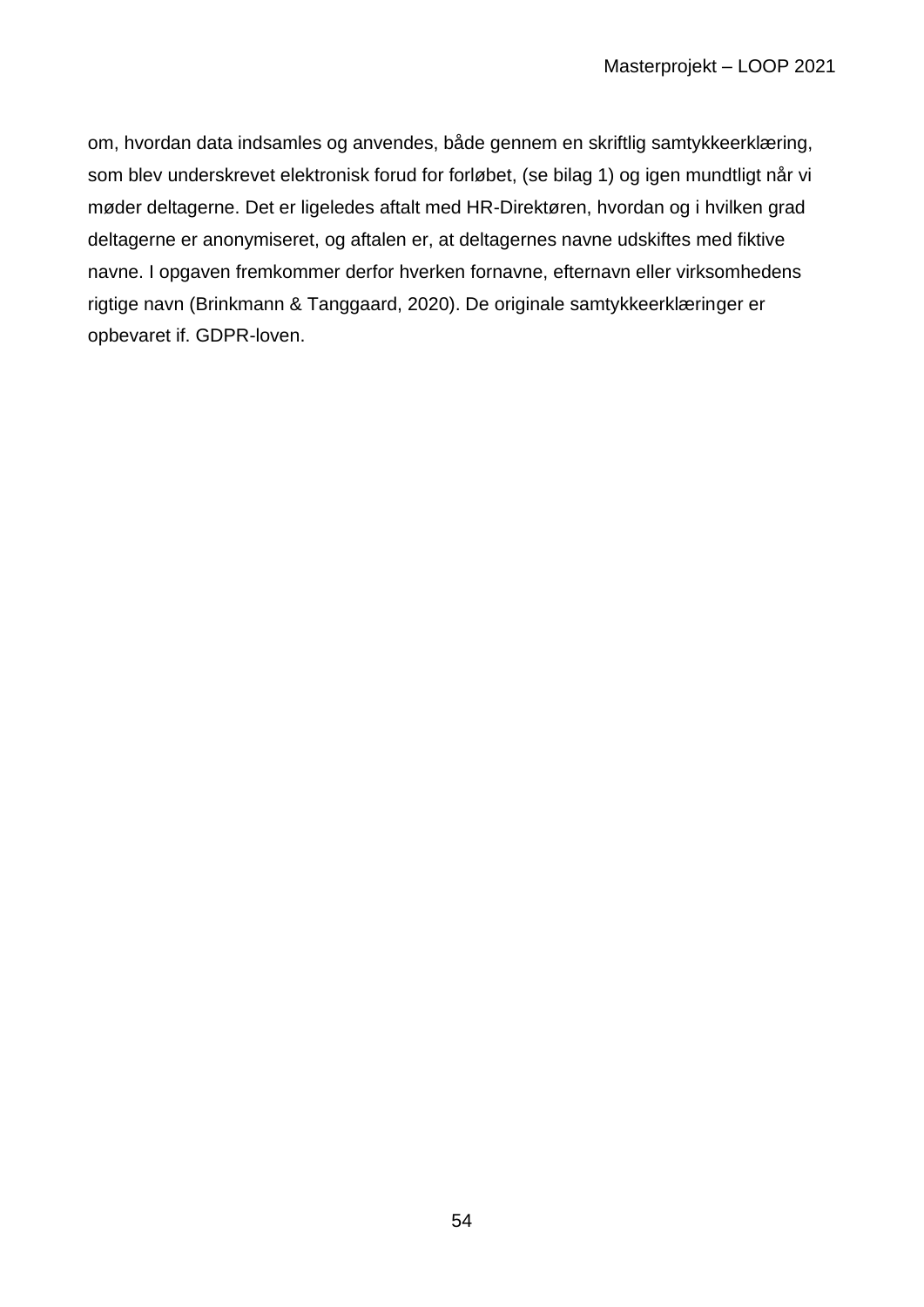om, hvordan data indsamles og anvendes, både gennem en skriftlig samtykkeerklæring, som blev underskrevet elektronisk forud for forløbet, (se bilag 1) og igen mundtligt når vi møder deltagerne. Det er ligeledes aftalt med HR-Direktøren, hvordan og i hvilken grad deltagerne er anonymiseret, og aftalen er, at deltagernes navne udskiftes med fiktive navne. I opgaven fremkommer derfor hverken fornavne, efternavn eller virksomhedens rigtige navn (Brinkmann & Tanggaard, 2020). De originale samtykkeerklæringer er opbevaret if. GDPR-loven.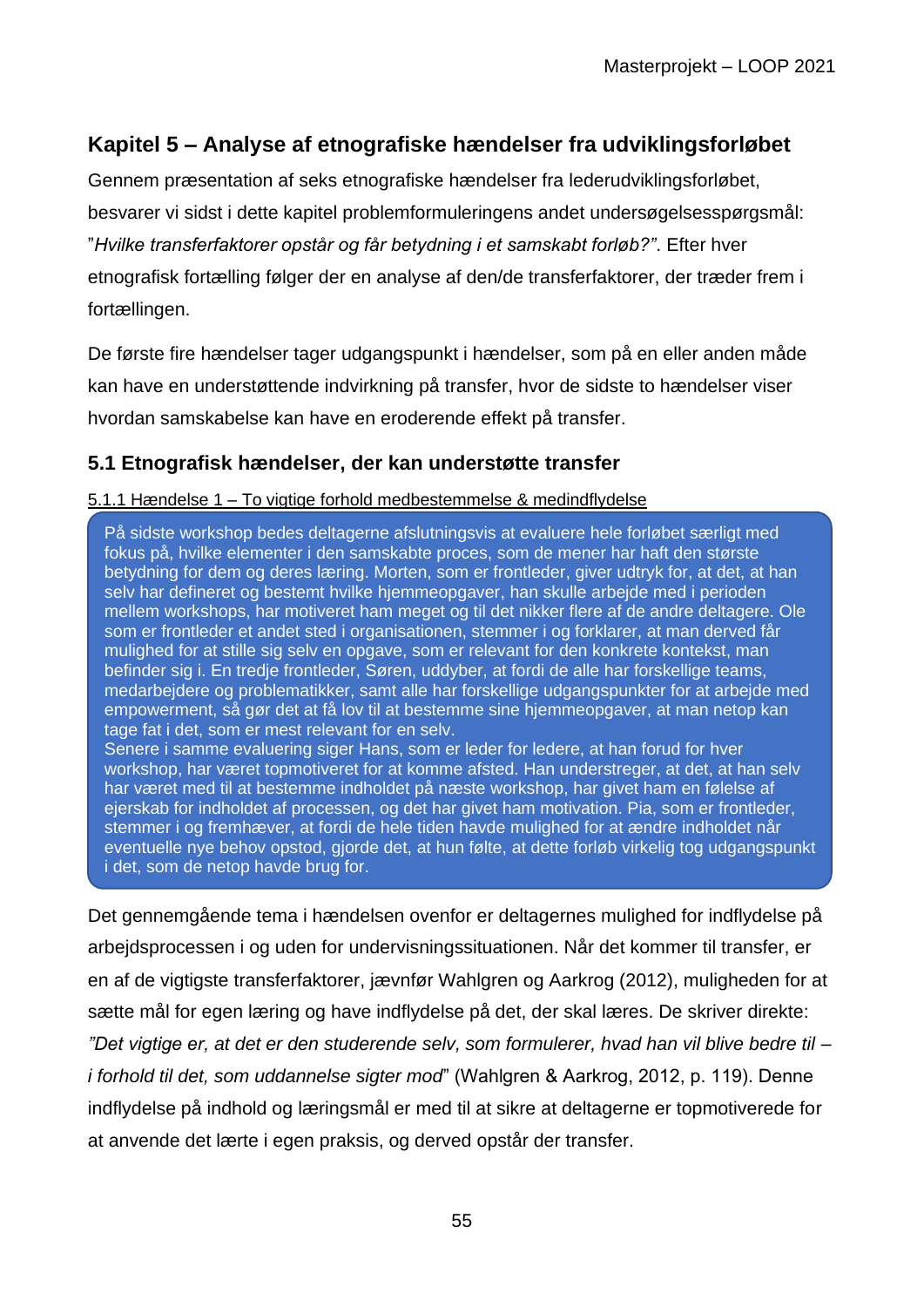## Kapitel 5 – Analyse af etnografiske hændelser fra udviklingsforløbet

Gennem præsentation af seks etnografiske hændelser fra lederudviklingsforløbet, besvarer vi sidst i dette kapitel problemformuleringens andet undersøgelsesspørgsmål: ”*Hvilke transferfaktorer opstår og får betydning i et samskabt forløb?”*. Efter hver etnografisk fortælling følger der en analyse af den/de transferfaktorer, der træder frem i fortællingen.

De første fire hændelser tager udgangspunkt i hændelser, som på en eller anden måde kan have en understøttende indvirkning på transfer, hvor de sidste to hændelser viser hvordan samskabelse kan have en eroderende effekt på transfer.

### 5.1 Etnografisk hændelser, der kan understøtte transfer

#### 5.1.1 Hændelse 1 – To vigtige forhold medbestemmelse & medindflydelse

> På sidste workshop bedes deltagerne afslutningsvis at evaluere hele forløbet særligt med fokus på, hvilke elementer i den samskabte proces, som de mener har haft den største betydning for dem og deres læring. Morten, som er frontleder, giver udtryk for, at det, at han selv har defineret og bestemt hvilke hjemmeopgaver, han skulle arbejde med i perioden mellem workshops, har motiveret ham meget og til det nikker flere af de andre deltagere. Ole som er frontleder et andet sted i organisationen, stemmer i og forklarer, at man derved får mulighed for at stille sig selv en opgave, som er relevant for den konkrete kontekst, man befinder sig i. En tredje frontleder, Søren, uddyber, at fordi de alle har forskellige teams, medarbejdere og problematikker, samt alle har forskellige udgangspunkter for at arbejde med empowerment, så gør det at få lov til at bestemme sine hjemmeopgaver, at man netop kan tage fat i det, som er mest relevant for en selv.
>
> Senere i samme evaluering siger Hans, som er leder for ledere, at han forud for hver workshop, har været topmotiveret for at komme afsted. Han understreger, at det, at han selv har været med til at bestemme indholdet på næste workshop, har givet ham en følelse af ejerskab for indholdet af processen, og det har givet ham motivation. Pia, som er frontleder, stemmer i og fremhæver, at fordi de hele tiden havde mulighed for at ændre indholdet når eventuelle nye behov opstod, gjorde det, at hun følte, at dette forløb virkelig tog udgangspunkt i det, som de netop havde brug for.

Det gennemgående tema i hændelsen ovenfor er deltagernes mulighed for indflydelse på arbejdsprocessen i og uden for undervisningssituationen. Når det kommer til transfer, er en af de vigtigste transferfaktorer, jævnfør Wahlgren og Aarkrog (2012), muligheden for at sætte mål for egen læring og have indflydelse på det, der skal læres. De skriver direkte: *”Det vigtige er, at det er den studerende selv, som formulerer, hvad han vil blive bedre til – i forhold til det, som uddannelse sigter mod*” (Wahlgren & Aarkrog, 2012, p. 119). Denne indflydelse på indhold og læringsmål er med til at sikre at deltagerne er topmotiverede for at anvende det lærte i egen praksis, og derved opstår der transfer.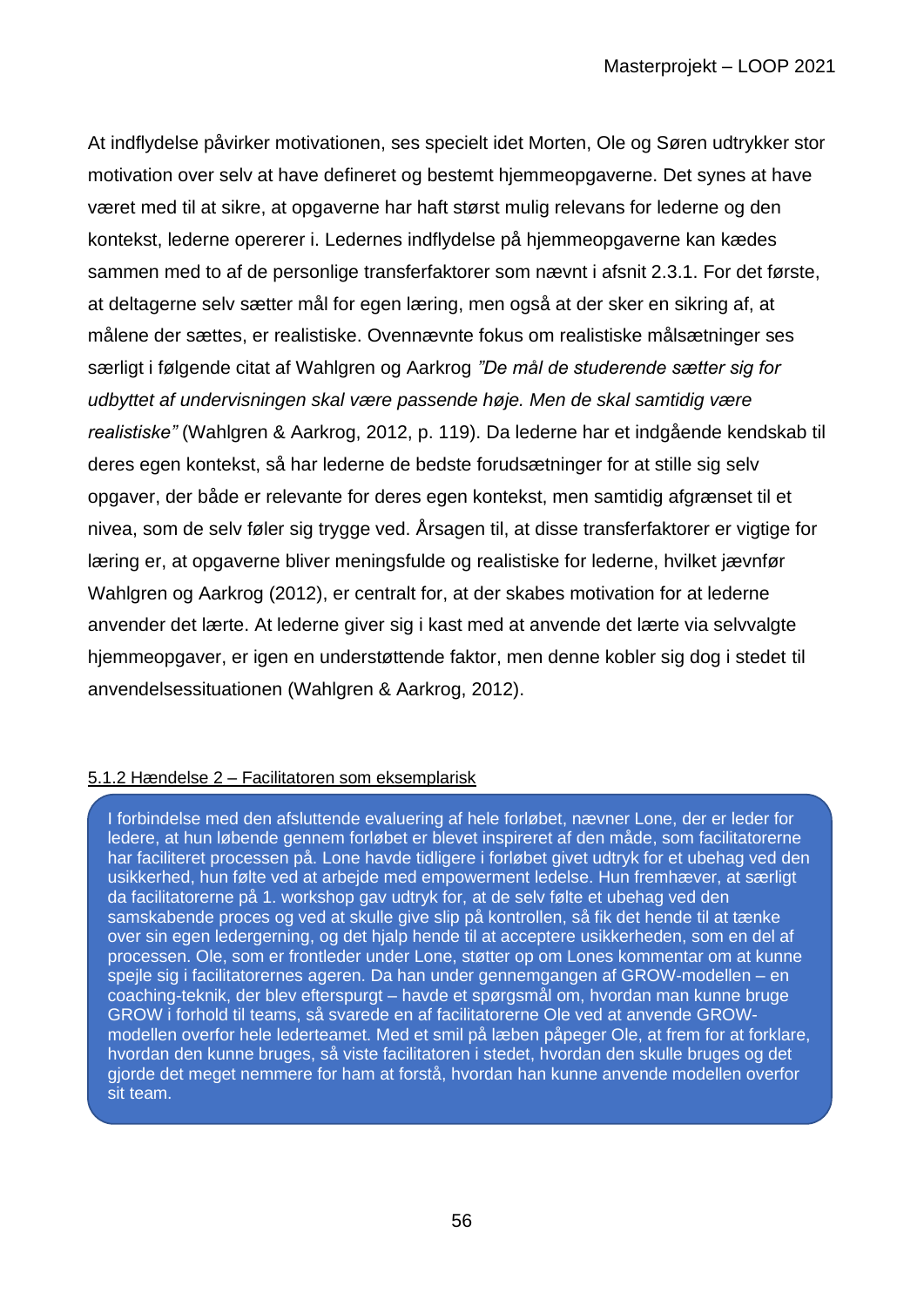At indflydelse påvirker motivationen, ses specielt idet Morten, Ole og Søren udtrykker stor motivation over selv at have defineret og bestemt hjemmeopgaverne. Det synes at have været med til at sikre, at opgaverne har haft størst mulig relevans for lederne og den kontekst, lederne opererer i. Ledernes indflydelse på hjemmeopgaverne kan kædes sammen med to af de personlige transferfaktorer som nævnt i afsnit 2.3.1. For det første, at deltagerne selv sætter mål for egen læring, men også at der sker en sikring af, at målene der sættes, er realistiske. Ovennævnte fokus om realistiske målsætninger ses særligt i følgende citat af Wahlgren og Aarkrog *"De mål de studerende sætter sig for udbyttet af undervisningen skal være passende høje. Men de skal samtidig være realistiske"* (Wahlgren & Aarkrog, 2012, p. 119). Da lederne har et indgående kendskab til deres egen kontekst, så har lederne de bedste forudsætninger for at stille sig selv opgaver, der både er relevante for deres egen kontekst, men samtidig afgrænset til et nivea, som de selv føler sig trygge ved. Årsagen til, at disse transferfaktorer er vigtige for læring er, at opgaverne bliver meningsfulde og realistiske for lederne, hvilket jævnfør Wahlgren og Aarkrog (2012), er centralt for, at der skabes motivation for at lederne anvender det lærte. At lederne giver sig i kast med at anvende det lærte via selvvalgte hjemmeopgaver, er igen en understøttende faktor, men denne kobler sig dog i stedet til anvendelsessituationen (Wahlgren & Aarkrog, 2012).

### 5.1.2 Hændelse 2 – Facilitatoren som eksemplarisk

I forbindelse med den afsluttende evaluering af hele forløbet, nævner Lone, der er leder for ledere, at hun løbende gennem forløbet er blevet inspireret af den måde, som facilitatorerne har faciliteret processen på. Lone havde tidligere i forløbet givet udtryk for et ubehag ved den usikkerhed, hun følte ved at arbejde med empowerment ledelse. Hun fremhæver, at særligt da facilitatorerne på 1. workshop gav udtryk for, at de selv følte et ubehag ved den samskabende proces og ved at skulle give slip på kontrollen, så fik det hende til at tænke over sin egen ledergerning, og det hjalp hende til at acceptere usikkerheden, som en del af processen. Ole, som er frontleder under Lone, støtter op om Lones kommentar om at kunne spejle sig i facilitatorernes ageren. Da han under gennemgangen af GROW-modellen – en coaching-teknik, der blev efterspurgt – havde et spørgsmål om, hvordan man kunne bruge GROW i forhold til teams, så svarede en af facilitatorerne Ole ved at anvende GROW-modellen overfor hele lederteamet. Med et smil på læben påpeger Ole, at frem for at forklare, hvordan den kunne bruges, så viste facilitatoren i stedet, hvordan den skulle bruges og det gjorde det meget nemmere for ham at forstå, hvordan han kunne anvende modellen overfor sit team.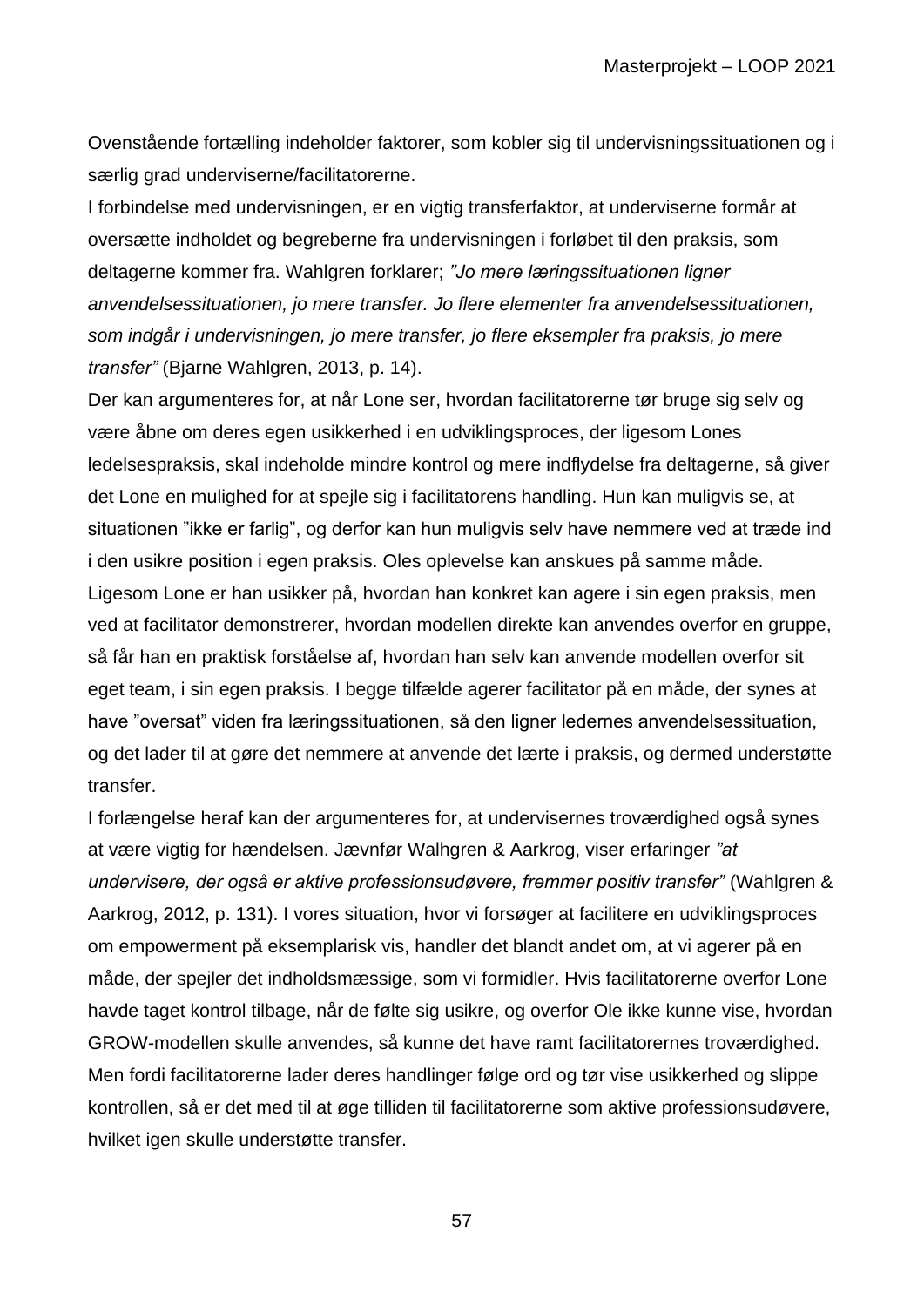Ovenstående fortælling indeholder faktorer, som kobler sig til undervisningssituationen og i særlig grad underviserne/facilitatorerne.

I forbindelse med undervisningen, er en vigtig transferfaktor, at underviserne formår at oversætte indholdet og begreberne fra undervisningen i forløbet til den praksis, som deltagerne kommer fra. Wahlgren forklarer; *"Jo mere læringssituationen ligner anvendelsessituationen, jo mere transfer. Jo flere elementer fra anvendelsessituationen, som indgår i undervisningen, jo mere transfer, jo flere eksempler fra praksis, jo mere transfer"* (Bjarne Wahlgren, 2013, p. 14).

Der kan argumenteres for, at når Lone ser, hvordan facilitatorerne tør bruge sig selv og være åbne om deres egen usikkerhed i en udviklingsproces, der ligesom Lones ledelsespraksis, skal indeholde mindre kontrol og mere indflydelse fra deltagerne, så giver det Lone en mulighed for at spejle sig i facilitatorens handling. Hun kan muligvis se, at situationen "ikke er farlig", og derfor kan hun muligvis selv have nemmere ved at træde ind i den usikre position i egen praksis. Oles oplevelse kan anskues på samme måde. Ligesom Lone er han usikker på, hvordan han konkret kan agere i sin egen praksis, men ved at facilitator demonstrerer, hvordan modellen direkte kan anvendes overfor en gruppe, så får han en praktisk forståelse af, hvordan han selv kan anvende modellen overfor sit eget team, i sin egen praksis. I begge tilfælde agerer facilitator på en måde, der synes at have "oversat" viden fra læringssituationen, så den ligner ledernes anvendelsessituation, og det lader til at gøre det nemmere at anvende det lærte i praksis, og dermed understøtte transfer.

I forlængelse heraf kan der argumenteres for, at undervisernes troværdighed også synes at være vigtig for hændelsen. Jævnfør Walhgren & Aarkrog, viser erfaringer *"at undervisere, der også er aktive professionsudøvere, fremmer positiv transfer"* (Wahlgren & Aarkrog, 2012, p. 131). I vores situation, hvor vi forsøger at facilitere en udviklingsproces om empowerment på eksemplarisk vis, handler det blandt andet om, at vi agerer på en måde, der spejler det indholdsmæssige, som vi formidler. Hvis facilitatorerne overfor Lone havde taget kontrol tilbage, når de følte sig usikre, og overfor Ole ikke kunne vise, hvordan GROW-modellen skulle anvendes, så kunne det have ramt facilitatorernes troværdighed. Men fordi facilitatorerne lader deres handlinger følge ord og tør vise usikkerhed og slippe kontrollen, så er det med til at øge tilliden til facilitatorerne som aktive professionsudøvere, hvilket igen skulle understøtte transfer.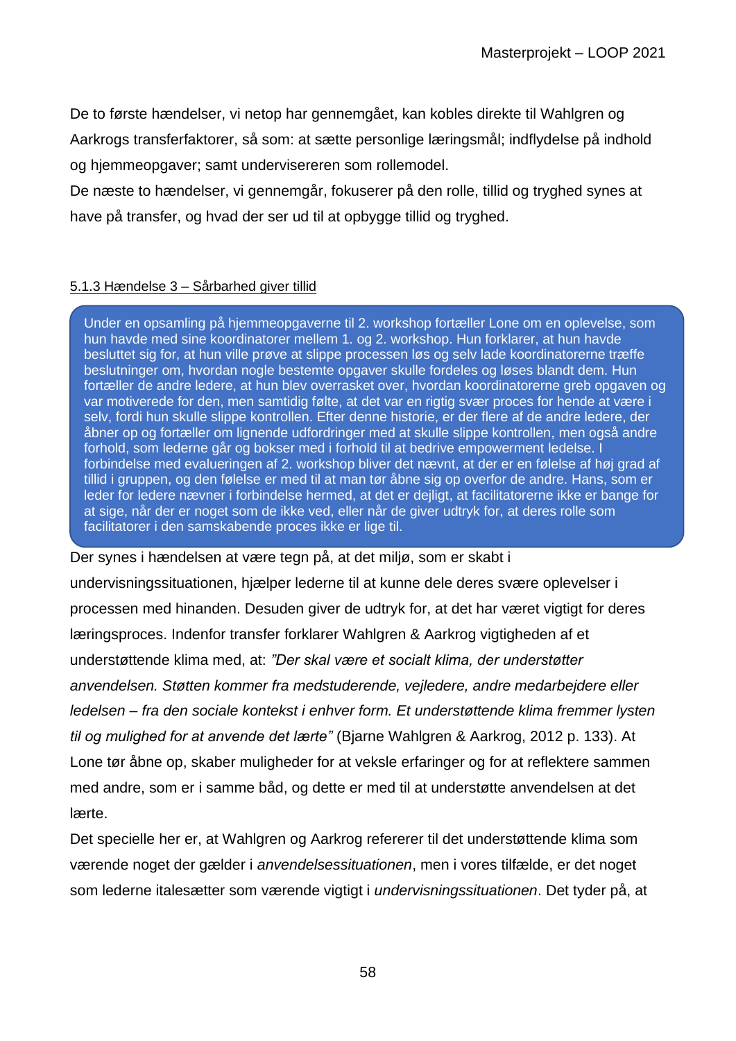De to første hændelser, vi netop har gennemgået, kan kobles direkte til Wahlgren og Aarkrogs transferfaktorer, så som: at sætte personlige læringsmål; indflydelse på indhold og hjemmeopgaver; samt undervisereren som rollemodel.

De næste to hændelser, vi gennemgår, fokuserer på den rolle, tillid og tryghed synes at have på transfer, og hvad der ser ud til at opbygge tillid og tryghed.

### 5.1.3 Hændelse 3 – Sårbarhed giver tillid

> Under en opsamling på hjemmeopgaverne til 2. workshop fortæller Lone om en oplevelse, som hun havde med sine koordinatorer mellem 1. og 2. workshop. Hun forklarer, at hun havde besluttet sig for, at hun ville prøve at slippe processen løs og selv lade koordinatorerne træffe beslutninger om, hvordan nogle bestemte opgaver skulle fordeles og løses blandt dem. Hun fortæller de andre ledere, at hun blev overrasket over, hvordan koordinatorerne greb opgaven og var motiverede for den, men samtidig følte, at det var en rigtig svær proces for hende at være i selv, fordi hun skulle slippe kontrollen. Efter denne historie, er der flere af de andre ledere, der åbner op og fortæller om lignende udfordringer med at skulle slippe kontrollen, men også andre forhold, som lederne går og bokser med i forhold til at bedrive empowerment ledelse. I forbindelse med evalueringen af 2. workshop bliver det nævnt, at der er en følelse af høj grad af tillid i gruppen, og den følelse er med til at man tør åbne sig op overfor de andre. Hans, som er leder for ledere nævner i forbindelse hermed, at det er dejligt, at facilitatorerne ikke er bange for at sige, når der er noget som de ikke ved, eller når de giver udtryk for, at deres rolle som facilitatorer i den samskabende proces ikke er lige til.

Der synes i hændelsen at være tegn på, at det miljø, som er skabt i undervisningssituationen, hjælper lederne til at kunne dele deres svære oplevelser i processen med hinanden. Desuden giver de udtryk for, at det har været vigtigt for deres læringsproces. Indenfor transfer forklarer Wahlgren & Aarkrog vigtigheden af et understøttende klima med, at: *"Der skal være et socialt klima, der understøtter anvendelsen. Støtten kommer fra medstuderende, vejledere, andre medarbejdere eller ledelsen – fra den sociale kontekst i enhver form. Et understøttende klima fremmer lysten til og mulighed for at anvende det lærte"* (Bjarne Wahlgren & Aarkrog, 2012 p. 133). At Lone tør åbne op, skaber muligheder for at veksle erfaringer og for at reflektere sammen med andre, som er i samme båd, og dette er med til at understøtte anvendelsen at det lærte.

Det specielle her er, at Wahlgren og Aarkrog refererer til det understøttende klima som værende noget der gælder i *anvendelsessituationen*, men i vores tilfælde, er det noget som lederne italesætter som værende vigtigt i *undervisningssituationen*. Det tyder på, at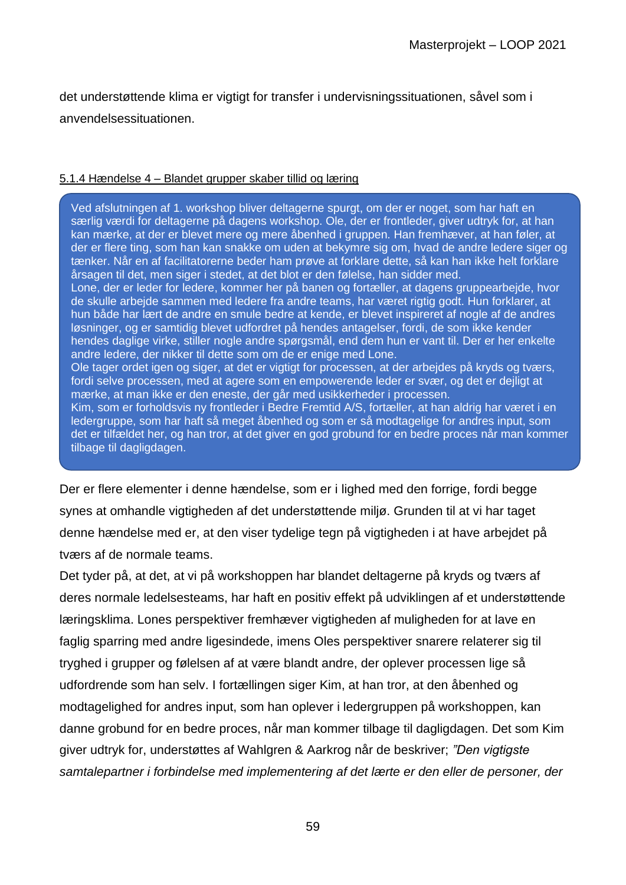det understøttende klima er vigtigt for transfer i undervisningssituationen, såvel som i anvendelsessituationen.

#### 5.1.4 Hændelse 4 – Blandet grupper skaber tillid og læring

> Ved afslutningen af 1. workshop bliver deltagerne spurgt, om der er noget, som har haft en særlig værdi for deltagerne på dagens workshop. Ole, der er frontleder, giver udtryk for, at han kan mærke, at der er blevet mere og mere åbenhed i gruppen. Han fremhæver, at han føler, at der er flere ting, som han kan snakke om uden at bekymre sig om, hvad de andre ledere siger og tænker. Når en af facilitatorerne beder ham prøve at forklare dette, så kan han ikke helt forklare årsagen til det, men siger i stedet, at det blot er den følelse, han sidder med.
> Lone, der er leder for ledere, kommer her på banen og fortæller, at dagens gruppearbejde, hvor de skulle arbejde sammen med ledere fra andre teams, har været rigtig godt. Hun forklarer, at hun både har lært de andre en smule bedre at kende, er blevet inspireret af nogle af de andres løsninger, og er samtidig blevet udfordret på hendes antagelser, fordi, de som ikke kender hendes daglige virke, stiller nogle andre spørgsmål, end dem hun er vant til. Der er her enkelte andre ledere, der nikker til dette som om de er enige med Lone.
> Ole tager ordet igen og siger, at det er vigtigt for processen, at der arbejdes på kryds og tværs, fordi selve processen, med at agere som en empowerende leder er svær, og det er dejligt at mærke, at man ikke er den eneste, der går med usikkerheder i processen.
> Kim, som er forholdsvis ny frontleder i Bedre Fremtid A/S, fortæller, at han aldrig har været i en ledergruppe, som har haft så meget åbenhed og som er så modtagelige for andres input, som det er tilfældet her, og han tror, at det giver en god grobund for en bedre proces når man kommer tilbage til dagligdagen.

Der er flere elementer i denne hændelse, som er i lighed med den forrige, fordi begge synes at omhandle vigtigheden af det understøttende miljø. Grunden til at vi har taget denne hændelse med er, at den viser tydelige tegn på vigtigheden i at have arbejdet på tværs af de normale teams.

Det tyder på, at det, at vi på workshoppen har blandet deltagerne på kryds og tværs af deres normale ledelsesteams, har haft en positiv effekt på udviklingen af et understøttende læringsklima. Lones perspektiver fremhæver vigtigheden af muligheden for at lave en faglig sparring med andre ligesindede, imens Oles perspektiver snarere relaterer sig til tryghed i grupper og følelsen af at være blandt andre, der oplever processen lige så udfordrende som han selv. I fortællingen siger Kim, at han tror, at den åbenhed og modtagelighed for andres input, som han oplever i ledergruppen på workshoppen, kan danne grobund for en bedre proces, når man kommer tilbage til dagligdagen. Det som Kim giver udtryk for, understøttes af Wahlgren & Aarkrog når de beskriver; *"Den vigtigste samtalepartner i forbindelse med implementering af det lærte er den eller de personer, der*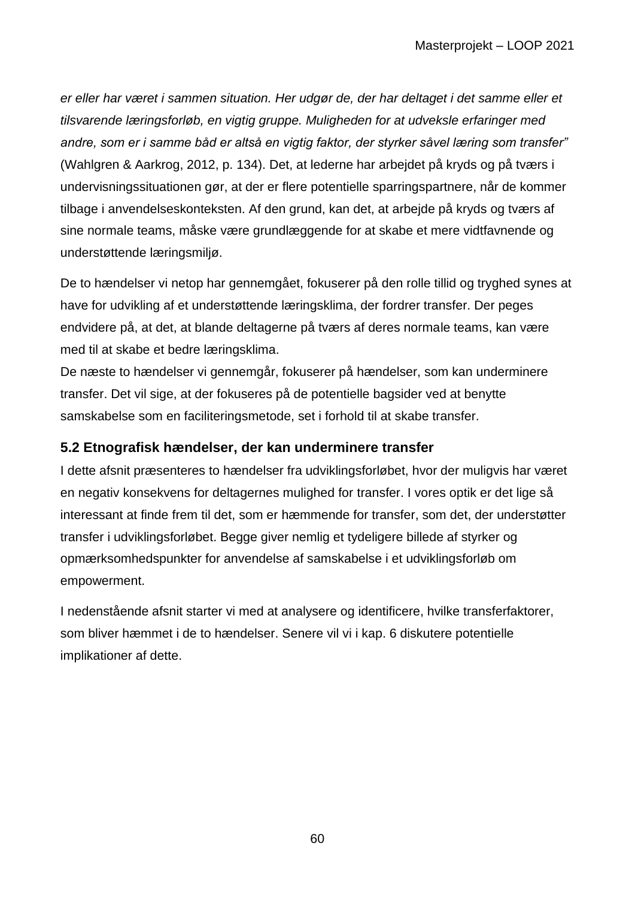*er eller har været i sammen situation. Her udgør de, der har deltaget i det samme eller et tilsvarende læringsforløb, en vigtig gruppe. Muligheden for at udveksle erfaringer med andre, som er i samme båd er altså en vigtig faktor, der styrker såvel læring som transfer"* (Wahlgren & Aarkrog, 2012, p. 134). Det, at lederne har arbejdet på kryds og på tværs i undervisningssituationen gør, at der er flere potentielle sparringspartnere, når de kommer tilbage i anvendelseskonteksten. Af den grund, kan det, at arbejde på kryds og tværs af sine normale teams, måske være grundlæggende for at skabe et mere vidtfavnende og understøttende læringsmiljø.

De to hændelser vi netop har gennemgået, fokuserer på den rolle tillid og tryghed synes at have for udvikling af et understøttende læringsklima, der fordrer transfer. Der peges endvidere på, at det, at blande deltagerne på tværs af deres normale teams, kan være med til at skabe et bedre læringsklima.
De næste to hændelser vi gennemgår, fokuserer på hændelser, som kan underminere transfer. Det vil sige, at der fokuseres på de potentielle bagsider ved at benytte samskabelse som en faciliteringsmetode, set i forhold til at skabe transfer.

### 5.2 Etnografisk hændelser, der kan underminere transfer

I dette afsnit præsenteres to hændelser fra udviklingsforløbet, hvor der muligvis har været en negativ konsekvens for deltagernes mulighed for transfer. I vores optik er det lige så interessant at finde frem til det, som er hæmmende for transfer, som det, der understøtter transfer i udviklingsforløbet. Begge giver nemlig et tydeligere billede af styrker og opmærksomhedspunkter for anvendelse af samskabelse i et udviklingsforløb om empowerment.

I nedenstående afsnit starter vi med at analysere og identificere, hvilke transferfaktorer, som bliver hæmmet i de to hændelser. Senere vil vi i kap. 6 diskutere potentielle implikationer af dette.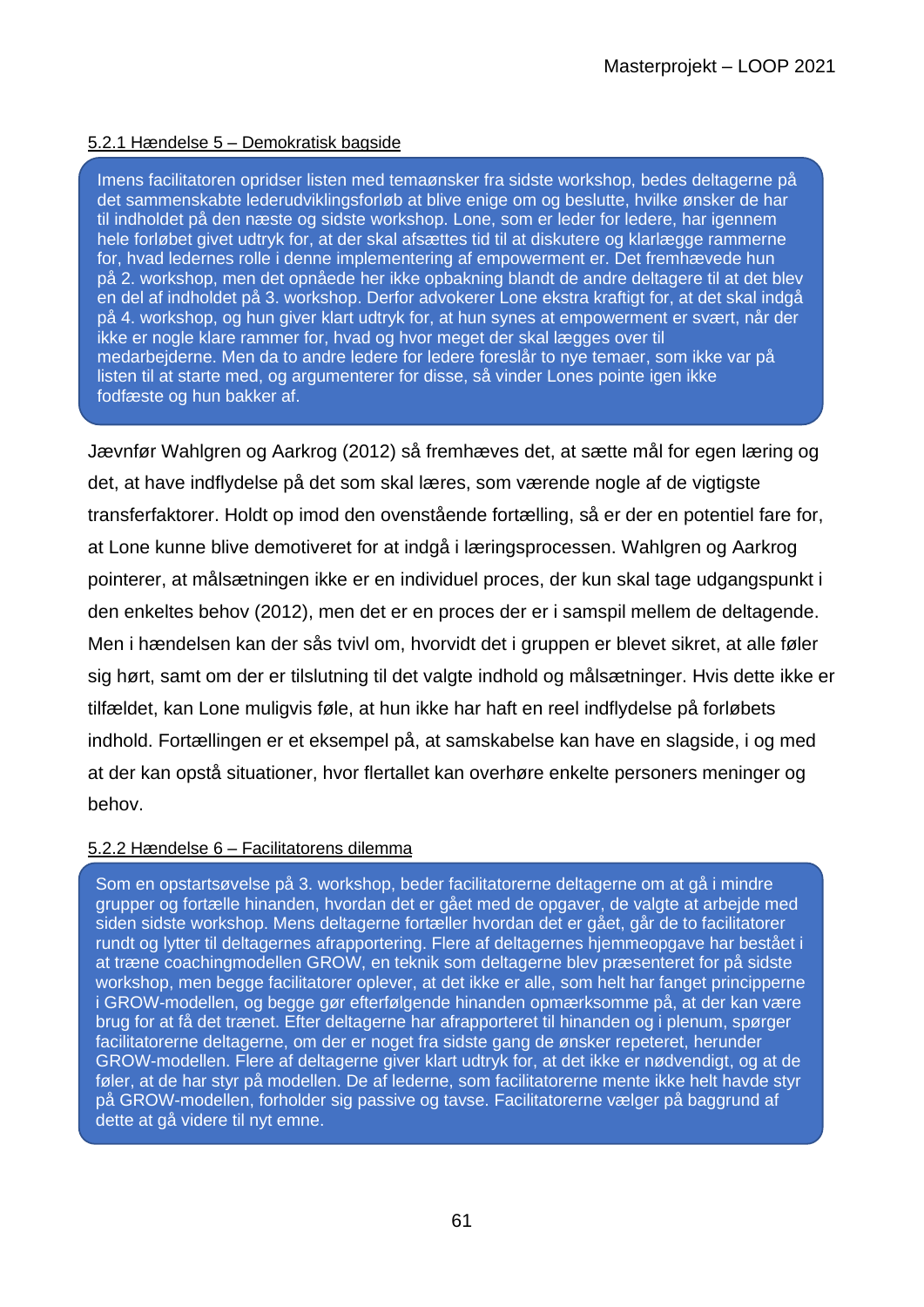### 5.2.1 Hændelse 5 – Demokratisk bagside

> Imens facilitatoren opridser listen med temaønsker fra sidste workshop, bedes deltagerne på det sammenskabte lederudviklingsforløb at blive enige om og beslutte, hvilke ønsker de har til indholdet på den næste og sidste workshop. Lone, som er leder for ledere, har igennem hele forløbet givet udtryk for, at der skal afsættes tid til at diskutere og klarlægge rammerne for, hvad ledernes rolle i denne implementering af empowerment er. Det fremhævede hun på 2. workshop, men det opnåede her ikke opbakning blandt de andre deltagere til at det blev en del af indholdet på 3. workshop. Derfor advokerer Lone ekstra kraftigt for, at det skal indgå på 4. workshop, og hun giver klart udtryk for, at hun synes at empowerment er svært, når der ikke er nogle klare rammer for, hvad og hvor meget der skal lægges over til medarbejderne. Men da to andre ledere for ledere foreslår to nye temaer, som ikke var på listen til at starte med, og argumenterer for disse, så vinder Lones pointe igen ikke fodfæste og hun bakker af.

Jævnfør Wahlgren og Aarkrog (2012) så fremhæves det, at sætte mål for egen læring og det, at have indflydelse på det som skal læres, som værende nogle af de vigtigste transferfaktorer. Holdt op imod den ovenstående fortælling, så er der en potentiel fare for, at Lone kunne blive demotiveret for at indgå i læringsprocessen. Wahlgren og Aarkrog pointerer, at målsætningen ikke er en individuel proces, der kun skal tage udgangspunkt i den enkeltes behov (2012), men det er en proces der er i samspil mellem de deltagende. Men i hændelsen kan der sås tvivl om, hvorvidt det i gruppen er blevet sikret, at alle føler sig hørt, samt om der er tilslutning til det valgte indhold og målsætninger. Hvis dette ikke er tilfældet, kan Lone muligvis føle, at hun ikke har haft en reel indflydelse på forløbets indhold. Fortællingen er et eksempel på, at samskabelse kan have en slagside, i og med at der kan opstå situationer, hvor flertallet kan overhøre enkelte personers meninger og behov.

### 5.2.2 Hændelse 6 – Facilitatorens dilemma

> Som en opstartsøvelse på 3. workshop, beder facilitatorerne deltagerne om at gå i mindre grupper og fortælle hinanden, hvordan det er gået med de opgaver, de valgte at arbejde med siden sidste workshop. Mens deltagerne fortæller hvordan det er gået, går de to facilitatorer rundt og lytter til deltagernes afrapportering. Flere af deltagernes hjemmeopgave har bestået i at træne coachingmodellen GROW, en teknik som deltagerne blev præsenteret for på sidste workshop, men begge facilitatorer oplever, at det ikke er alle, som helt har fanget principperne i GROW-modellen, og begge gør efterfølgende hinanden opmærksomme på, at der kan være brug for at få det trænet. Efter deltagerne har afrapporteret til hinanden og i plenum, spørger facilitatorerne deltagerne, om der er noget fra sidste gang de ønsker repeteret, herunder GROW-modellen. Flere af deltagerne giver klart udtryk for, at det ikke er nødvendigt, og at de føler, at de har styr på modellen. De af lederne, som facilitatorerne mente ikke helt havde styr på GROW-modellen, forholder sig passive og tavse. Facilitatorerne vælger på baggrund af dette at gå videre til nyt emne.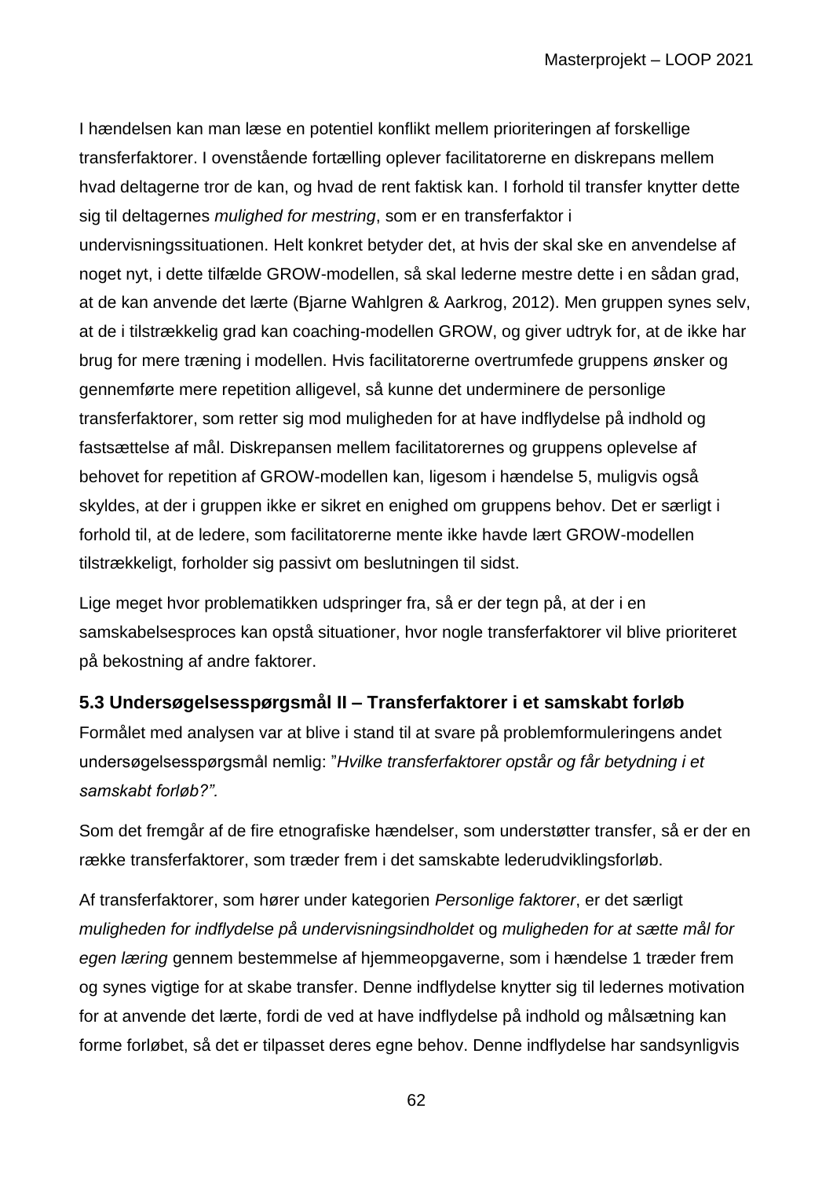I hændelsen kan man læse en potentiel konflikt mellem prioriteringen af forskellige transferfaktorer. I ovenstående fortælling oplever facilitatorerne en diskrepans mellem hvad deltagerne tror de kan, og hvad de rent faktisk kan. I forhold til transfer knytter dette sig til deltagernes *mulighed for mestring*, som er en transferfaktor i undervisningssituationen. Helt konkret betyder det, at hvis der skal ske en anvendelse af noget nyt, i dette tilfælde GROW-modellen, så skal lederne mestre dette i en sådan grad, at de kan anvende det lærte (Bjarne Wahlgren & Aarkrog, 2012). Men gruppen synes selv, at de i tilstrækkelig grad kan coaching-modellen GROW, og giver udtryk for, at de ikke har brug for mere træning i modellen. Hvis facilitatorerne overtrumfede gruppens ønsker og gennemførte mere repetition alligevel, så kunne det underminere de personlige transferfaktorer, som retter sig mod muligheden for at have indflydelse på indhold og fastsættelse af mål. Diskrepansen mellem facilitatorernes og gruppens oplevelse af behovet for repetition af GROW-modellen kan, ligesom i hændelse 5, muligvis også skyldes, at der i gruppen ikke er sikret en enighed om gruppens behov. Det er særligt i forhold til, at de ledere, som facilitatorerne mente ikke havde lært GROW-modellen tilstrækkeligt, forholder sig passivt om beslutningen til sidst.

Lige meget hvor problematikken udspringer fra, så er der tegn på, at der i en samskabelsesproces kan opstå situationer, hvor nogle transferfaktorer vil blive prioriteret på bekostning af andre faktorer.

### 5.3 Undersøgelsesspørgsmål II – Transferfaktorer i et samskabt forløb

Formålet med analysen var at blive i stand til at svare på problemformuleringens andet undersøgelsesspørgsmål nemlig: "*Hvilke transferfaktorer opstår og får betydning i et samskabt forløb?".*

Som det fremgår af de fire etnografiske hændelser, som understøtter transfer, så er der en række transferfaktorer, som træder frem i det samskabte lederudviklingsforløb.

Af transferfaktorer, som hører under kategorien *Personlige faktorer*, er det særligt *muligheden for indflydelse på undervisningsindholdet* og *muligheden for at sætte mål for egen læring* gennem bestemmelse af hjemmeopgaverne, som i hændelse 1 træder frem og synes vigtige for at skabe transfer. Denne indflydelse knytter sig til ledernes motivation for at anvende det lærte, fordi de ved at have indflydelse på indhold og målsætning kan forme forløbet, så det er tilpasset deres egne behov. Denne indflydelse har sandsynligvis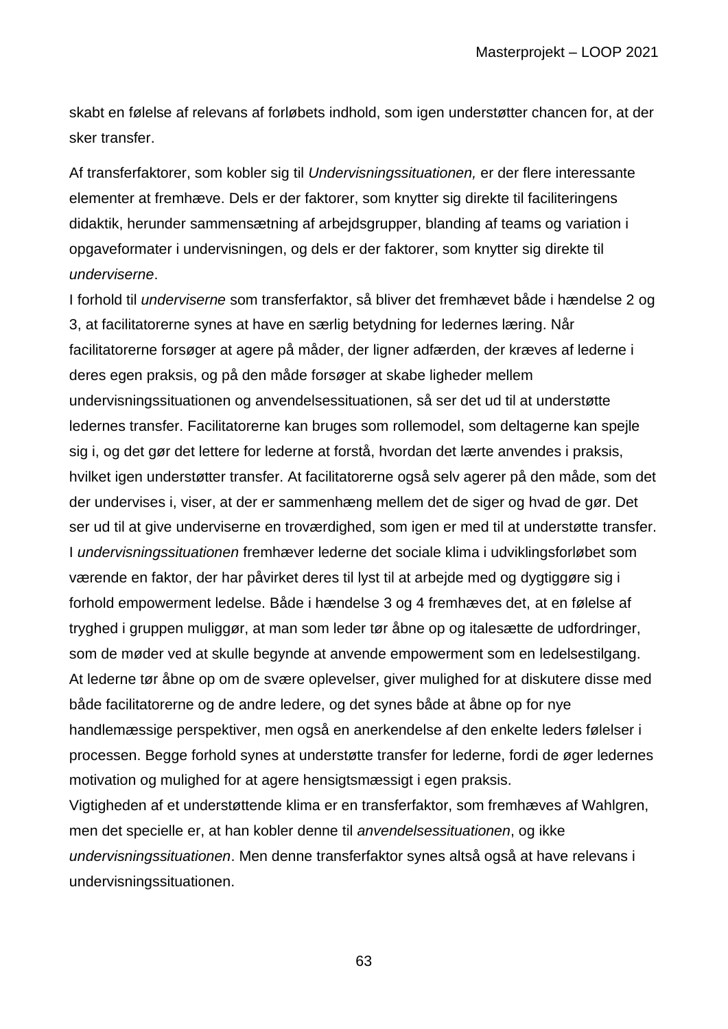skabt en følelse af relevans af forløbets indhold, som igen understøtter chancen for, at der sker transfer.

Af transferfaktorer, som kobler sig til *Undervisningssituationen,* er der flere interessante elementer at fremhæve. Dels er der faktorer, som knytter sig direkte til faciliteringens didaktik, herunder sammensætning af arbejdsgrupper, blanding af teams og variation i opgaveformater i undervisningen, og dels er der faktorer, som knytter sig direkte til *underviserne*.

I forhold til *underviserne* som transferfaktor, så bliver det fremhævet både i hændelse 2 og 3, at facilitatorerne synes at have en særlig betydning for ledernes læring. Når facilitatorerne forsøger at agere på måder, der ligner adfærden, der kræves af lederne i deres egen praksis, og på den måde forsøger at skabe ligheder mellem undervisningssituationen og anvendelsessituationen, så ser det ud til at understøtte ledernes transfer. Facilitatorerne kan bruges som rollemodel, som deltagerne kan spejle sig i, og det gør det lettere for lederne at forstå, hvordan det lærte anvendes i praksis, hvilket igen understøtter transfer. At facilitatorerne også selv agerer på den måde, som det der undervises i, viser, at der er sammenhæng mellem det de siger og hvad de gør. Det ser ud til at give underviserne en troværdighed, som igen er med til at understøtte transfer.

I *undervisningssituationen* fremhæver lederne det sociale klima i udviklingsforløbet som værende en faktor, der har påvirket deres til lyst til at arbejde med og dygtiggøre sig i forhold empowerment ledelse. Både i hændelse 3 og 4 fremhæves det, at en følelse af tryghed i gruppen muliggør, at man som leder tør åbne op og italesætte de udfordringer, som de møder ved at skulle begynde at anvende empowerment som en ledelsestilgang. At lederne tør åbne op om de svære oplevelser, giver mulighed for at diskutere disse med både facilitatorerne og de andre ledere, og det synes både at åbne op for nye handlemæssige perspektiver, men også en anerkendelse af den enkelte leders følelser i processen. Begge forhold synes at understøtte transfer for lederne, fordi de øger ledernes motivation og mulighed for at agere hensigtsmæssigt i egen praksis.

Vigtigheden af et understøttende klima er en transferfaktor, som fremhæves af Wahlgren, men det specielle er, at han kobler denne til *anvendelsessituationen*, og ikke *undervisningssituationen*. Men denne transferfaktor synes altså også at have relevans i undervisningssituationen.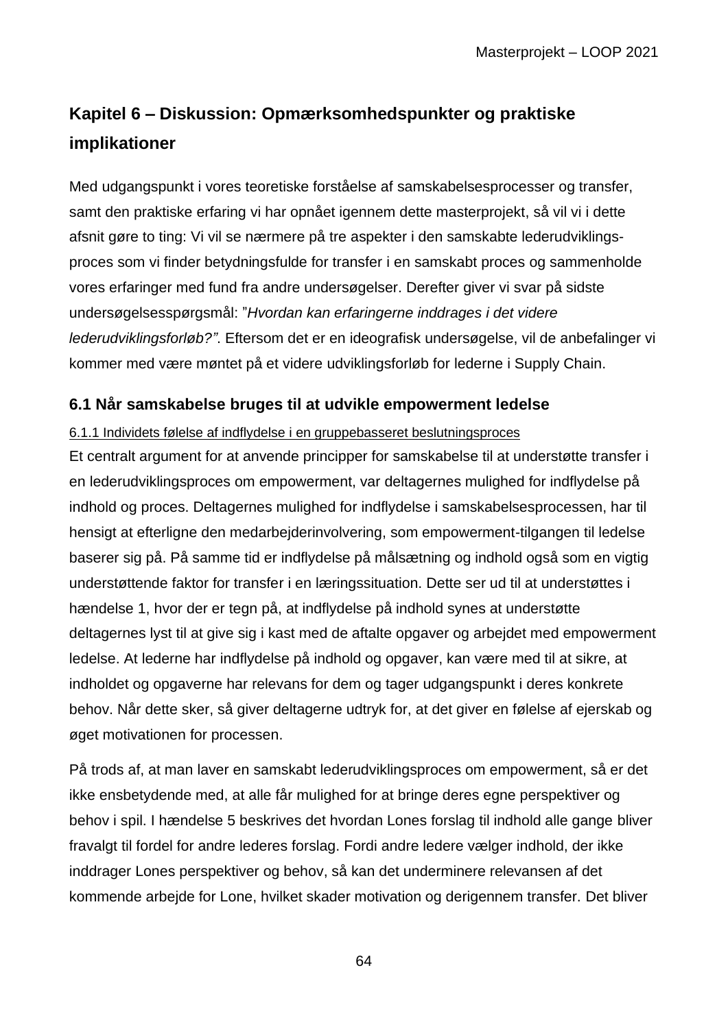## Kapitel 6 – Diskussion: Opmærksomhedspunkter og praktiske implikationer

Med udgangspunkt i vores teoretiske forståelse af samskabelsesprocesser og transfer, samt den praktiske erfaring vi har opnået igennem dette masterprojekt, så vil vi i dette afsnit gøre to ting: Vi vil se nærmere på tre aspekter i den samskabte lederudviklings-proces som vi finder betydningsfulde for transfer i en samskabt proces og sammenholde vores erfaringer med fund fra andre undersøgelser. Derefter giver vi svar på sidste undersøgelsesspørgsmål: "*Hvordan kan erfaringerne inddrages i det videre lederudviklingsforløb?"*. Eftersom det er en ideografisk undersøgelse, vil de anbefalinger vi kommer med være møntet på et videre udviklingsforløb for lederne i Supply Chain.

### 6.1 Når samskabelse bruges til at udvikle empowerment ledelse

6.1.1 Individets følelse af indflydelse i en gruppebasseret beslutningsproces

Et centralt argument for at anvende principper for samskabelse til at understøtte transfer i en lederudviklingsproces om empowerment, var deltagernes mulighed for indflydelse på indhold og proces. Deltagernes mulighed for indflydelse i samskabelsesprocessen, har til hensigt at efterligne den medarbejderinvolvering, som empowerment-tilgangen til ledelse baserer sig på. På samme tid er indflydelse på målsætning og indhold også som en vigtig understøttende faktor for transfer i en læringssituation. Dette ser ud til at understøttes i hændelse 1, hvor der er tegn på, at indflydelse på indhold synes at understøtte deltagernes lyst til at give sig i kast med de aftalte opgaver og arbejdet med empowerment ledelse. At lederne har indflydelse på indhold og opgaver, kan være med til at sikre, at indholdet og opgaverne har relevans for dem og tager udgangspunkt i deres konkrete behov. Når dette sker, så giver deltagerne udtryk for, at det giver en følelse af ejerskab og øget motivationen for processen.

På trods af, at man laver en samskabt lederudviklingsproces om empowerment, så er det ikke ensbetydende med, at alle får mulighed for at bringe deres egne perspektiver og behov i spil. I hændelse 5 beskrives det hvordan Lones forslag til indhold alle gange bliver fravalgt til fordel for andre lederes forslag. Fordi andre ledere vælger indhold, der ikke inddrager Lones perspektiver og behov, så kan det underminere relevansen af det kommende arbejde for Lone, hvilket skader motivation og derigennem transfer. Det bliver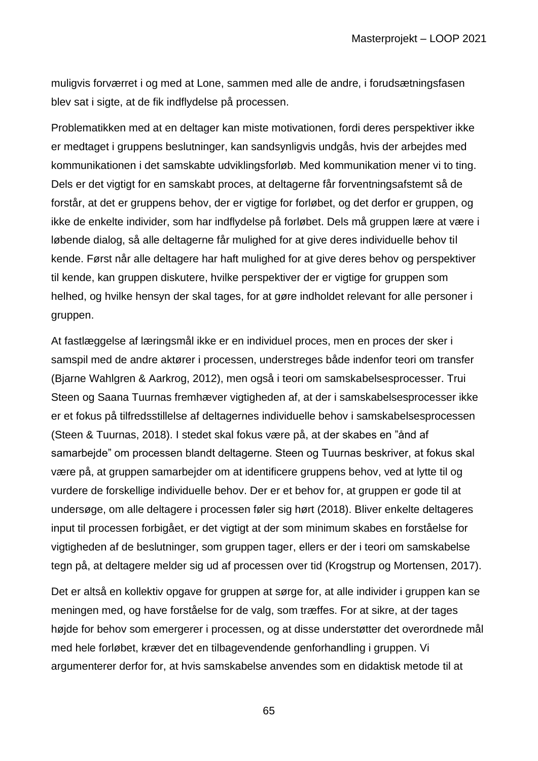muligvis forværret i og med at Lone, sammen med alle de andre, i forudsætningsfasen blev sat i sigte, at de fik indflydelse på processen.

Problematikken med at en deltager kan miste motivationen, fordi deres perspektiver ikke er medtaget i gruppens beslutninger, kan sandsynligvis undgås, hvis der arbejdes med kommunikationen i det samskabte udviklingsforløb. Med kommunikation mener vi to ting. Dels er det vigtigt for en samskabt proces, at deltagerne får forventningsafstemt så de forstår, at det er gruppens behov, der er vigtige for forløbet, og det derfor er gruppen, og ikke de enkelte individer, som har indflydelse på forløbet. Dels må gruppen lære at være i løbende dialog, så alle deltagerne får mulighed for at give deres individuelle behov til kende. Først når alle deltagere har haft mulighed for at give deres behov og perspektiver til kende, kan gruppen diskutere, hvilke perspektiver der er vigtige for gruppen som helhed, og hvilke hensyn der skal tages, for at gøre indholdet relevant for alle personer i gruppen.

At fastlæggelse af læringsmål ikke er en individuel proces, men en proces der sker i samspil med de andre aktører i processen, understreges både indenfor teori om transfer (Bjarne Wahlgren & Aarkrog, 2012), men også i teori om samskabelsesprocesser. Trui Steen og Saana Tuurnas fremhæver vigtigheden af, at der i samskabelsesprocesser ikke er et fokus på tilfredsstillelse af deltagernes individuelle behov i samskabelsesprocessen (Steen & Tuurnas, 2018). I stedet skal fokus være på, at der skabes en "ånd af samarbejde" om processen blandt deltagerne. Steen og Tuurnas beskriver, at fokus skal være på, at gruppen samarbejder om at identificere gruppens behov, ved at lytte til og vurdere de forskellige individuelle behov. Der er et behov for, at gruppen er gode til at undersøge, om alle deltagere i processen føler sig hørt (2018). Bliver enkelte deltageres input til processen forbigået, er det vigtigt at der som minimum skabes en forståelse for vigtigheden af de beslutninger, som gruppen tager, ellers er der i teori om samskabelse tegn på, at deltagere melder sig ud af processen over tid (Krogstrup og Mortensen, 2017).

Det er altså en kollektiv opgave for gruppen at sørge for, at alle individer i gruppen kan se meningen med, og have forståelse for de valg, som træffes. For at sikre, at der tages højde for behov som emergerer i processen, og at disse understøtter det overordnede mål med hele forløbet, kræver det en tilbagevendende genforhandling i gruppen. Vi argumenterer derfor for, at hvis samskabelse anvendes som en didaktisk metode til at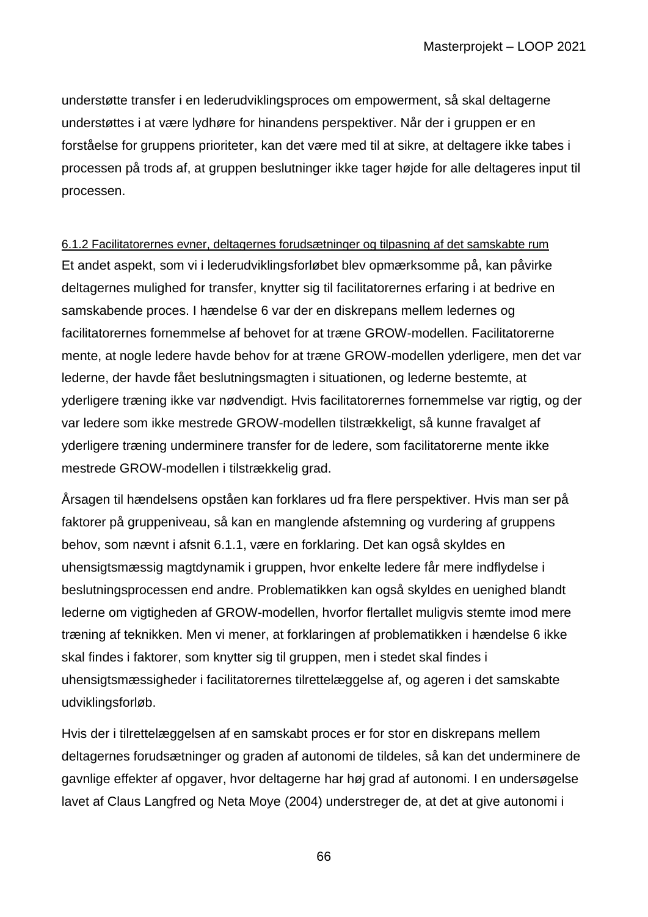understøtte transfer i en lederudviklingsproces om empowerment, så skal deltagerne understøttes i at være lydhøre for hinandens perspektiver. Når der i gruppen er en forståelse for gruppens prioriteter, kan det være med til at sikre, at deltagere ikke tabes i processen på trods af, at gruppen beslutninger ikke tager højde for alle deltageres input til processen.

### 6.1.2 Facilitatorernes evner, deltagernes forudsætninger og tilpasning af det samskabte rum

Et andet aspekt, som vi i lederudviklingsforløbet blev opmærksomme på, kan påvirke deltagernes mulighed for transfer, knytter sig til facilitatorernes erfaring i at bedrive en samskabende proces. I hændelse 6 var der en diskrepans mellem ledernes og facilitatorernes fornemmelse af behovet for at træne GROW-modellen. Facilitatorerne mente, at nogle ledere havde behov for at træne GROW-modellen yderligere, men det var lederne, der havde fået beslutningsmagten i situationen, og lederne bestemte, at yderligere træning ikke var nødvendigt. Hvis facilitatorernes fornemmelse var rigtig, og der var ledere som ikke mestrede GROW-modellen tilstrækkeligt, så kunne fravalget af yderligere træning underminere transfer for de ledere, som facilitatorerne mente ikke mestrede GROW-modellen i tilstrækkelig grad.

Årsagen til hændelsens opståen kan forklares ud fra flere perspektiver. Hvis man ser på faktorer på gruppeniveau, så kan en manglende afstemning og vurdering af gruppens behov, som nævnt i afsnit 6.1.1, være en forklaring. Det kan også skyldes en uhensigtsmæssig magtdynamik i gruppen, hvor enkelte ledere får mere indflydelse i beslutningsprocessen end andre. Problematikken kan også skyldes en uenighed blandt lederne om vigtigheden af GROW-modellen, hvorfor flertallet muligvis stemte imod mere træning af teknikken. Men vi mener, at forklaringen af problematikken i hændelse 6 ikke skal findes i faktorer, som knytter sig til gruppen, men i stedet skal findes i uhensigtsmæssigheder i facilitatorernes tilrettelæggelse af, og ageren i det samskabte udviklingsforløb.

Hvis der i tilrettelæggelsen af en samskabt proces er for stor en diskrepans mellem deltagernes forudsætninger og graden af autonomi de tildeles, så kan det underminere de gavnlige effekter af opgaver, hvor deltagerne har høj grad af autonomi. I en undersøgelse lavet af Claus Langfred og Neta Moye (2004) understreger de, at det at give autonomi i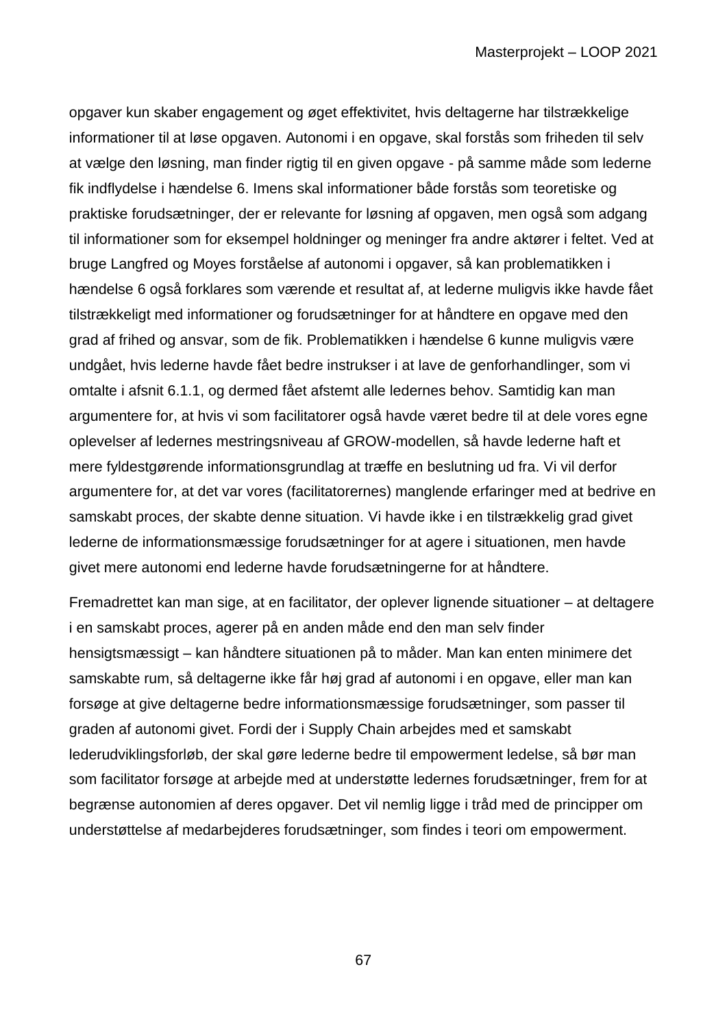opgaver kun skaber engagement og øget effektivitet, hvis deltagerne har tilstrækkelige informationer til at løse opgaven. Autonomi i en opgave, skal forstås som friheden til selv at vælge den løsning, man finder rigtig til en given opgave - på samme måde som lederne fik indflydelse i hændelse 6. Imens skal informationer både forstås som teoretiske og praktiske forudsætninger, der er relevante for løsning af opgaven, men også som adgang til informationer som for eksempel holdninger og meninger fra andre aktører i feltet. Ved at bruge Langfred og Moyes forståelse af autonomi i opgaver, så kan problematikken i hændelse 6 også forklares som værende et resultat af, at lederne muligvis ikke havde fået tilstrækkeligt med informationer og forudsætninger for at håndtere en opgave med den grad af frihed og ansvar, som de fik. Problematikken i hændelse 6 kunne muligvis være undgået, hvis lederne havde fået bedre instrukser i at lave de genforhandlinger, som vi omtalte i afsnit 6.1.1, og dermed fået afstemt alle ledernes behov. Samtidig kan man argumentere for, at hvis vi som facilitatorer også havde været bedre til at dele vores egne oplevelser af ledernes mestringsniveau af GROW-modellen, så havde lederne haft et mere fyldestgørende informationsgrundlag at træffe en beslutning ud fra. Vi vil derfor argumentere for, at det var vores (facilitatorernes) manglende erfaringer med at bedrive en samskabt proces, der skabte denne situation. Vi havde ikke i en tilstrækkelig grad givet lederne de informationsmæssige forudsætninger for at agere i situationen, men havde givet mere autonomi end lederne havde forudsætningerne for at håndtere.

Fremadrettet kan man sige, at en facilitator, der oplever lignende situationer – at deltagere i en samskabt proces, agerer på en anden måde end den man selv finder hensigtsmæssigt – kan håndtere situationen på to måder. Man kan enten minimere det samskabte rum, så deltagerne ikke får høj grad af autonomi i en opgave, eller man kan forsøge at give deltagerne bedre informationsmæssige forudsætninger, som passer til graden af autonomi givet. Fordi der i Supply Chain arbejdes med et samskabt lederudviklingsforløb, der skal gøre lederne bedre til empowerment ledelse, så bør man som facilitator forsøge at arbejde med at understøtte ledernes forudsætninger, frem for at begrænse autonomien af deres opgaver. Det vil nemlig ligge i tråd med de principper om understøttelse af medarbejderes forudsætninger, som findes i teori om empowerment.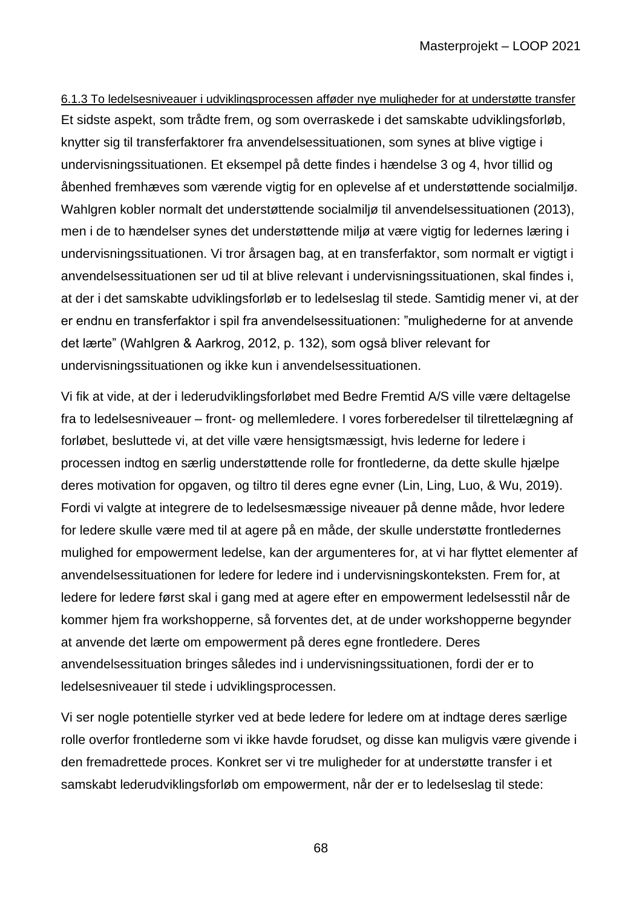#### 6.1.3 To ledelsesniveauer i udviklingsprocessen afføder nye muligheder for at understøtte transfer

Et sidste aspekt, som trådte frem, og som overraskede i det samskabte udviklingsforløb, knytter sig til transferfaktorer fra anvendelsessituationen, som synes at blive vigtige i undervisningssituationen. Et eksempel på dette findes i hændelse 3 og 4, hvor tillid og åbenhed fremhæves som værende vigtig for en oplevelse af et understøttende socialmiljø. Wahlgren kobler normalt det understøttende socialmiljø til anvendelsessituationen (2013), men i de to hændelser synes det understøttende miljø at være vigtig for ledernes læring i undervisningssituationen. Vi tror årsagen bag, at en transferfaktor, som normalt er vigtigt i anvendelsessituationen ser ud til at blive relevant i undervisningssituationen, skal findes i, at der i det samskabte udviklingsforløb er to ledelseslag til stede. Samtidig mener vi, at der er endnu en transferfaktor i spil fra anvendelsessituationen: "mulighederne for at anvende det lærte" (Wahlgren & Aarkrog, 2012, p. 132), som også bliver relevant for undervisningssituationen og ikke kun i anvendelsessituationen.

Vi fik at vide, at der i lederudviklingsforløbet med Bedre Fremtid A/S ville være deltagelse fra to ledelsesniveauer – front- og mellemledere. I vores forberedelser til tilrettelægning af forløbet, besluttede vi, at det ville være hensigtsmæssigt, hvis lederne for ledere i processen indtog en særlig understøttende rolle for frontlederne, da dette skulle hjælpe deres motivation for opgaven, og tiltro til deres egne evner (Lin, Ling, Luo, & Wu, 2019). Fordi vi valgte at integrere de to ledelsesmæssige niveauer på denne måde, hvor ledere for ledere skulle være med til at agere på en måde, der skulle understøtte frontledernes mulighed for empowerment ledelse, kan der argumenteres for, at vi har flyttet elementer af anvendelsessituationen for ledere for ledere ind i undervisningskonteksten. Frem for, at ledere for ledere først skal i gang med at agere efter en empowerment ledelsesstil når de kommer hjem fra workshopperne, så forventes det, at de under workshopperne begynder at anvende det lærte om empowerment på deres egne frontledere. Deres anvendelsessituation bringes således ind i undervisningssituationen, fordi der er to ledelsesniveauer til stede i udviklingsprocessen.

Vi ser nogle potentielle styrker ved at bede ledere for ledere om at indtage deres særlige rolle overfor frontlederne som vi ikke havde forudset, og disse kan muligvis være givende i den fremadrettede proces. Konkret ser vi tre muligheder for at understøtte transfer i et samskabt lederudviklingsforløb om empowerment, når der er to ledelseslag til stede: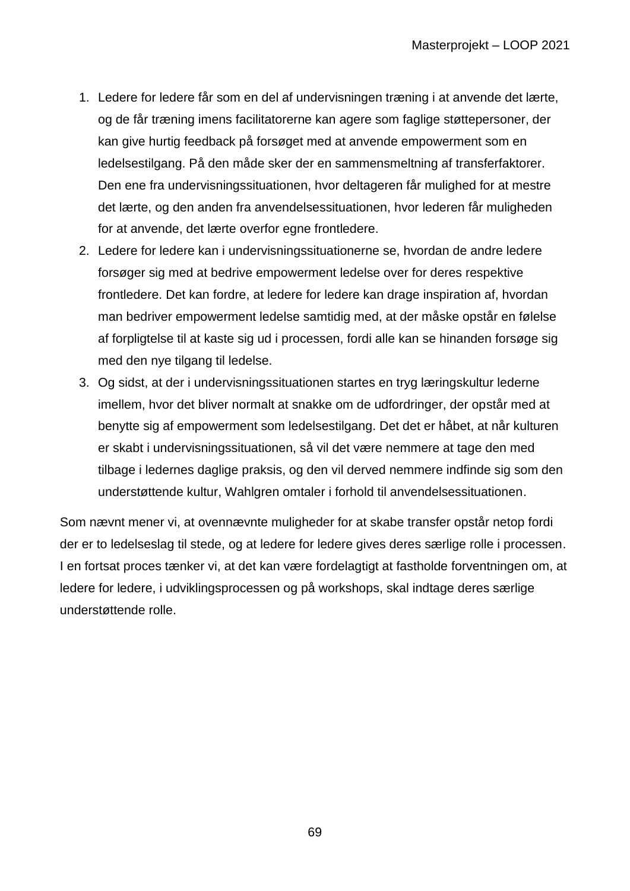1. Ledere for ledere får som en del af undervisningen træning i at anvende det lærte, og de får træning imens facilitatorerne kan agere som faglige støttepersoner, der kan give hurtig feedback på forsøget med at anvende empowerment som en ledelsestilgang. På den måde sker der en sammensmeltning af transferfaktorer. Den ene fra undervisningssituationen, hvor deltageren får mulighed for at mestre det lærte, og den anden fra anvendelsessituationen, hvor lederen får muligheden for at anvende, det lærte overfor egne frontledere.
2. Ledere for ledere kan i undervisningssituationerne se, hvordan de andre ledere forsøger sig med at bedrive empowerment ledelse over for deres respektive frontledere. Det kan fordre, at ledere for ledere kan drage inspiration af, hvordan man bedriver empowerment ledelse samtidig med, at der måske opstår en følelse af forpligtelse til at kaste sig ud i processen, fordi alle kan se hinanden forsøge sig med den nye tilgang til ledelse.
3. Og sidst, at der i undervisningssituationen startes en tryg læringskultur lederne imellem, hvor det bliver normalt at snakke om de udfordringer, der opstår med at benytte sig af empowerment som ledelsestilgang. Det det er håbet, at når kulturen er skabt i undervisningssituationen, så vil det være nemmere at tage den med tilbage i ledernes daglige praksis, og den vil derved nemmere indfinde sig som den understøttende kultur, Wahlgren omtaler i forhold til anvendelsessituationen.

Som nævnt mener vi, at ovennævnte muligheder for at skabe transfer opstår netop fordi der er to ledelseslag til stede, og at ledere for ledere gives deres særlige rolle i processen. I en fortsat proces tænker vi, at det kan være fordelagtigt at fastholde forventningen om, at ledere for ledere, i udviklingsprocessen og på workshops, skal indtage deres særlige understøttende rolle.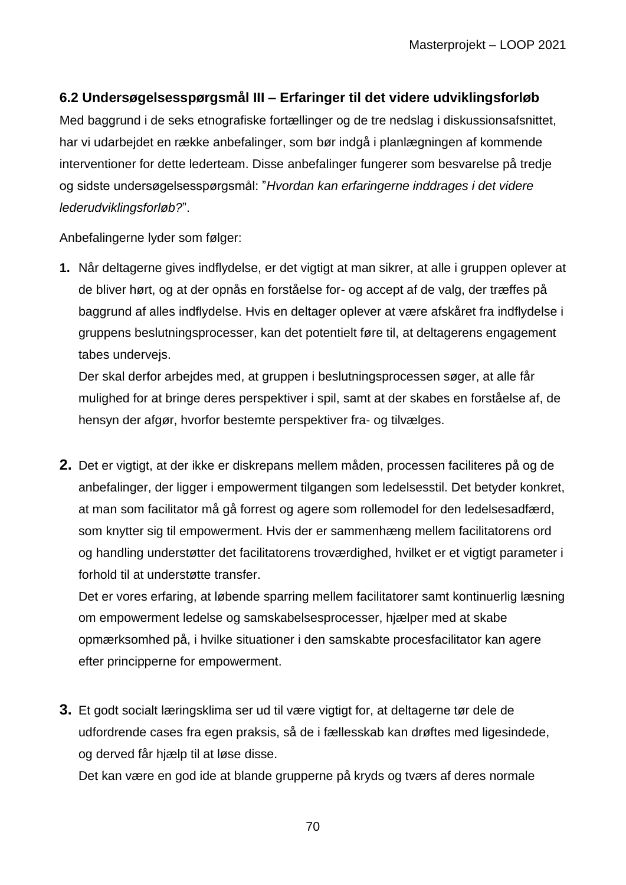### 6.2 Undersøgelsesspørgsmål III – Erfaringer til det videre udviklingsforløb

Med baggrund i de seks etnografiske fortællinger og de tre nedslag i diskussionsafsnittet, har vi udarbejdet en række anbefalinger, som bør indgå i planlægningen af kommende interventioner for dette lederteam. Disse anbefalinger fungerer som besvarelse på tredje og sidste undersøgelsesspørgsmål: "*Hvordan kan erfaringerne inddrages i det videre lederudviklingsforløb?*".

Anbefalingerne lyder som følger:

1. Når deltagerne gives indflydelse, er det vigtigt at man sikrer, at alle i gruppen oplever at de bliver hørt, og at der opnås en forståelse for- og accept af de valg, der træffes på baggrund af alles indflydelse. Hvis en deltager oplever at være afskåret fra indflydelse i gruppens beslutningsprocesser, kan det potentielt føre til, at deltagerens engagement tabes undervejs.
   Der skal derfor arbejdes med, at gruppen i beslutningsprocessen søger, at alle får mulighed for at bringe deres perspektiver i spil, samt at der skabes en forståelse af, de hensyn der afgør, hvorfor bestemte perspektiver fra- og tilvælges.

2. Det er vigtigt, at der ikke er diskrepans mellem måden, processen faciliteres på og de anbefalinger, der ligger i empowerment tilgangen som ledelsesstil. Det betyder konkret, at man som facilitator må gå forrest og agere som rollemodel for den ledelsesadfærd, som knytter sig til empowerment. Hvis der er sammenhæng mellem facilitatorens ord og handling understøtter det facilitatorens troværdighed, hvilket er et vigtigt parameter i forhold til at understøtte transfer.
   Det er vores erfaring, at løbende sparring mellem facilitatorer samt kontinuerlig læsning om empowerment ledelse og samskabelsesprocesser, hjælper med at skabe opmærksomhed på, i hvilke situationer i den samskabte procesfacilitator kan agere efter principperne for empowerment.

3. Et godt socialt læringsklima ser ud til være vigtigt for, at deltagerne tør dele de udfordrende cases fra egen praksis, så de i fællesskab kan drøftes med ligesindede, og derved får hjælp til at løse disse.
   Det kan være en god ide at blande grupperne på kryds og tværs af deres normale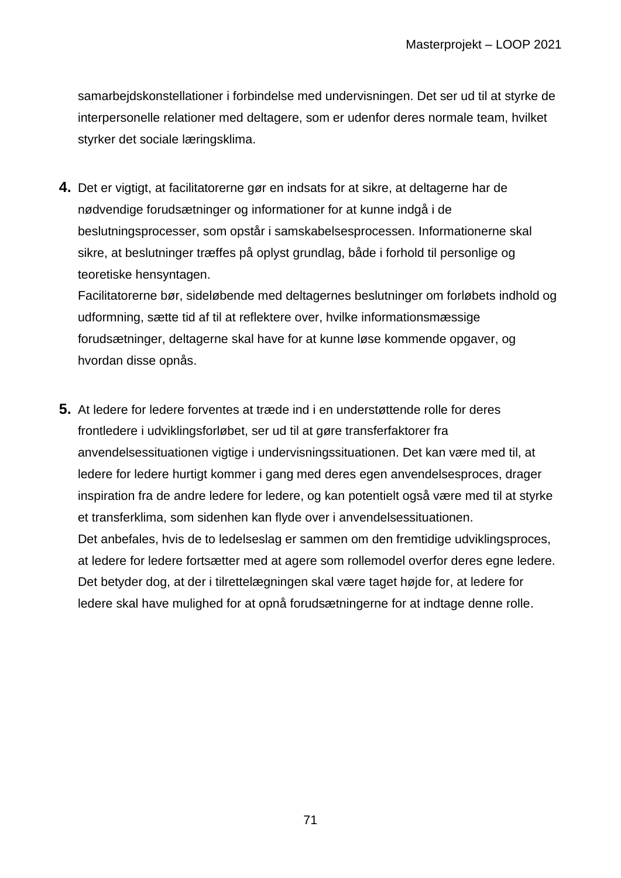samarbejdskonstellationer i forbindelse med undervisningen. Det ser ud til at styrke de interpersonelle relationer med deltagere, som er udenfor deres normale team, hvilket styrker det sociale læringsklima.

4. Det er vigtigt, at facilitatorerne gør en indsats for at sikre, at deltagerne har de nødvendige forudsætninger og informationer for at kunne indgå i de beslutningsprocesser, som opstår i samskabelsesprocessen. Informationerne skal sikre, at beslutninger træffes på oplyst grundlag, både i forhold til personlige og teoretiske hensyntagen.
   Facilitatorerne bør, sideløbende med deltagernes beslutninger om forløbets indhold og udformning, sætte tid af til at reflektere over, hvilke informationsmæssige forudsætninger, deltagerne skal have for at kunne løse kommende opgaver, og hvordan disse opnås.

5. At ledere for ledere forventes at træde ind i en understøttende rolle for deres frontledere i udviklingsforløbet, ser ud til at gøre transferfaktorer fra anvendelsessituationen vigtige i undervisningssituationen. Det kan være med til, at ledere for ledere hurtigt kommer i gang med deres egen anvendelsesproces, drager inspiration fra de andre ledere for ledere, og kan potentielt også være med til at styrke et transferklima, som sidenhen kan flyde over i anvendelsessituationen.
   Det anbefales, hvis de to ledelseslag er sammen om den fremtidige udviklingsproces, at ledere for ledere fortsætter med at agere som rollemodel overfor deres egne ledere. Det betyder dog, at der i tilrettelægningen skal være taget højde for, at ledere for ledere skal have mulighed for at opnå forudsætningerne for at indtage denne rolle.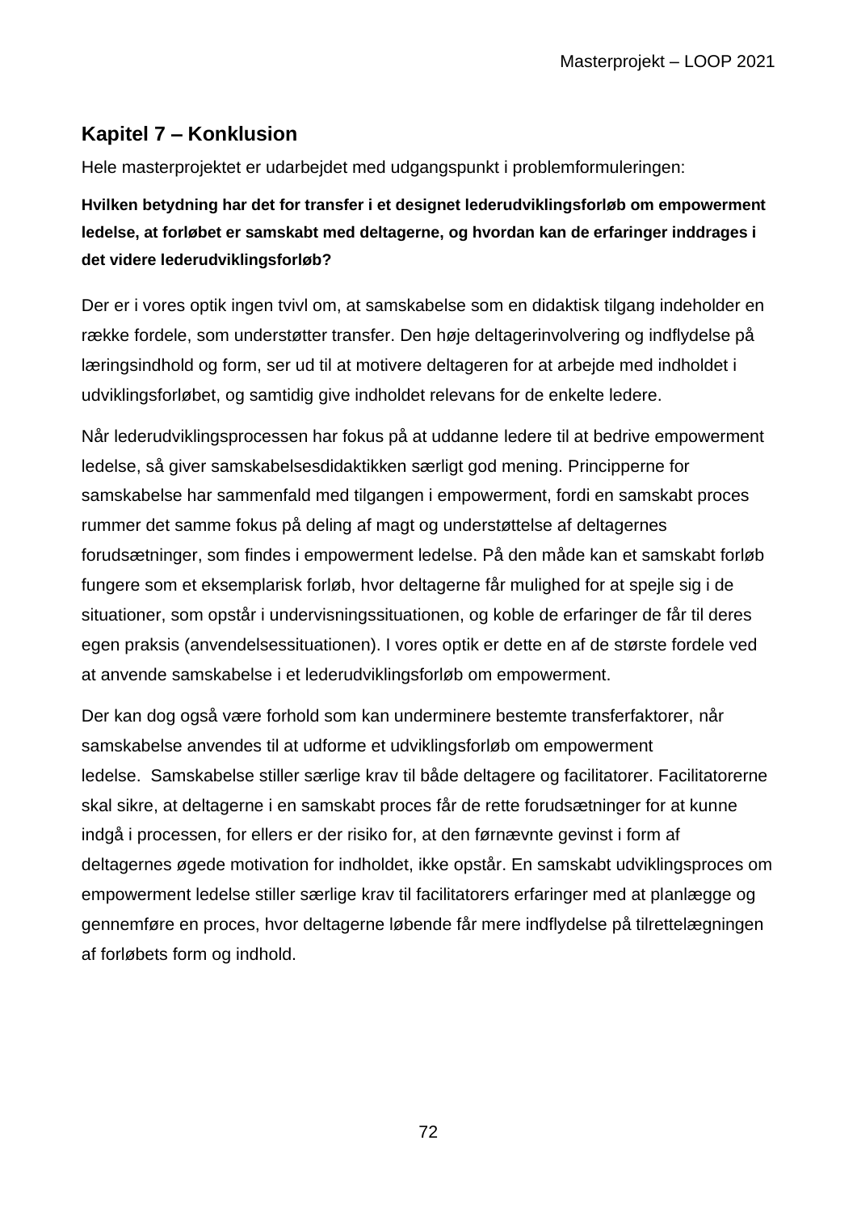## Kapitel 7 – Konklusion

Hele masterprojektet er udarbejdet med udgangspunkt i problemformuleringen:

**Hvilken betydning har det for transfer i et designet lederudviklingsforløb om empowerment ledelse, at forløbet er samskabt med deltagerne, og hvordan kan de erfaringer inddrages i det videre lederudviklingsforløb?**

Der er i vores optik ingen tvivl om, at samskabelse som en didaktisk tilgang indeholder en række fordele, som understøtter transfer. Den høje deltagerinvolvering og indflydelse på læringsindhold og form, ser ud til at motivere deltageren for at arbejde med indholdet i udviklingsforløbet, og samtidig give indholdet relevans for de enkelte ledere.

Når lederudviklingsprocessen har fokus på at uddanne ledere til at bedrive empowerment ledelse, så giver samskabelsesdidaktikken særligt god mening. Principperne for samskabelse har sammenfald med tilgangen i empowerment, fordi en samskabt proces rummer det samme fokus på deling af magt og understøttelse af deltagernes forudsætninger, som findes i empowerment ledelse. På den måde kan et samskabt forløb fungere som et eksemplarisk forløb, hvor deltagerne får mulighed for at spejle sig i de situationer, som opstår i undervisningssituationen, og koble de erfaringer de får til deres egen praksis (anvendelsessituationen). I vores optik er dette en af de største fordele ved at anvende samskabelse i et lederudviklingsforløb om empowerment.

Der kan dog også være forhold som kan underminere bestemte transferfaktorer, når samskabelse anvendes til at udforme et udviklingsforløb om empowerment ledelse. Samskabelse stiller særlige krav til både deltagere og facilitatorer. Facilitatorerne skal sikre, at deltagerne i en samskabt proces får de rette forudsætninger for at kunne indgå i processen, for ellers er der risiko for, at den førnævnte gevinst i form af deltagernes øgede motivation for indholdet, ikke opstår. En samskabt udviklingsproces om empowerment ledelse stiller særlige krav til facilitatorers erfaringer med at planlægge og gennemføre en proces, hvor deltagerne løbende får mere indflydelse på tilrettelægningen af forløbets form og indhold.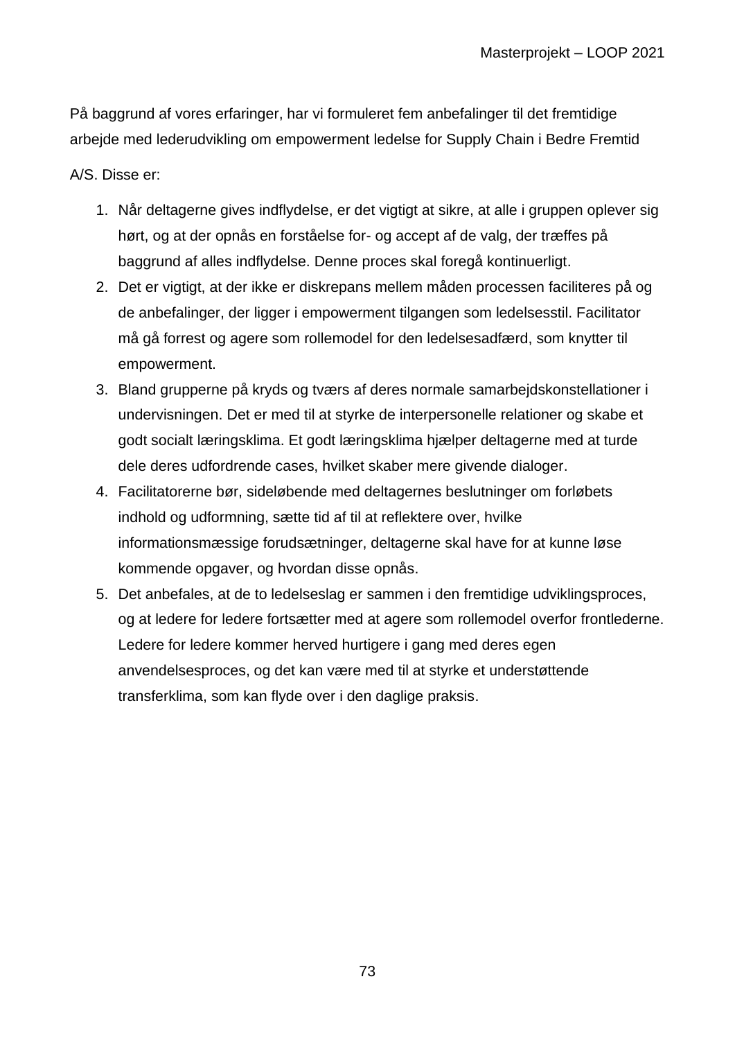På baggrund af vores erfaringer, har vi formuleret fem anbefalinger til det fremtidige arbejde med lederudvikling om empowerment ledelse for Supply Chain i Bedre Fremtid A/S. Disse er:

1. Når deltagerne gives indflydelse, er det vigtigt at sikre, at alle i gruppen oplever sig hørt, og at der opnås en forståelse for- og accept af de valg, der træffes på baggrund af alles indflydelse. Denne proces skal foregå kontinuerligt.
2. Det er vigtigt, at der ikke er diskrepans mellem måden processen faciliteres på og de anbefalinger, der ligger i empowerment tilgangen som ledelsesstil. Facilitator må gå forrest og agere som rollemodel for den ledelsesadfærd, som knytter til empowerment.
3. Bland grupperne på kryds og tværs af deres normale samarbejdskonstellationer i undervisningen. Det er med til at styrke de interpersonelle relationer og skabe et godt socialt læringsklima. Et godt læringsklima hjælper deltagerne med at turde dele deres udfordrende cases, hvilket skaber mere givende dialoger.
4. Facilitatorerne bør, sideløbende med deltagernes beslutninger om forløbets indhold og udformning, sætte tid af til at reflektere over, hvilke informationsmæssige forudsætninger, deltagerne skal have for at kunne løse kommende opgaver, og hvordan disse opnås.
5. Det anbefales, at de to ledelseslag er sammen i den fremtidige udviklingsproces, og at ledere for ledere fortsætter med at agere som rollemodel overfor frontlederne. Ledere for ledere kommer herved hurtigere i gang med deres egen anvendelsesproces, og det kan være med til at styrke et understøttende transferklima, som kan flyde over i den daglige praksis.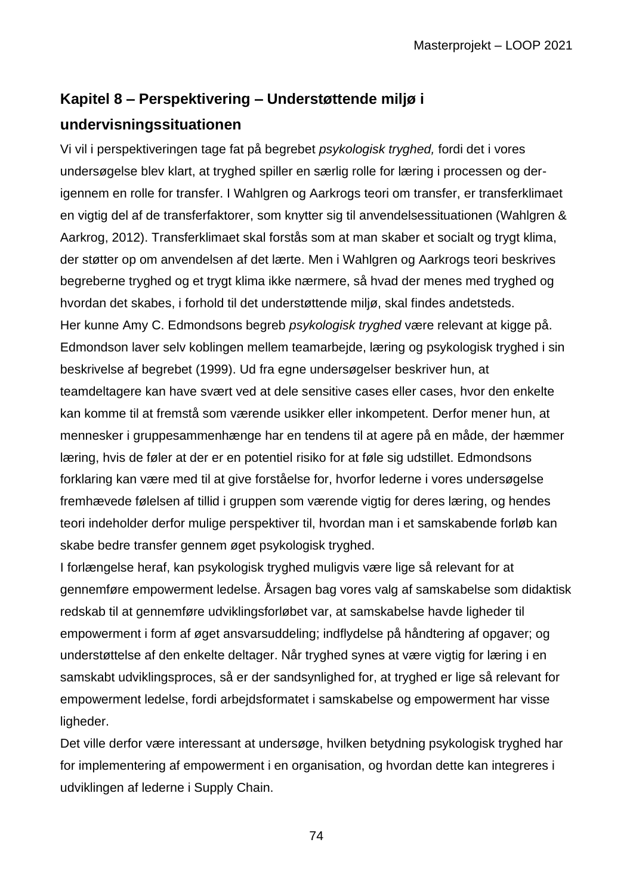## Kapitel 8 – Perspektivering – Understøttende miljø i undervisningssituationen

Vi vil i perspektiveringen tage fat på begrebet *psykologisk tryghed,* fordi det i vores undersøgelse blev klart, at tryghed spiller en særlig rolle for læring i processen og der-igennem en rolle for transfer. I Wahlgren og Aarkrogs teori om transfer, er transferklimaet en vigtig del af de transferfaktorer, som knytter sig til anvendelsessituationen (Wahlgren & Aarkrog, 2012). Transferklimaet skal forstås som at man skaber et socialt og trygt klima, der støtter op om anvendelsen af det lærte. Men i Wahlgren og Aarkrogs teori beskrives begreberne tryghed og et trygt klima ikke nærmere, så hvad der menes med tryghed og hvordan det skabes, i forhold til det understøttende miljø, skal findes andetsteds.

Her kunne Amy C. Edmondsons begreb *psykologisk tryghed* være relevant at kigge på. Edmondson laver selv koblingen mellem teamarbejde, læring og psykologisk tryghed i sin beskrivelse af begrebet (1999). Ud fra egne undersøgelser beskriver hun, at teamdeltagere kan have svært ved at dele sensitive cases eller cases, hvor den enkelte kan komme til at fremstå som værende usikker eller inkompetent. Derfor mener hun, at mennesker i gruppesammenhænge har en tendens til at agere på en måde, der hæmmer læring, hvis de føler at der er en potentiel risiko for at føle sig udstillet. Edmondsons forklaring kan være med til at give forståelse for, hvorfor lederne i vores undersøgelse fremhævede følelsen af tillid i gruppen som værende vigtig for deres læring, og hendes teori indeholder derfor mulige perspektiver til, hvordan man i et samskabende forløb kan skabe bedre transfer gennem øget psykologisk tryghed.

I forlængelse heraf, kan psykologisk tryghed muligvis være lige så relevant for at gennemføre empowerment ledelse. Årsagen bag vores valg af samskabelse som didaktisk redskab til at gennemføre udviklingsforløbet var, at samskabelse havde ligheder til empowerment i form af øget ansvarsuddeling; indflydelse på håndtering af opgaver; og understøttelse af den enkelte deltager. Når tryghed synes at være vigtig for læring i en samskabt udviklingsproces, så er der sandsynlighed for, at tryghed er lige så relevant for empowerment ledelse, fordi arbejdsformatet i samskabelse og empowerment har visse ligheder.

Det ville derfor være interessant at undersøge, hvilken betydning psykologisk tryghed har for implementering af empowerment i en organisation, og hvordan dette kan integreres i udviklingen af lederne i Supply Chain.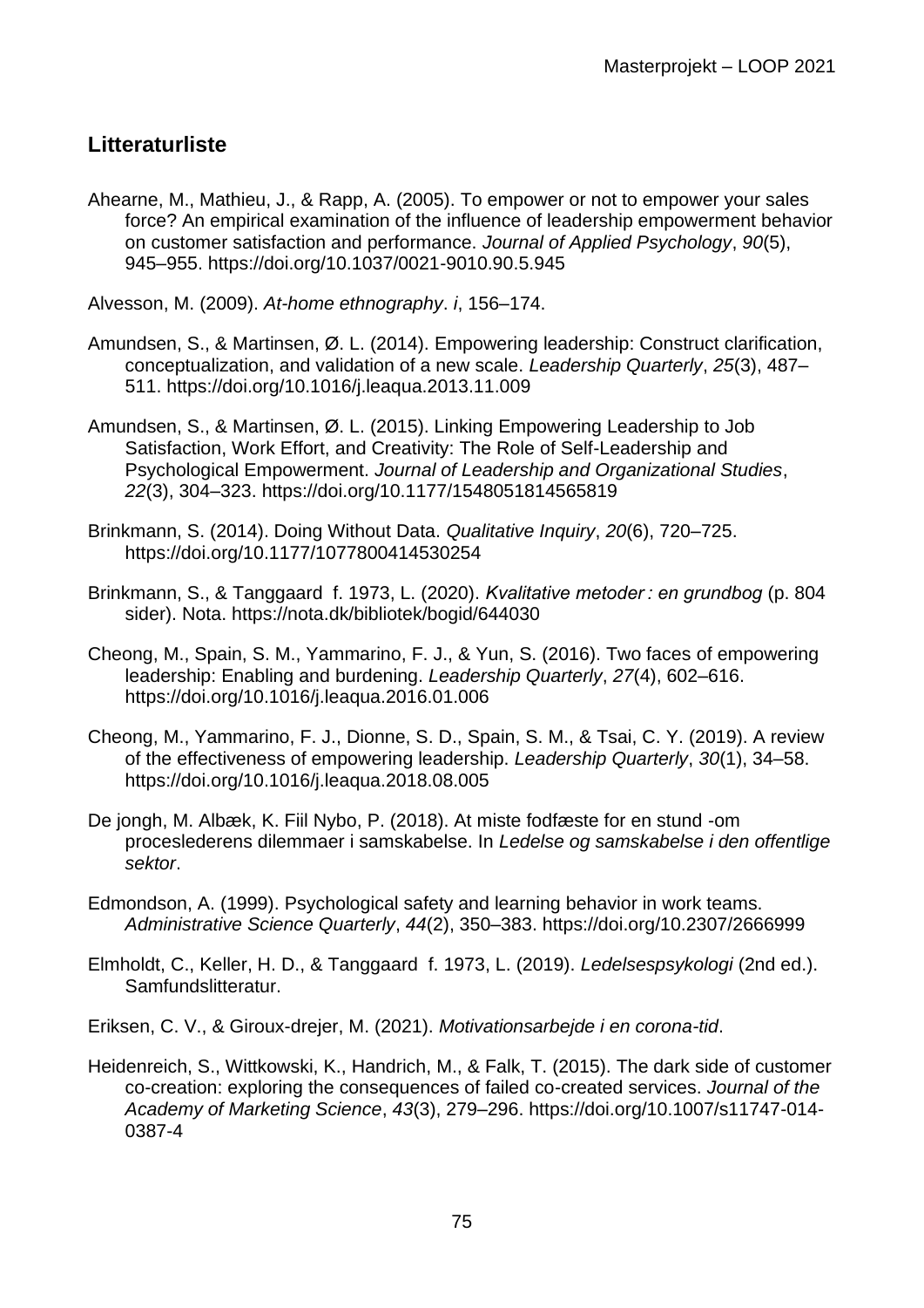## Litteraturliste

Ahearne, M., Mathieu, J., & Rapp, A. (2005). To empower or not to empower your sales force? An empirical examination of the influence of leadership empowerment behavior on customer satisfaction and performance. *Journal of Applied Psychology*, *90*(5), 945–955. https://doi.org/10.1037/0021-9010.90.5.945

Alvesson, M. (2009). *At-home ethnography*. *i*, 156–174.

Amundsen, S., & Martinsen, Ø. L. (2014). Empowering leadership: Construct clarification, conceptualization, and validation of a new scale. *Leadership Quarterly*, *25*(3), 487–511. https://doi.org/10.1016/j.leaqua.2013.11.009

Amundsen, S., & Martinsen, Ø. L. (2015). Linking Empowering Leadership to Job Satisfaction, Work Effort, and Creativity: The Role of Self-Leadership and Psychological Empowerment. *Journal of Leadership and Organizational Studies*, *22*(3), 304–323. https://doi.org/10.1177/1548051814565819

Brinkmann, S. (2014). Doing Without Data. *Qualitative Inquiry*, *20*(6), 720–725. https://doi.org/10.1177/1077800414530254

Brinkmann, S., & Tanggaard f. 1973, L. (2020). *Kvalitative metoder : en grundbog* (p. 804 sider). Nota. https://nota.dk/bibliotek/bogid/644030

Cheong, M., Spain, S. M., Yammarino, F. J., & Yun, S. (2016). Two faces of empowering leadership: Enabling and burdening. *Leadership Quarterly*, *27*(4), 602–616. https://doi.org/10.1016/j.leaqua.2016.01.006

Cheong, M., Yammarino, F. J., Dionne, S. D., Spain, S. M., & Tsai, C. Y. (2019). A review of the effectiveness of empowering leadership. *Leadership Quarterly*, *30*(1), 34–58. https://doi.org/10.1016/j.leaqua.2018.08.005

De jongh, M. Albæk, K. Fiil Nybo, P. (2018). At miste fodfæste for en stund -om proceslederens dilemmaer i samskabelse. In *Ledelse og samskabelse i den offentlige sektor*.

Edmondson, A. (1999). Psychological safety and learning behavior in work teams. *Administrative Science Quarterly*, *44*(2), 350–383. https://doi.org/10.2307/2666999

Elmholdt, C., Keller, H. D., & Tanggaard f. 1973, L. (2019). *Ledelsespsykologi* (2nd ed.). Samfundslitteratur.

Eriksen, C. V., & Giroux-drejer, M. (2021). *Motivationsarbejde i en corona-tid*.

Heidenreich, S., Wittkowski, K., Handrich, M., & Falk, T. (2015). The dark side of customer co-creation: exploring the consequences of failed co-created services. *Journal of the Academy of Marketing Science*, *43*(3), 279–296. https://doi.org/10.1007/s11747-014-0387-4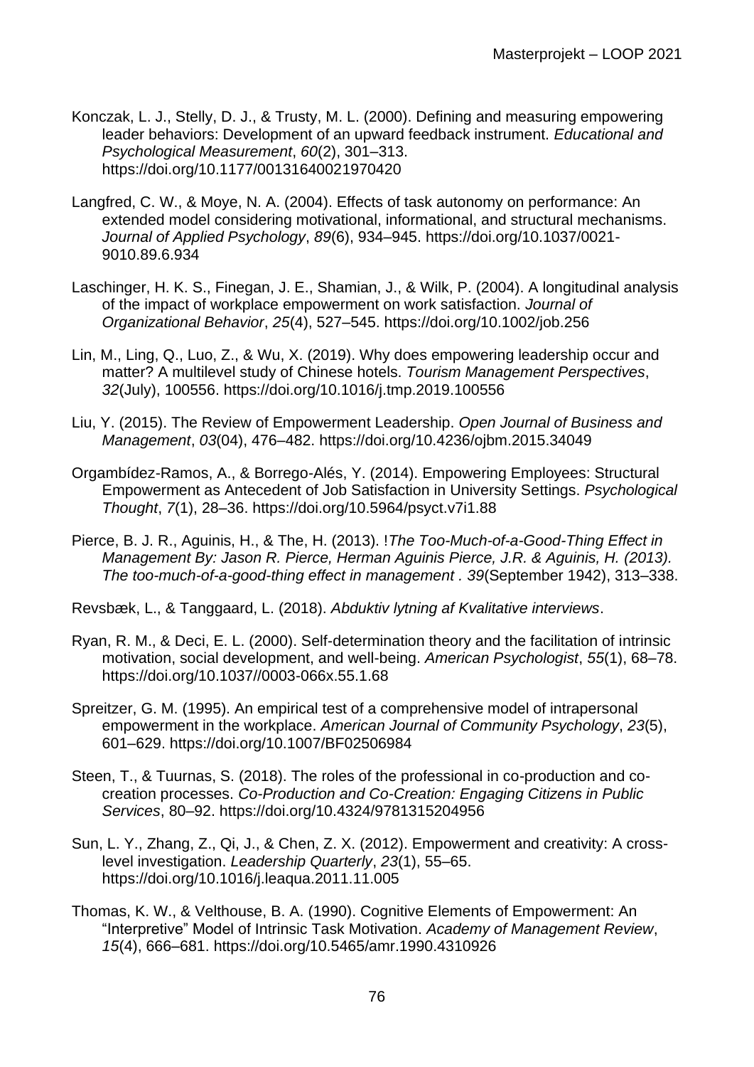Konczak, L. J., Stelly, D. J., & Trusty, M. L. (2000). Defining and measuring empowering leader behaviors: Development of an upward feedback instrument. *Educational and Psychological Measurement*, *60*(2), 301–313. https://doi.org/10.1177/00131640021970420

Langfred, C. W., & Moye, N. A. (2004). Effects of task autonomy on performance: An extended model considering motivational, informational, and structural mechanisms. *Journal of Applied Psychology*, *89*(6), 934–945. https://doi.org/10.1037/0021-9010.89.6.934

Laschinger, H. K. S., Finegan, J. E., Shamian, J., & Wilk, P. (2004). A longitudinal analysis of the impact of workplace empowerment on work satisfaction. *Journal of Organizational Behavior*, *25*(4), 527–545. https://doi.org/10.1002/job.256

Lin, M., Ling, Q., Luo, Z., & Wu, X. (2019). Why does empowering leadership occur and matter? A multilevel study of Chinese hotels. *Tourism Management Perspectives*, *32*(July), 100556. https://doi.org/10.1016/j.tmp.2019.100556

Liu, Y. (2015). The Review of Empowerment Leadership. *Open Journal of Business and Management*, *03*(04), 476–482. https://doi.org/10.4236/ojbm.2015.34049

Orgambídez-Ramos, A., & Borrego-Alés, Y. (2014). Empowering Employees: Structural Empowerment as Antecedent of Job Satisfaction in University Settings. *Psychological Thought*, *7*(1), 28–36. https://doi.org/10.5964/psyct.v7i1.88

Pierce, B. J. R., Aguinis, H., & The, H. (2013). !*The Too-Much-of-a-Good-Thing Effect in Management By: Jason R. Pierce, Herman Aguinis Pierce, J.R. & Aguinis, H. (2013). The too-much-of-a-good-thing effect in management . 39*(September 1942), 313–338.

Revsbæk, L., & Tanggaard, L. (2018). *Abduktiv lytning af Kvalitative interviews*.

Ryan, R. M., & Deci, E. L. (2000). Self-determination theory and the facilitation of intrinsic motivation, social development, and well-being. *American Psychologist*, *55*(1), 68–78. https://doi.org/10.1037//0003-066x.55.1.68

Spreitzer, G. M. (1995). An empirical test of a comprehensive model of intrapersonal empowerment in the workplace. *American Journal of Community Psychology*, *23*(5), 601–629. https://doi.org/10.1007/BF02506984

Steen, T., & Tuurnas, S. (2018). The roles of the professional in co-production and co-creation processes. *Co-Production and Co-Creation: Engaging Citizens in Public Services*, 80–92. https://doi.org/10.4324/9781315204956

Sun, L. Y., Zhang, Z., Qi, J., & Chen, Z. X. (2012). Empowerment and creativity: A cross-level investigation. *Leadership Quarterly*, *23*(1), 55–65. https://doi.org/10.1016/j.leaqua.2011.11.005

Thomas, K. W., & Velthouse, B. A. (1990). Cognitive Elements of Empowerment: An "Interpretive" Model of Intrinsic Task Motivation. *Academy of Management Review*, *15*(4), 666–681. https://doi.org/10.5465/amr.1990.4310926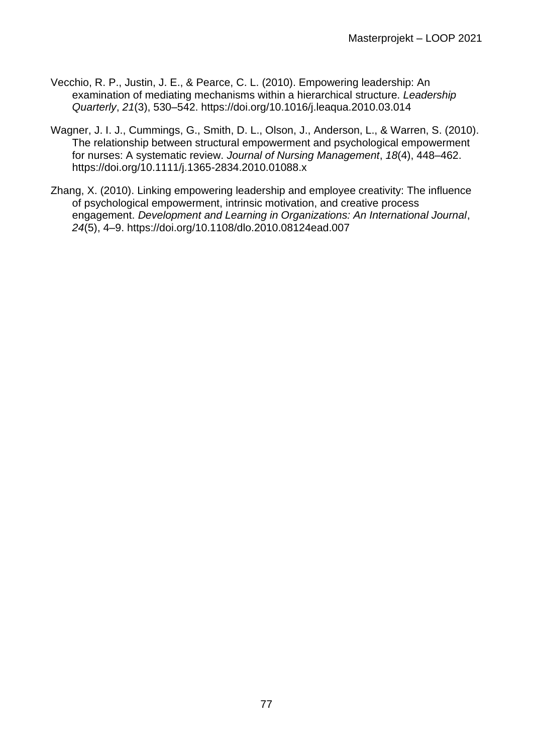Vecchio, R. P., Justin, J. E., & Pearce, C. L. (2010). Empowering leadership: An examination of mediating mechanisms within a hierarchical structure. *Leadership Quarterly*, *21*(3), 530–542. https://doi.org/10.1016/j.leaqua.2010.03.014

Wagner, J. I. J., Cummings, G., Smith, D. L., Olson, J., Anderson, L., & Warren, S. (2010). The relationship between structural empowerment and psychological empowerment for nurses: A systematic review. *Journal of Nursing Management*, *18*(4), 448–462. https://doi.org/10.1111/j.1365-2834.2010.01088.x

Zhang, X. (2010). Linking empowering leadership and employee creativity: The influence of psychological empowerment, intrinsic motivation, and creative process engagement. *Development and Learning in Organizations: An International Journal*, *24*(5), 4–9. https://doi.org/10.1108/dlo.2010.08124ead.007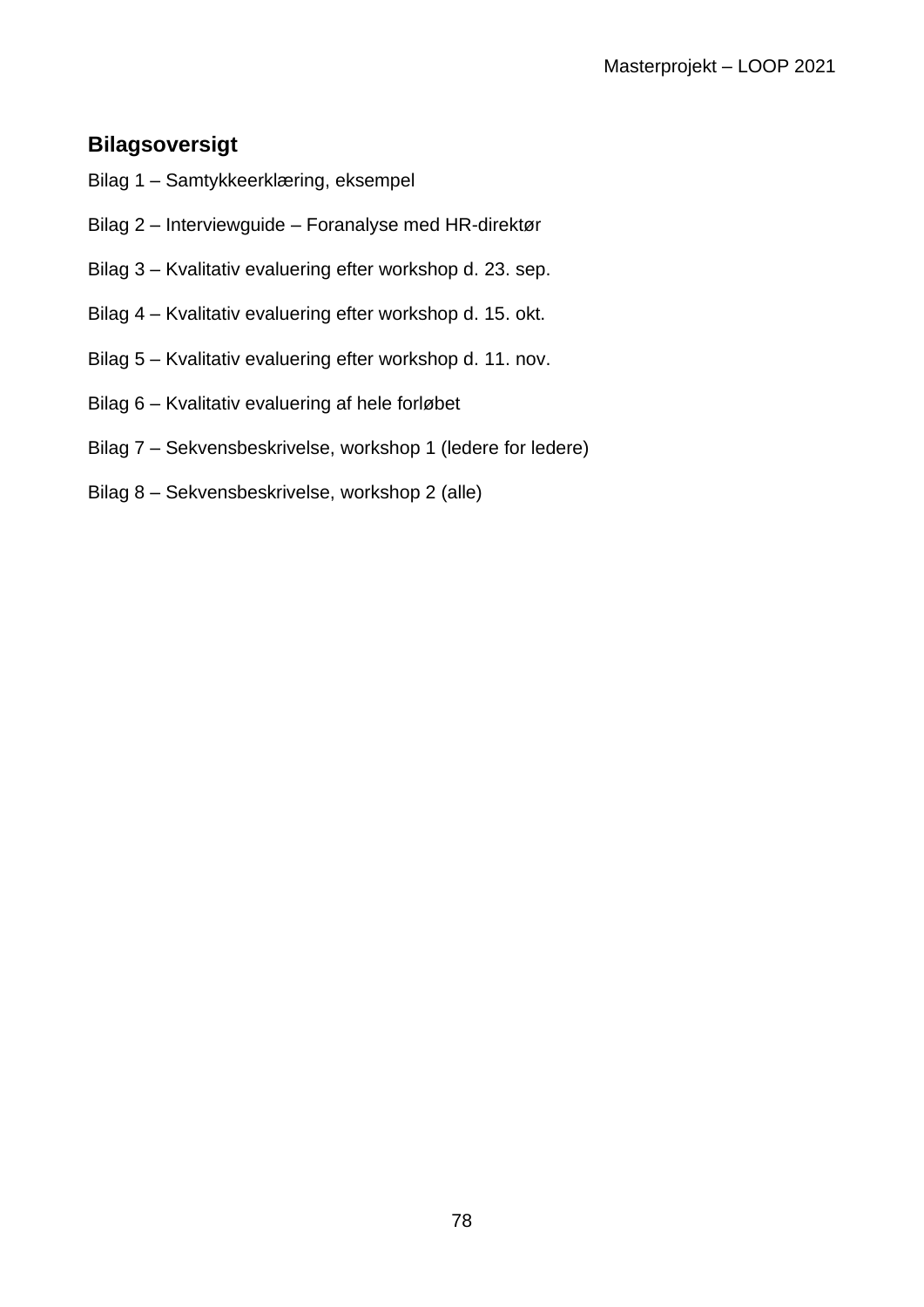## Bilagsoversigt

Bilag 1 – Samtykkeerklæring, eksempel

Bilag 2 – Interviewguide – Foranalyse med HR-direktør

Bilag 3 – Kvalitativ evaluering efter workshop d. 23. sep.

Bilag 4 – Kvalitativ evaluering efter workshop d. 15. okt.

Bilag 5 – Kvalitativ evaluering efter workshop d. 11. nov.

Bilag 6 – Kvalitativ evaluering af hele forløbet

Bilag 7 – Sekvensbeskrivelse, workshop 1 (ledere for ledere)

Bilag 8 – Sekvensbeskrivelse, workshop 2 (alle)